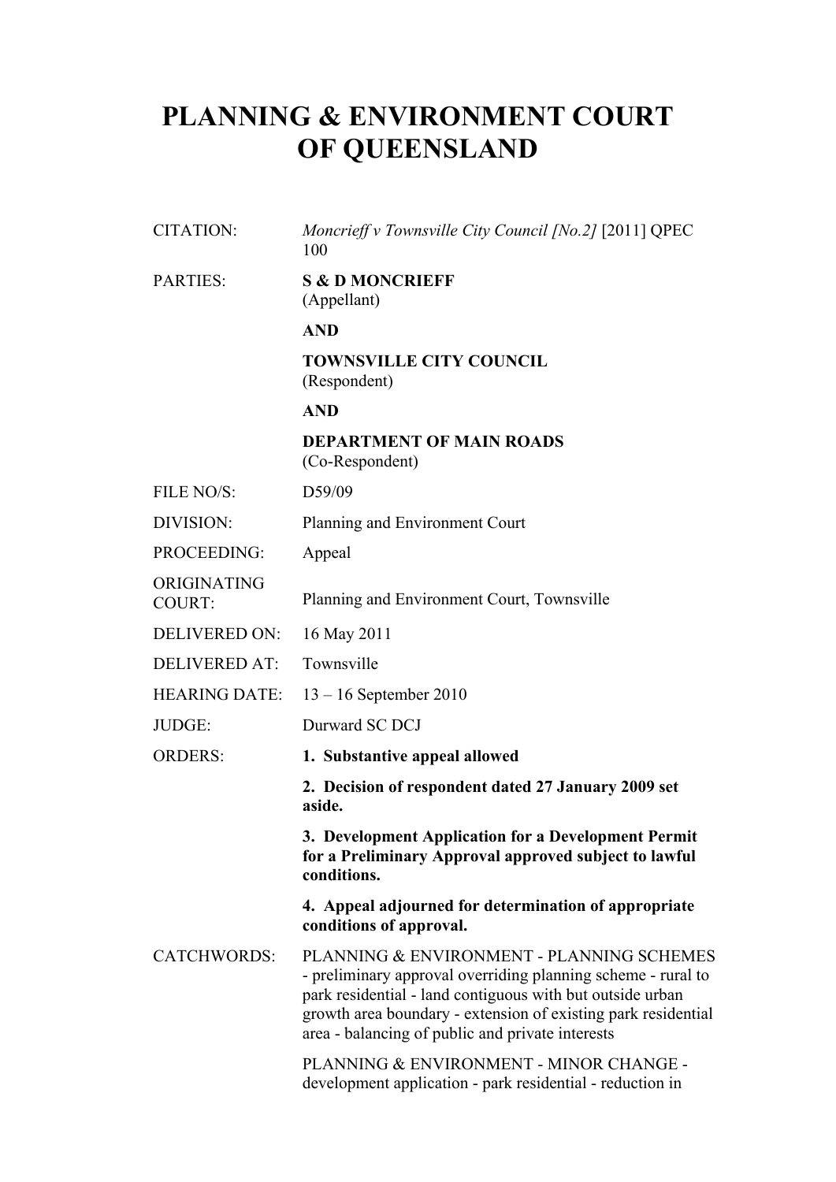# PLANNING & ENVIRONMENT COURT OF QUEENSLAND

| | |
|---|---|
| CITATION: | *Moncrieff v Townsville City Council [No.2]* [2011] QPEC 100 |
| PARTIES: | **S & D MONCRIEFF** (Appellant)<br><br>**AND**<br><br>**TOWNSVILLE CITY COUNCIL** (Respondent)<br><br>**AND**<br><br>**DEPARTMENT OF MAIN ROADS** (Co-Respondent) |
| FILE NO/S: | D59/09 |
| DIVISION: | Planning and Environment Court |
| PROCEEDING: | Appeal |
| ORIGINATING COURT: | Planning and Environment Court, Townsville |
| DELIVERED ON: | 16 May 2011 |
| DELIVERED AT: | Townsville |
| HEARING DATE: | 13 – 16 September 2010 |
| JUDGE: | Durward SC DCJ |
| ORDERS: | **1. Substantive appeal allowed**<br><br>**2. Decision of respondent dated 27 January 2009 set aside.**<br><br>**3. Development Application for a Development Permit for a Preliminary Approval approved subject to lawful conditions.**<br><br>**4. Appeal adjourned for determination of appropriate conditions of approval.** |
| CATCHWORDS: | PLANNING & ENVIRONMENT - PLANNING SCHEMES - preliminary approval overriding planning scheme - rural to park residential - land contiguous with but outside urban growth area boundary - extension of existing park residential area - balancing of public and private interests<br><br>PLANNING & ENVIRONMENT - MINOR CHANGE - development application - park residential - reduction in |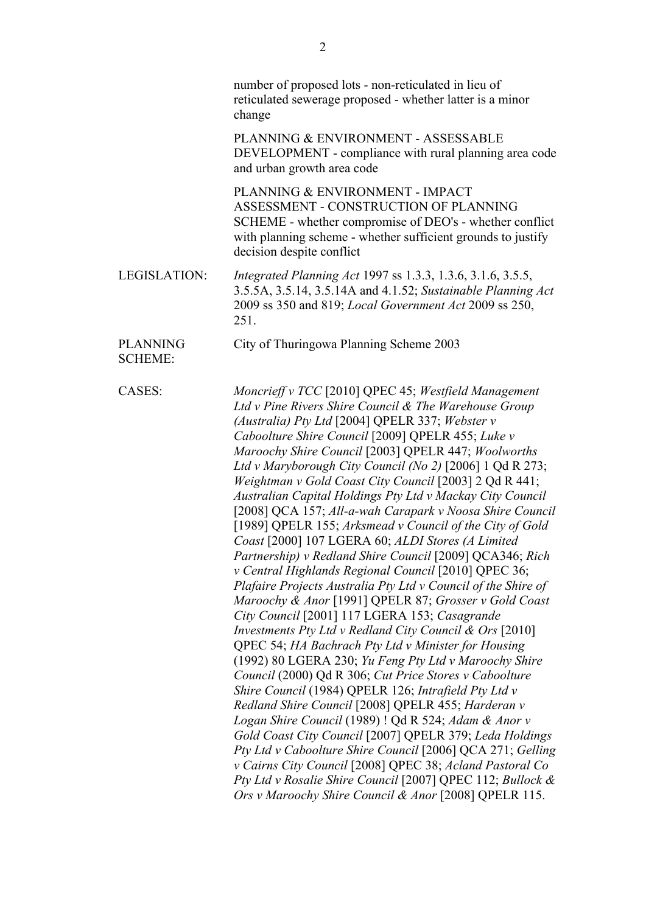number of proposed lots - non-reticulated in lieu of reticulated sewerage proposed - whether latter is a minor change

PLANNING & ENVIRONMENT - ASSESSABLE DEVELOPMENT - compliance with rural planning area code and urban growth area code

PLANNING & ENVIRONMENT - IMPACT ASSESSMENT - CONSTRUCTION OF PLANNING SCHEME - whether compromise of DEO's - whether conflict with planning scheme - whether sufficient grounds to justify decision despite conflict

LEGISLATION: *Integrated Planning Act* 1997 ss 1.3.3, 1.3.6, 3.1.6, 3.5.5, 3.5.5A, 3.5.14, 3.5.14A and 4.1.52; *Sustainable Planning Act* 2009 ss 350 and 819; *Local Government Act* 2009 ss 250, 251.

PLANNING SCHEME: City of Thuringowa Planning Scheme 2003

CASES: *Moncrieff v TCC* [2010] QPEC 45; *Westfield Management Ltd v Pine Rivers Shire Council & The Warehouse Group (Australia) Pty Ltd* [2004] QPELR 337; *Webster v Caboolture Shire Council* [2009] QPELR 455; *Luke v Maroochy Shire Council* [2003] QPELR 447; *Woolworths Ltd v Maryborough City Council (No 2)* [2006] 1 Qd R 273; *Weightman v Gold Coast City Council* [2003] 2 Qd R 441; *Australian Capital Holdings Pty Ltd v Mackay City Council* [2008] QCA 157; *All-a-wah Carapark v Noosa Shire Council* [1989] QPELR 155; *Arksmead v Council of the City of Gold Coast* [2000] 107 LGERA 60; *ALDI Stores (A Limited Partnership) v Redland Shire Council* [2009] QCA346; *Rich v Central Highlands Regional Council* [2010] QPEC 36; *Plafaire Projects Australia Pty Ltd v Council of the Shire of Maroochy & Anor* [1991] QPELR 87; *Grosser v Gold Coast City Council* [2001] 117 LGERA 153; *Casagrande Investments Pty Ltd v Redland City Council & Ors* [2010] QPEC 54; *HA Bachrach Pty Ltd v Minister for Housing* (1992) 80 LGERA 230; *Yu Feng Pty Ltd v Maroochy Shire Council* (2000) Qd R 306; *Cut Price Stores v Caboolture Shire Council* (1984) QPELR 126; *Intrafield Pty Ltd v Redland Shire Council* [2008] QPELR 455; *Harderan v Logan Shire Council* (1989) ! Qd R 524; *Adam & Anor v Gold Coast City Council* [2007] QPELR 379; *Leda Holdings Pty Ltd v Caboolture Shire Council* [2006] QCA 271; *Gelling v Cairns City Council* [2008] QPEC 38; *Acland Pastoral Co Pty Ltd v Rosalie Shire Council* [2007] QPEC 112; *Bullock & Ors v Maroochy Shire Council & Anor* [2008] QPELR 115.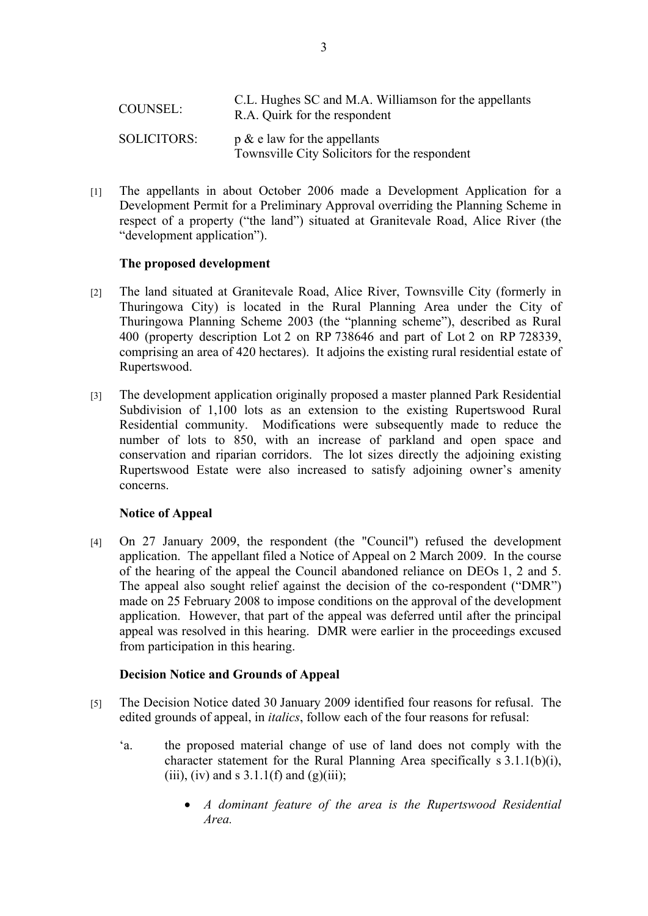| | |
|---|---|
| COUNSEL: | C.L. Hughes SC and M.A. Williamson for the appellants<br>R.A. Quirk for the respondent |
| SOLICITORS: | p & e law for the appellants<br>Townsville City Solicitors for the respondent |

[1] The appellants in about October 2006 made a Development Application for a Development Permit for a Preliminary Approval overriding the Planning Scheme in respect of a property ("the land") situated at Granitevale Road, Alice River (the "development application").

**The proposed development**

[2] The land situated at Granitevale Road, Alice River, Townsville City (formerly in Thuringowa City) is located in the Rural Planning Area under the City of Thuringowa Planning Scheme 2003 (the "planning scheme"), described as Rural 400 (property description Lot 2 on RP 738646 and part of Lot 2 on RP 728339, comprising an area of 420 hectares). It adjoins the existing rural residential estate of Rupertswood.

[3] The development application originally proposed a master planned Park Residential Subdivision of 1,100 lots as an extension to the existing Rupertswood Rural Residential community. Modifications were subsequently made to reduce the number of lots to 850, with an increase of parkland and open space and conservation and riparian corridors. The lot sizes directly the adjoining existing Rupertswood Estate were also increased to satisfy adjoining owner's amenity concerns.

**Notice of Appeal**

[4] On 27 January 2009, the respondent (the "Council") refused the development application. The appellant filed a Notice of Appeal on 2 March 2009. In the course of the hearing of the appeal the Council abandoned reliance on DEOs 1, 2 and 5. The appeal also sought relief against the decision of the co-respondent ("DMR") made on 25 February 2008 to impose conditions on the approval of the development application. However, that part of the appeal was deferred until after the principal appeal was resolved in this hearing. DMR were earlier in the proceedings excused from participation in this hearing.

**Decision Notice and Grounds of Appeal**

[5] The Decision Notice dated 30 January 2009 identified four reasons for refusal. The edited grounds of appeal, in *italics*, follow each of the four reasons for refusal:

'a. the proposed material change of use of land does not comply with the character statement for the Rural Planning Area specifically s 3.1.1(b)(i), (iii), (iv) and s 3.1.1(f) and (g)(iii);

- *A dominant feature of the area is the Rupertswood Residential Area.*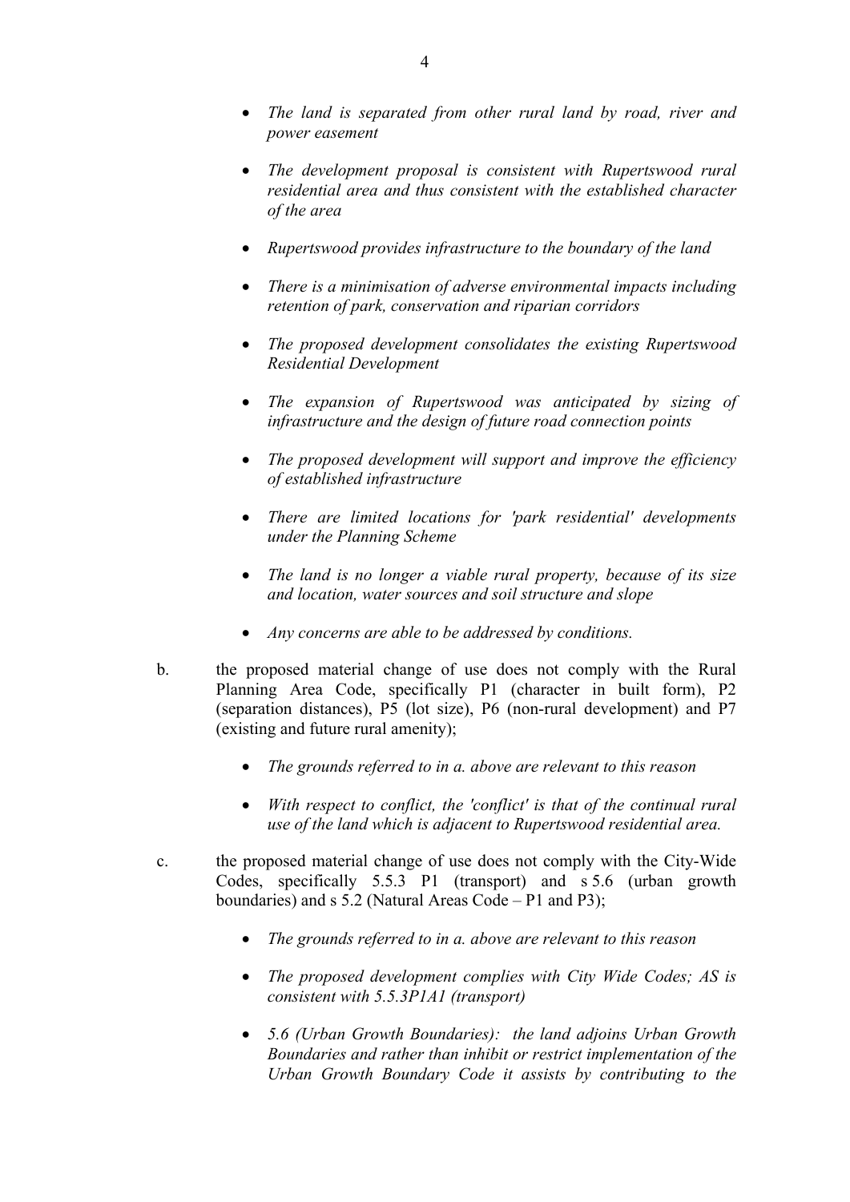- *The land is separated from other rural land by road, river and power easement*

- *The development proposal is consistent with Rupertswood rural residential area and thus consistent with the established character of the area*

- *Rupertswood provides infrastructure to the boundary of the land*

- *There is a minimisation of adverse environmental impacts including retention of park, conservation and riparian corridors*

- *The proposed development consolidates the existing Rupertswood Residential Development*

- *The expansion of Rupertswood was anticipated by sizing of infrastructure and the design of future road connection points*

- *The proposed development will support and improve the efficiency of established infrastructure*

- *There are limited locations for 'park residential' developments under the Planning Scheme*

- *The land is no longer a viable rural property, because of its size and location, water sources and soil structure and slope*

- *Any concerns are able to be addressed by conditions.*

b. the proposed material change of use does not comply with the Rural Planning Area Code, specifically P1 (character in built form), P2 (separation distances), P5 (lot size), P6 (non-rural development) and P7 (existing and future rural amenity);

- *The grounds referred to in a. above are relevant to this reason*

- *With respect to conflict, the 'conflict' is that of the continual rural use of the land which is adjacent to Rupertswood residential area.*

c. the proposed material change of use does not comply with the City-Wide Codes, specifically 5.5.3 P1 (transport) and s 5.6 (urban growth boundaries) and s 5.2 (Natural Areas Code – P1 and P3);

- *The grounds referred to in a. above are relevant to this reason*

- *The proposed development complies with City Wide Codes; AS is consistent with 5.5.3P1A1 (transport)*

- *5.6 (Urban Growth Boundaries): the land adjoins Urban Growth Boundaries and rather than inhibit or restrict implementation of the Urban Growth Boundary Code it assists by contributing to the*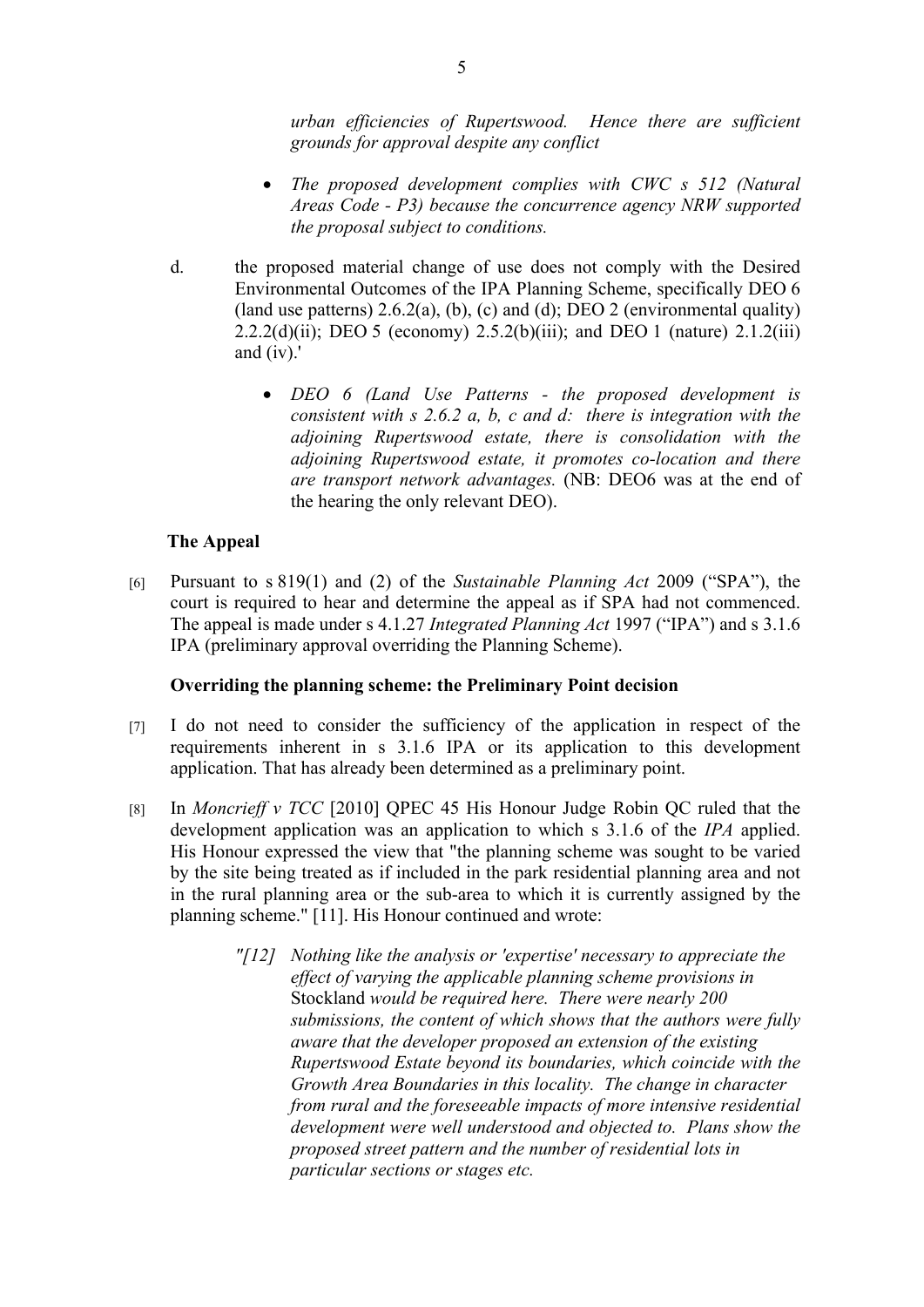*urban efficiencies of Rupertswood. Hence there are sufficient grounds for approval despite any conflict*

- *The proposed development complies with CWC s 512 (Natural Areas Code - P3) because the concurrence agency NRW supported the proposal subject to conditions.*

d. the proposed material change of use does not comply with the Desired Environmental Outcomes of the IPA Planning Scheme, specifically DEO 6 (land use patterns) 2.6.2(a), (b), (c) and (d); DEO 2 (environmental quality) 2.2.2(d)(ii); DEO 5 (economy) 2.5.2(b)(iii); and DEO 1 (nature) 2.1.2(iii) and (iv).'

- *DEO 6 (Land Use Patterns - the proposed development is consistent with s 2.6.2 a, b, c and d: there is integration with the adjoining Rupertswood estate, there is consolidation with the adjoining Rupertswood estate, it promotes co-location and there are transport network advantages.* (NB: DEO6 was at the end of the hearing the only relevant DEO).

**The Appeal**

[6] Pursuant to s 819(1) and (2) of the *Sustainable Planning Act* 2009 ("SPA"), the court is required to hear and determine the appeal as if SPA had not commenced. The appeal is made under s 4.1.27 *Integrated Planning Act* 1997 ("IPA") and s 3.1.6 IPA (preliminary approval overriding the Planning Scheme).

**Overriding the planning scheme: the Preliminary Point decision**

[7] I do not need to consider the sufficiency of the application in respect of the requirements inherent in s 3.1.6 IPA or its application to this development application. That has already been determined as a preliminary point.

[8] In *Moncrieff v TCC* [2010] QPEC 45 His Honour Judge Robin QC ruled that the development application was an application to which s 3.1.6 of the *IPA* applied. His Honour expressed the view that "the planning scheme was sought to be varied by the site being treated as if included in the park residential planning area and not in the rural planning area or the sub-area to which it is currently assigned by the planning scheme." [11]. His Honour continued and wrote:

> *"[12] Nothing like the analysis or 'expertise' necessary to appreciate the effect of varying the applicable planning scheme provisions in* Stockland *would be required here. There were nearly 200 submissions, the content of which shows that the authors were fully aware that the developer proposed an extension of the existing Rupertswood Estate beyond its boundaries, which coincide with the Growth Area Boundaries in this locality. The change in character from rural and the foreseeable impacts of more intensive residential development were well understood and objected to. Plans show the proposed street pattern and the number of residential lots in particular sections or stages etc.*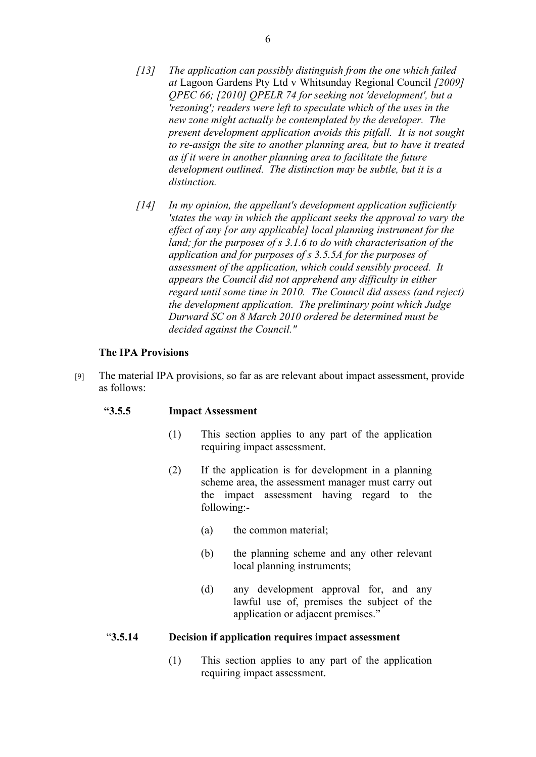> *[13] The application can possibly distinguish from the one which failed at* Lagoon Gardens Pty Ltd v Whitsunday Regional Council *[2009] QPEC 66; [2010] QPELR 74 for seeking not 'development', but a 'rezoning'; readers were left to speculate which of the uses in the new zone might actually be contemplated by the developer. The present development application avoids this pitfall. It is not sought to re-assign the site to another planning area, but to have it treated as if it were in another planning area to facilitate the future development outlined. The distinction may be subtle, but it is a distinction.*
>
> *[14] In my opinion, the appellant's development application sufficiently 'states the way in which the applicant seeks the approval to vary the effect of any [or any applicable] local planning instrument for the land; for the purposes of s 3.1.6 to do with characterisation of the application and for purposes of s 3.5.5A for the purposes of assessment of the application, which could sensibly proceed. It appears the Council did not apprehend any difficulty in either regard until some time in 2010. The Council did assess (and reject) the development application. The preliminary point which Judge Durward SC on 8 March 2010 ordered be determined must be decided against the Council."*

### The IPA Provisions

[9] The material IPA provisions, so far as are relevant about impact assessment, provide as follows:

**"3.5.5 Impact Assessment**

(1) This section applies to any part of the application requiring impact assessment.

(2) If the application is for development in a planning scheme area, the assessment manager must carry out the impact assessment having regard to the following:-

(a) the common material;

(b) the planning scheme and any other relevant local planning instruments;

(d) any development approval for, and any lawful use of, premises the subject of the application or adjacent premises."

"**3.5.14 Decision if application requires impact assessment**

(1) This section applies to any part of the application requiring impact assessment.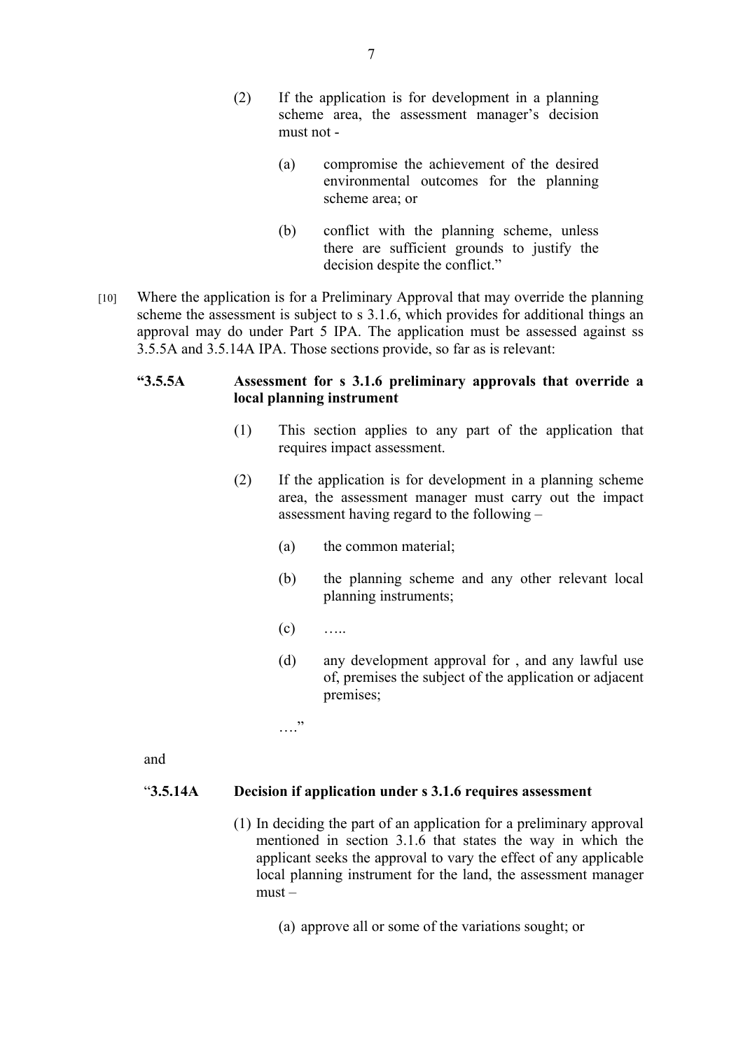(2) If the application is for development in a planning scheme area, the assessment manager's decision must not -

(a) compromise the achievement of the desired environmental outcomes for the planning scheme area; or

(b) conflict with the planning scheme, unless there are sufficient grounds to justify the decision despite the conflict."

[10] Where the application is for a Preliminary Approval that may override the planning scheme the assessment is subject to s 3.1.6, which provides for additional things an approval may do under Part 5 IPA. The application must be assessed against ss 3.5.5A and 3.5.14A IPA. Those sections provide, so far as is relevant:

**"3.5.5A Assessment for s 3.1.6 preliminary approvals that override a local planning instrument**

(1) This section applies to any part of the application that requires impact assessment.

(2) If the application is for development in a planning scheme area, the assessment manager must carry out the impact assessment having regard to the following –

(a) the common material;

(b) the planning scheme and any other relevant local planning instruments;

(c) …..

(d) any development approval for , and any lawful use of, premises the subject of the application or adjacent premises;

…."

and

"**3.5.14A Decision if application under s 3.1.6 requires assessment**

(1) In deciding the part of an application for a preliminary approval mentioned in section 3.1.6 that states the way in which the applicant seeks the approval to vary the effect of any applicable local planning instrument for the land, the assessment manager must –

(a) approve all or some of the variations sought; or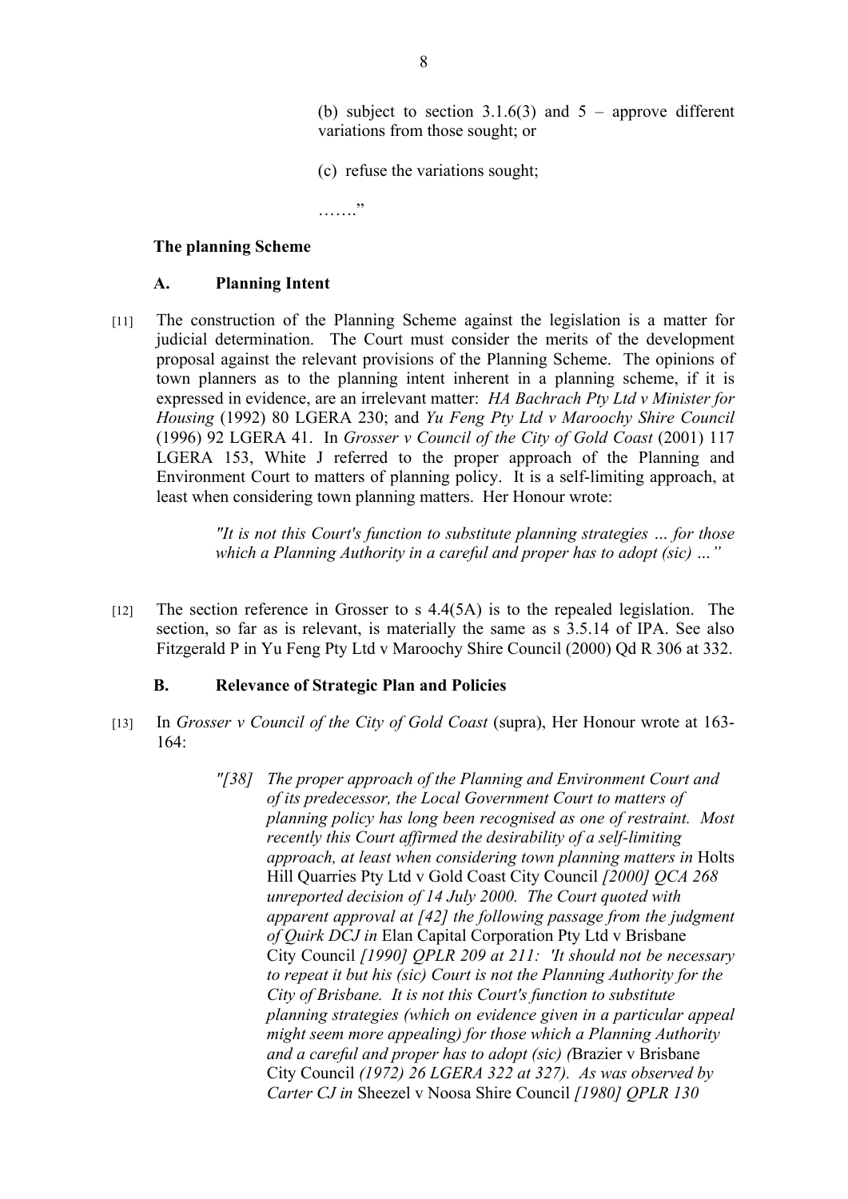> (b) subject to section 3.1.6(3) and 5 – approve different variations from those sought; or
>
> (c) refuse the variations sought;
>
> ……."

### The planning Scheme

#### A. Planning Intent

[11] The construction of the Planning Scheme against the legislation is a matter for judicial determination. The Court must consider the merits of the development proposal against the relevant provisions of the Planning Scheme. The opinions of town planners as to the planning intent inherent in a planning scheme, if it is expressed in evidence, are an irrelevant matter: *HA Bachrach Pty Ltd v Minister for Housing* (1992) 80 LGERA 230; and *Yu Feng Pty Ltd v Maroochy Shire Council* (1996) 92 LGERA 41. In *Grosser v Council of the City of Gold Coast* (2001) 117 LGERA 153, White J referred to the proper approach of the Planning and Environment Court to matters of planning policy. It is a self-limiting approach, at least when considering town planning matters. Her Honour wrote:

> *"It is not this Court's function to substitute planning strategies … for those which a Planning Authority in a careful and proper has to adopt (sic) …"*

[12] The section reference in Grosser to s 4.4(5A) is to the repealed legislation. The section, so far as is relevant, is materially the same as s 3.5.14 of IPA. See also Fitzgerald P in Yu Feng Pty Ltd v Maroochy Shire Council (2000) Qd R 306 at 332.

#### B. Relevance of Strategic Plan and Policies

[13] In *Grosser v Council of the City of Gold Coast* (supra), Her Honour wrote at 163-164:

> *"[38] The proper approach of the Planning and Environment Court and of its predecessor, the Local Government Court to matters of planning policy has long been recognised as one of restraint. Most recently this Court affirmed the desirability of a self-limiting approach, at least when considering town planning matters in* Holts Hill Quarries Pty Ltd v Gold Coast City Council *[2000] QCA 268 unreported decision of 14 July 2000. The Court quoted with apparent approval at [42] the following passage from the judgment of Quirk DCJ in* Elan Capital Corporation Pty Ltd v Brisbane City Council *[1990] QPLR 209 at 211: 'It should not be necessary to repeat it but his (sic) Court is not the Planning Authority for the City of Brisbane. It is not this Court's function to substitute planning strategies (which on evidence given in a particular appeal might seem more appealing) for those which a Planning Authority and a careful and proper has to adopt (sic) (*Brazier v Brisbane City Council *(1972) 26 LGERA 322 at 327). As was observed by Carter CJ in* Sheezel v Noosa Shire Council *[1980] QPLR 130*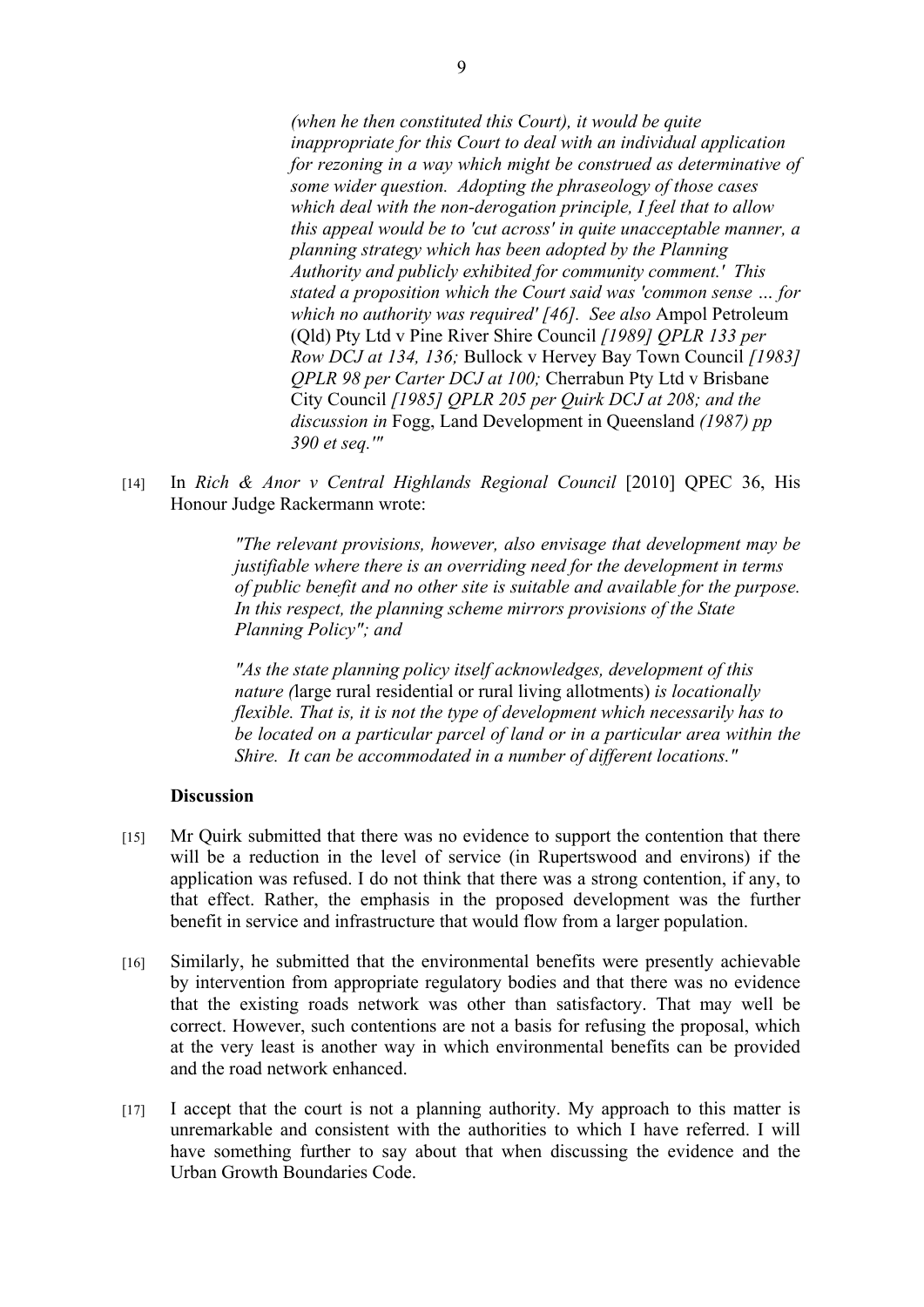*(when he then constituted this Court), it would be quite inappropriate for this Court to deal with an individual application for rezoning in a way which might be construed as determinative of some wider question. Adopting the phraseology of those cases which deal with the non-derogation principle, I feel that to allow this appeal would be to 'cut across' in quite unacceptable manner, a planning strategy which has been adopted by the Planning Authority and publicly exhibited for community comment.' This stated a proposition which the Court said was 'common sense … for which no authority was required' [46]. See also* Ampol Petroleum (Qld) Pty Ltd v Pine River Shire Council *[1989] QPLR 133 per Row DCJ at 134, 136;* Bullock v Hervey Bay Town Council *[1983] QPLR 98 per Carter DCJ at 100;* Cherrabun Pty Ltd v Brisbane City Council *[1985] QPLR 205 per Quirk DCJ at 208; and the discussion in* Fogg, Land Development in Queensland *(1987) pp 390 et seq.'"*

[14] In *Rich & Anor v Central Highlands Regional Council* [2010] QPEC 36, His Honour Judge Rackermann wrote:

> *"The relevant provisions, however, also envisage that development may be justifiable where there is an overriding need for the development in terms of public benefit and no other site is suitable and available for the purpose. In this respect, the planning scheme mirrors provisions of the State Planning Policy"; and*
>
> *"As the state planning policy itself acknowledges, development of this nature (*large rural residential or rural living allotments) *is locationally flexible. That is, it is not the type of development which necessarily has to be located on a particular parcel of land or in a particular area within the Shire. It can be accommodated in a number of different locations."*

**Discussion**

[15] Mr Quirk submitted that there was no evidence to support the contention that there will be a reduction in the level of service (in Rupertswood and environs) if the application was refused. I do not think that there was a strong contention, if any, to that effect. Rather, the emphasis in the proposed development was the further benefit in service and infrastructure that would flow from a larger population.

[16] Similarly, he submitted that the environmental benefits were presently achievable by intervention from appropriate regulatory bodies and that there was no evidence that the existing roads network was other than satisfactory. That may well be correct. However, such contentions are not a basis for refusing the proposal, which at the very least is another way in which environmental benefits can be provided and the road network enhanced.

[17] I accept that the court is not a planning authority. My approach to this matter is unremarkable and consistent with the authorities to which I have referred. I will have something further to say about that when discussing the evidence and the Urban Growth Boundaries Code.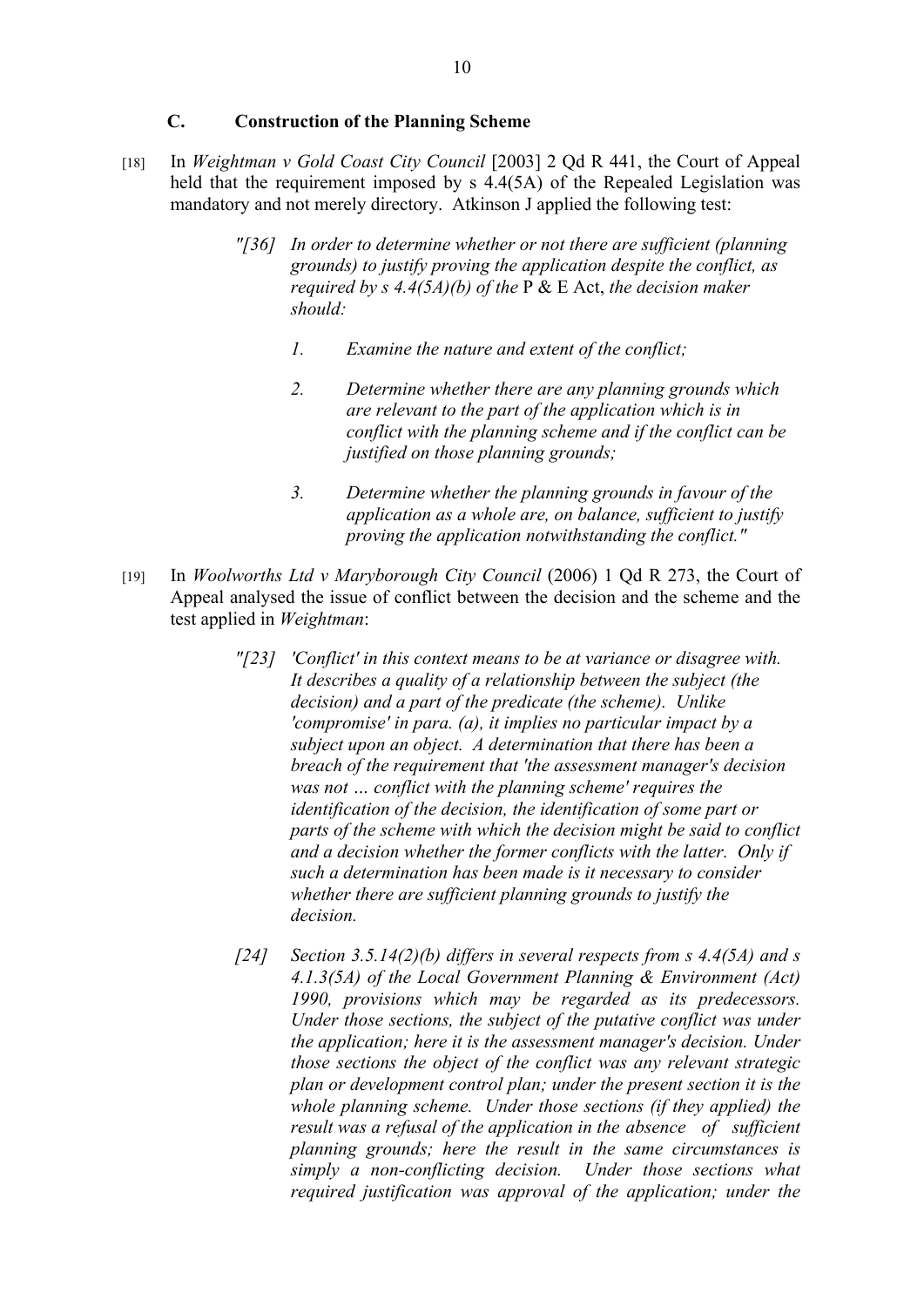## C. Construction of the Planning Scheme

[18] In *Weightman v Gold Coast City Council* [2003] 2 Qd R 441, the Court of Appeal held that the requirement imposed by s 4.4(5A) of the Repealed Legislation was mandatory and not merely directory. Atkinson J applied the following test:

> *"[36] In order to determine whether or not there are sufficient (planning grounds) to justify proving the application despite the conflict, as required by s 4.4(5A)(b) of the* P & E Act, *the decision maker should:*
>
> *1. Examine the nature and extent of the conflict;*
>
> *2. Determine whether there are any planning grounds which are relevant to the part of the application which is in conflict with the planning scheme and if the conflict can be justified on those planning grounds;*
>
> *3. Determine whether the planning grounds in favour of the application as a whole are, on balance, sufficient to justify proving the application notwithstanding the conflict."*

[19] In *Woolworths Ltd v Maryborough City Council* (2006) 1 Qd R 273, the Court of Appeal analysed the issue of conflict between the decision and the scheme and the test applied in *Weightman*:

> *"[23] 'Conflict' in this context means to be at variance or disagree with. It describes a quality of a relationship between the subject (the decision) and a part of the predicate (the scheme). Unlike 'compromise' in para. (a), it implies no particular impact by a subject upon an object. A determination that there has been a breach of the requirement that 'the assessment manager's decision was not … conflict with the planning scheme' requires the identification of the decision, the identification of some part or parts of the scheme with which the decision might be said to conflict and a decision whether the former conflicts with the latter. Only if such a determination has been made is it necessary to consider whether there are sufficient planning grounds to justify the decision.*
>
> *[24] Section 3.5.14(2)(b) differs in several respects from s 4.4(5A) and s 4.1.3(5A) of the Local Government Planning & Environment (Act) 1990, provisions which may be regarded as its predecessors. Under those sections, the subject of the putative conflict was under the application; here it is the assessment manager's decision. Under those sections the object of the conflict was any relevant strategic plan or development control plan; under the present section it is the whole planning scheme. Under those sections (if they applied) the result was a refusal of the application in the absence of sufficient planning grounds; here the result in the same circumstances is simply a non-conflicting decision. Under those sections what required justification was approval of the application; under the*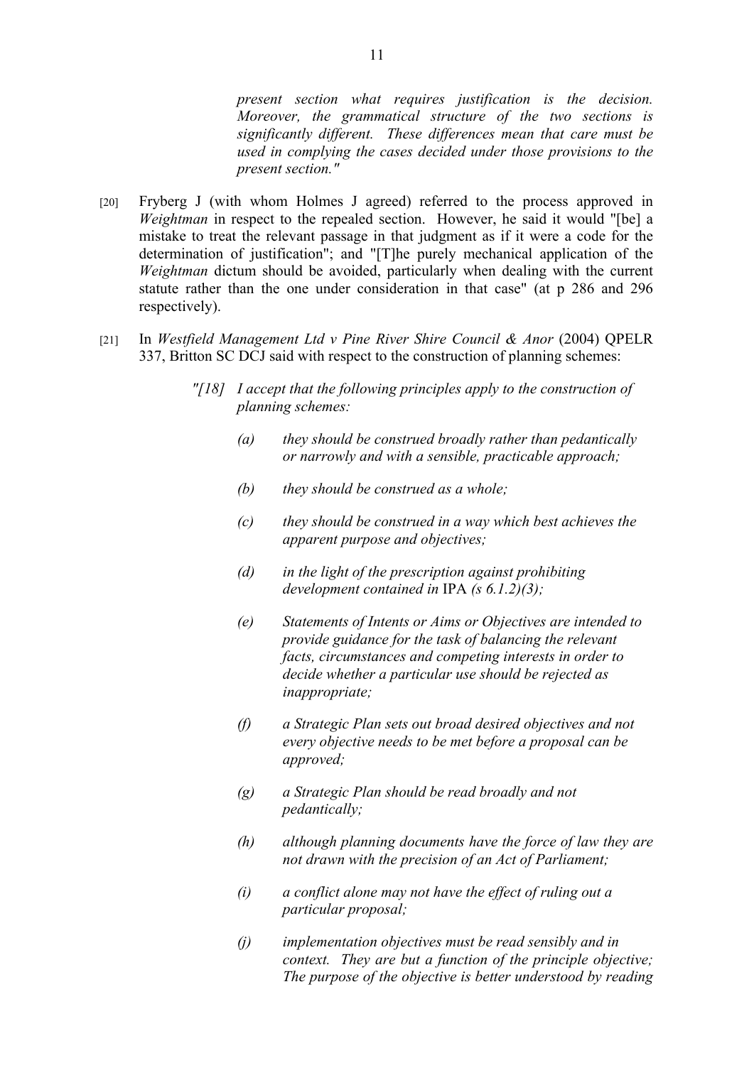> *present section what requires justification is the decision. Moreover, the grammatical structure of the two sections is significantly different. These differences mean that care must be used in complying the cases decided under those provisions to the present section."*

[20] Fryberg J (with whom Holmes J agreed) referred to the process approved in *Weightman* in respect to the repealed section. However, he said it would "[be] a mistake to treat the relevant passage in that judgment as if it were a code for the determination of justification"; and "[T]he purely mechanical application of the *Weightman* dictum should be avoided, particularly when dealing with the current statute rather than the one under consideration in that case" (at p 286 and 296 respectively).

[21] In *Westfield Management Ltd v Pine River Shire Council & Anor* (2004) QPELR 337, Britton SC DCJ said with respect to the construction of planning schemes:

> *"[18] I accept that the following principles apply to the construction of planning schemes:*
>
> *(a) they should be construed broadly rather than pedantically or narrowly and with a sensible, practicable approach;*
>
> *(b) they should be construed as a whole;*
>
> *(c) they should be construed in a way which best achieves the apparent purpose and objectives;*
>
> *(d) in the light of the prescription against prohibiting development contained in* IPA *(s 6.1.2)(3);*
>
> *(e) Statements of Intents or Aims or Objectives are intended to provide guidance for the task of balancing the relevant facts, circumstances and competing interests in order to decide whether a particular use should be rejected as inappropriate;*
>
> *(f) a Strategic Plan sets out broad desired objectives and not every objective needs to be met before a proposal can be approved;*
>
> *(g) a Strategic Plan should be read broadly and not pedantically;*
>
> *(h) although planning documents have the force of law they are not drawn with the precision of an Act of Parliament;*
>
> *(i) a conflict alone may not have the effect of ruling out a particular proposal;*
>
> *(j) implementation objectives must be read sensibly and in context. They are but a function of the principle objective; The purpose of the objective is better understood by reading*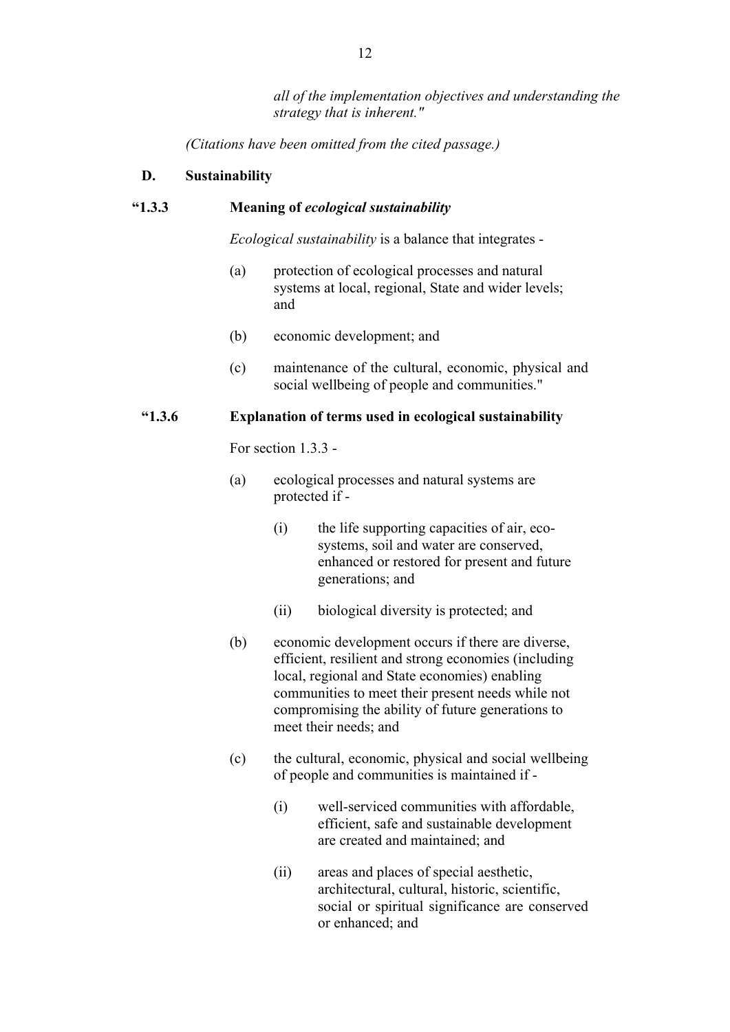*all of the implementation objectives and understanding the strategy that is inherent."*

*(Citations have been omitted from the cited passage.)*

**D. Sustainability**

**"1.3.3 Meaning of *ecological sustainability***

*Ecological sustainability* is a balance that integrates -

(a) protection of ecological processes and natural systems at local, regional, State and wider levels; and

(b) economic development; and

(c) maintenance of the cultural, economic, physical and social wellbeing of people and communities."

**"1.3.6 Explanation of terms used in ecological sustainability**

For section 1.3.3 -

(a) ecological processes and natural systems are protected if -

(i) the life supporting capacities of air, eco-systems, soil and water are conserved, enhanced or restored for present and future generations; and

(ii) biological diversity is protected; and

(b) economic development occurs if there are diverse, efficient, resilient and strong economies (including local, regional and State economies) enabling communities to meet their present needs while not compromising the ability of future generations to meet their needs; and

(c) the cultural, economic, physical and social wellbeing of people and communities is maintained if -

(i) well-serviced communities with affordable, efficient, safe and sustainable development are created and maintained; and

(ii) areas and places of special aesthetic, architectural, cultural, historic, scientific, social or spiritual significance are conserved or enhanced; and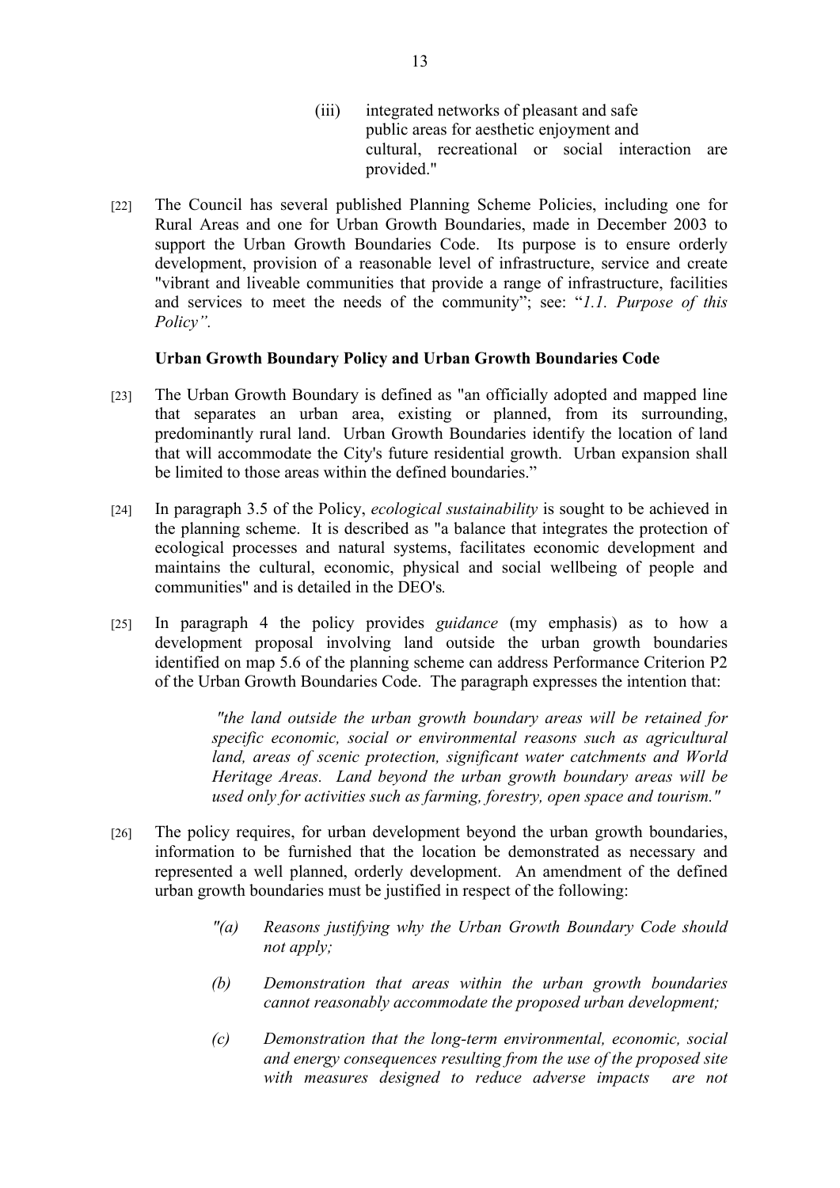(iii) integrated networks of pleasant and safe public areas for aesthetic enjoyment and cultural, recreational or social interaction are provided."

[22] The Council has several published Planning Scheme Policies, including one for Rural Areas and one for Urban Growth Boundaries, made in December 2003 to support the Urban Growth Boundaries Code. Its purpose is to ensure orderly development, provision of a reasonable level of infrastructure, service and create "vibrant and liveable communities that provide a range of infrastructure, facilities and services to meet the needs of the community"; see: "*1.1. Purpose of this Policy".*

**Urban Growth Boundary Policy and Urban Growth Boundaries Code**

[23] The Urban Growth Boundary is defined as "an officially adopted and mapped line that separates an urban area, existing or planned, from its surrounding, predominantly rural land. Urban Growth Boundaries identify the location of land that will accommodate the City's future residential growth. Urban expansion shall be limited to those areas within the defined boundaries."

[24] In paragraph 3.5 of the Policy, *ecological sustainability* is sought to be achieved in the planning scheme. It is described as "a balance that integrates the protection of ecological processes and natural systems, facilitates economic development and maintains the cultural, economic, physical and social wellbeing of people and communities" and is detailed in the DEO's*.*

[25] In paragraph 4 the policy provides *guidance* (my emphasis) as to how a development proposal involving land outside the urban growth boundaries identified on map 5.6 of the planning scheme can address Performance Criterion P2 of the Urban Growth Boundaries Code. The paragraph expresses the intention that:

> *"the land outside the urban growth boundary areas will be retained for specific economic, social or environmental reasons such as agricultural land, areas of scenic protection, significant water catchments and World Heritage Areas. Land beyond the urban growth boundary areas will be used only for activities such as farming, forestry, open space and tourism."*

[26] The policy requires, for urban development beyond the urban growth boundaries, information to be furnished that the location be demonstrated as necessary and represented a well planned, orderly development. An amendment of the defined urban growth boundaries must be justified in respect of the following:

> *"(a) Reasons justifying why the Urban Growth Boundary Code should not apply;*
>
> *(b) Demonstration that areas within the urban growth boundaries cannot reasonably accommodate the proposed urban development;*
>
> *(c) Demonstration that the long-term environmental, economic, social and energy consequences resulting from the use of the proposed site with measures designed to reduce adverse impacts are not*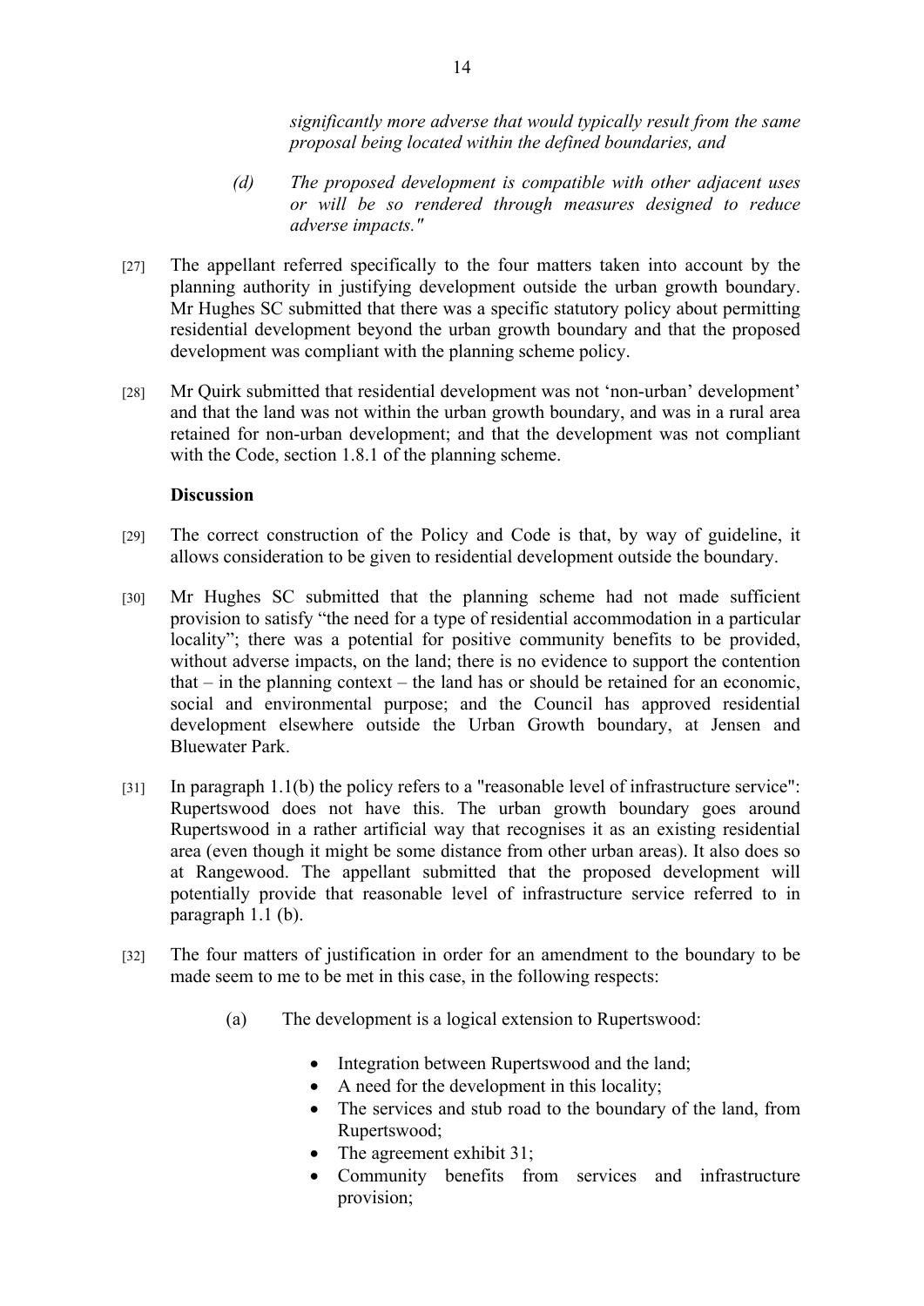*significantly more adverse that would typically result from the same proposal being located within the defined boundaries, and*

*(d) The proposed development is compatible with other adjacent uses or will be so rendered through measures designed to reduce adverse impacts."*

[27] The appellant referred specifically to the four matters taken into account by the planning authority in justifying development outside the urban growth boundary. Mr Hughes SC submitted that there was a specific statutory policy about permitting residential development beyond the urban growth boundary and that the proposed development was compliant with the planning scheme policy.

[28] Mr Quirk submitted that residential development was not 'non-urban' development' and that the land was not within the urban growth boundary, and was in a rural area retained for non-urban development; and that the development was not compliant with the Code, section 1.8.1 of the planning scheme.

**Discussion**

[29] The correct construction of the Policy and Code is that, by way of guideline, it allows consideration to be given to residential development outside the boundary.

[30] Mr Hughes SC submitted that the planning scheme had not made sufficient provision to satisfy "the need for a type of residential accommodation in a particular locality"; there was a potential for positive community benefits to be provided, without adverse impacts, on the land; there is no evidence to support the contention that – in the planning context – the land has or should be retained for an economic, social and environmental purpose; and the Council has approved residential development elsewhere outside the Urban Growth boundary, at Jensen and Bluewater Park.

[31] In paragraph 1.1(b) the policy refers to a "reasonable level of infrastructure service": Rupertswood does not have this. The urban growth boundary goes around Rupertswood in a rather artificial way that recognises it as an existing residential area (even though it might be some distance from other urban areas). It also does so at Rangewood. The appellant submitted that the proposed development will potentially provide that reasonable level of infrastructure service referred to in paragraph 1.1 (b).

[32] The four matters of justification in order for an amendment to the boundary to be made seem to me to be met in this case, in the following respects:

(a) The development is a logical extension to Rupertswood:

- Integration between Rupertswood and the land;
- A need for the development in this locality;
- The services and stub road to the boundary of the land, from Rupertswood;
- The agreement exhibit 31;
- Community benefits from services and infrastructure provision;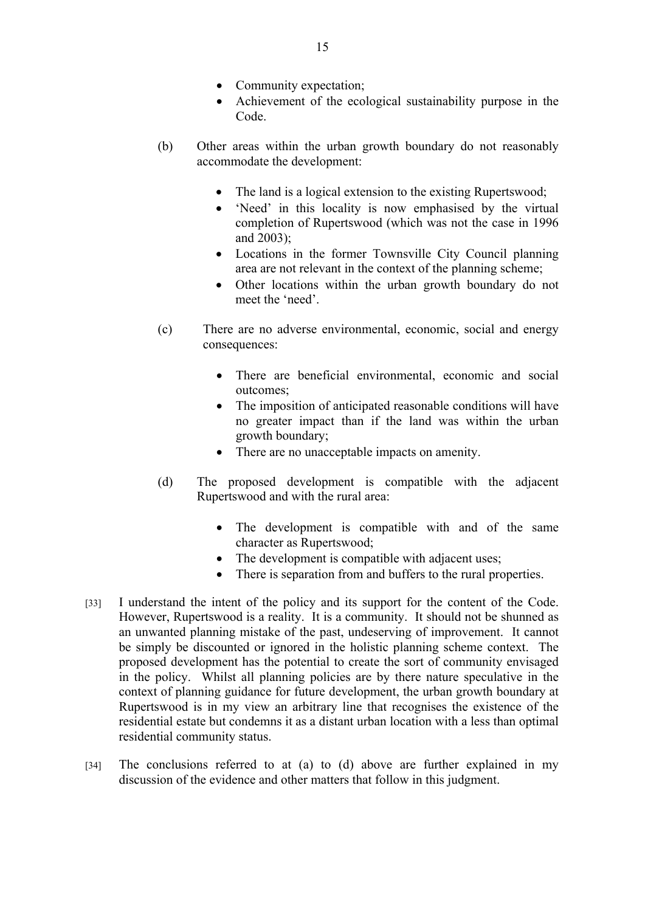- Community expectation;
- Achievement of the ecological sustainability purpose in the Code.

(b) Other areas within the urban growth boundary do not reasonably accommodate the development:

- The land is a logical extension to the existing Rupertswood;
- 'Need' in this locality is now emphasised by the virtual completion of Rupertswood (which was not the case in 1996 and 2003);
- Locations in the former Townsville City Council planning area are not relevant in the context of the planning scheme;
- Other locations within the urban growth boundary do not meet the 'need'.

(c) There are no adverse environmental, economic, social and energy consequences:

- There are beneficial environmental, economic and social outcomes;
- The imposition of anticipated reasonable conditions will have no greater impact than if the land was within the urban growth boundary;
- There are no unacceptable impacts on amenity.

(d) The proposed development is compatible with the adjacent Rupertswood and with the rural area:

- The development is compatible with and of the same character as Rupertswood;
- The development is compatible with adjacent uses;
- There is separation from and buffers to the rural properties.

[33] I understand the intent of the policy and its support for the content of the Code. However, Rupertswood is a reality. It is a community. It should not be shunned as an unwanted planning mistake of the past, undeserving of improvement. It cannot be simply be discounted or ignored in the holistic planning scheme context. The proposed development has the potential to create the sort of community envisaged in the policy. Whilst all planning policies are by there nature speculative in the context of planning guidance for future development, the urban growth boundary at Rupertswood is in my view an arbitrary line that recognises the existence of the residential estate but condemns it as a distant urban location with a less than optimal residential community status.

[34] The conclusions referred to at (a) to (d) above are further explained in my discussion of the evidence and other matters that follow in this judgment.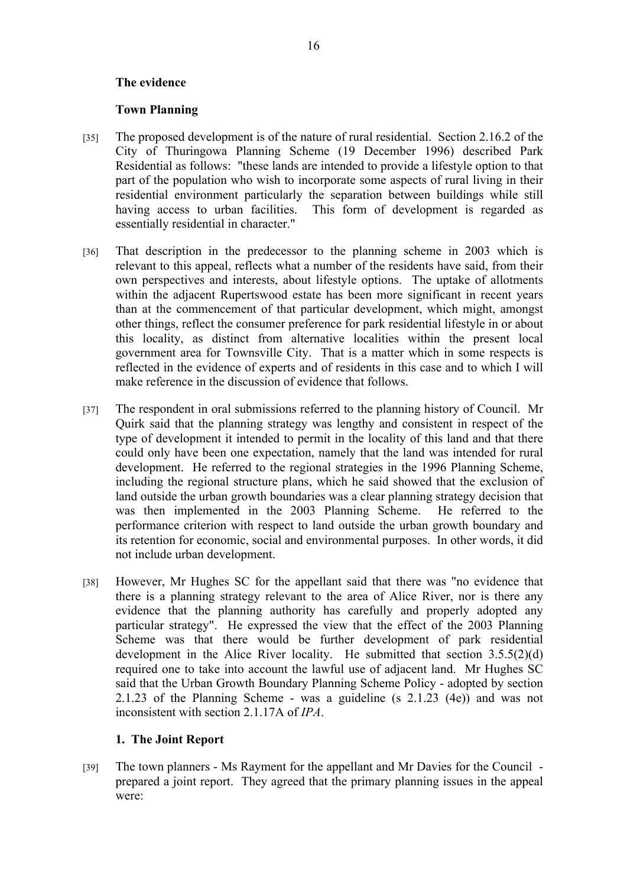**The evidence**

**Town Planning**

[35] The proposed development is of the nature of rural residential. Section 2.16.2 of the City of Thuringowa Planning Scheme (19 December 1996) described Park Residential as follows: "these lands are intended to provide a lifestyle option to that part of the population who wish to incorporate some aspects of rural living in their residential environment particularly the separation between buildings while still having access to urban facilities. This form of development is regarded as essentially residential in character."

[36] That description in the predecessor to the planning scheme in 2003 which is relevant to this appeal, reflects what a number of the residents have said, from their own perspectives and interests, about lifestyle options. The uptake of allotments within the adjacent Rupertswood estate has been more significant in recent years than at the commencement of that particular development, which might, amongst other things, reflect the consumer preference for park residential lifestyle in or about this locality, as distinct from alternative localities within the present local government area for Townsville City. That is a matter which in some respects is reflected in the evidence of experts and of residents in this case and to which I will make reference in the discussion of evidence that follows.

[37] The respondent in oral submissions referred to the planning history of Council. Mr Quirk said that the planning strategy was lengthy and consistent in respect of the type of development it intended to permit in the locality of this land and that there could only have been one expectation, namely that the land was intended for rural development. He referred to the regional strategies in the 1996 Planning Scheme, including the regional structure plans, which he said showed that the exclusion of land outside the urban growth boundaries was a clear planning strategy decision that was then implemented in the 2003 Planning Scheme. He referred to the performance criterion with respect to land outside the urban growth boundary and its retention for economic, social and environmental purposes. In other words, it did not include urban development.

[38] However, Mr Hughes SC for the appellant said that there was "no evidence that there is a planning strategy relevant to the area of Alice River, nor is there any evidence that the planning authority has carefully and properly adopted any particular strategy". He expressed the view that the effect of the 2003 Planning Scheme was that there would be further development of park residential development in the Alice River locality. He submitted that section 3.5.5(2)(d) required one to take into account the lawful use of adjacent land. Mr Hughes SC said that the Urban Growth Boundary Planning Scheme Policy - adopted by section 2.1.23 of the Planning Scheme - was a guideline (s 2.1.23 (4e)) and was not inconsistent with section 2.1.17A of *IPA*.

**1. The Joint Report**

[39] The town planners - Ms Rayment for the appellant and Mr Davies for the Council - prepared a joint report. They agreed that the primary planning issues in the appeal were: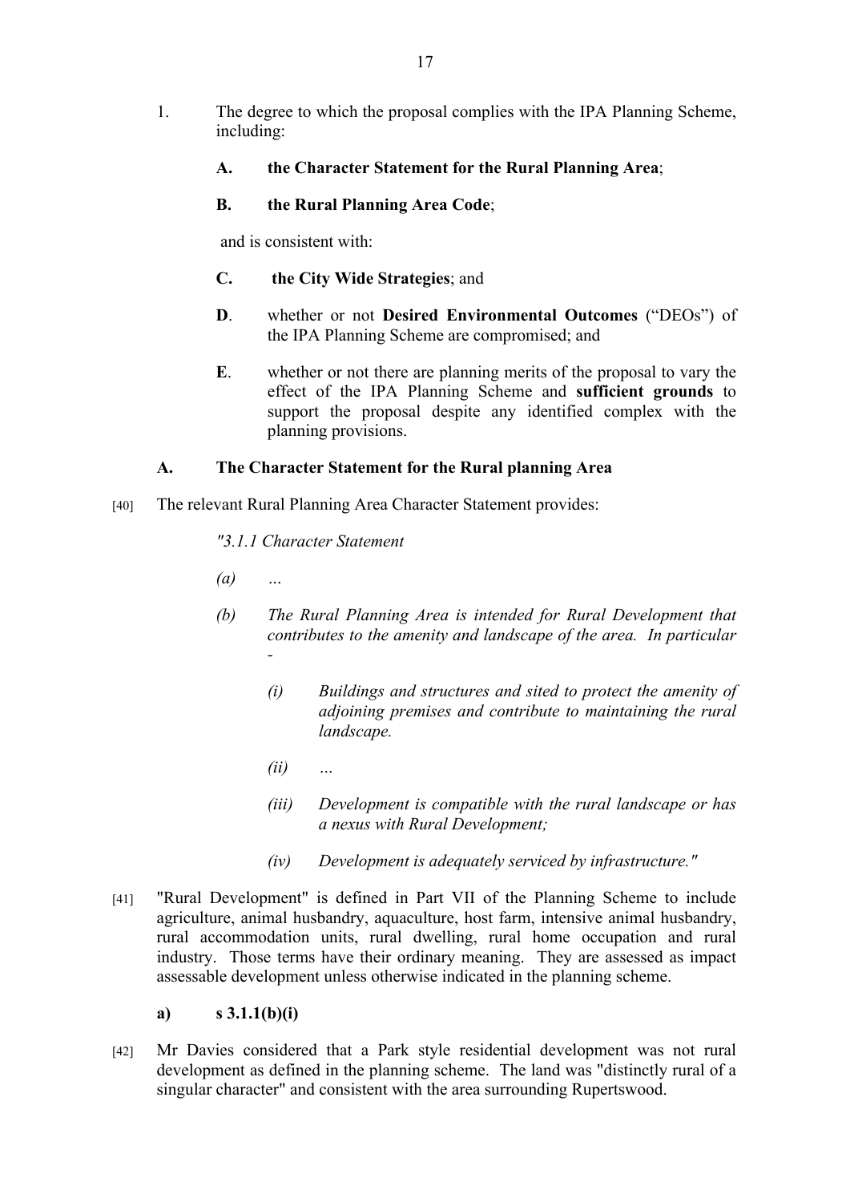1. The degree to which the proposal complies with the IPA Planning Scheme, including:

   **A. the Character Statement for the Rural Planning Area**;

   **B. the Rural Planning Area Code**;

   and is consistent with:

   **C. the City Wide Strategies**; and

   **D**. whether or not **Desired Environmental Outcomes** ("DEOs") of the IPA Planning Scheme are compromised; and

   **E**. whether or not there are planning merits of the proposal to vary the effect of the IPA Planning Scheme and **sufficient grounds** to support the proposal despite any identified complex with the planning provisions.

**A. The Character Statement for the Rural planning Area**

[40] The relevant Rural Planning Area Character Statement provides:

> *"3.1.1 Character Statement*
>
> *(a) …*
>
> *(b) The Rural Planning Area is intended for Rural Development that contributes to the amenity and landscape of the area. In particular -*
>
> *(i) Buildings and structures and sited to protect the amenity of adjoining premises and contribute to maintaining the rural landscape.*
>
> *(ii) …*
>
> *(iii) Development is compatible with the rural landscape or has a nexus with Rural Development;*
>
> *(iv) Development is adequately serviced by infrastructure."*

[41] "Rural Development" is defined in Part VII of the Planning Scheme to include agriculture, animal husbandry, aquaculture, host farm, intensive animal husbandry, rural accommodation units, rural dwelling, rural home occupation and rural industry. Those terms have their ordinary meaning. They are assessed as impact assessable development unless otherwise indicated in the planning scheme.

**a) s 3.1.1(b)(i)**

[42] Mr Davies considered that a Park style residential development was not rural development as defined in the planning scheme. The land was "distinctly rural of a singular character" and consistent with the area surrounding Rupertswood.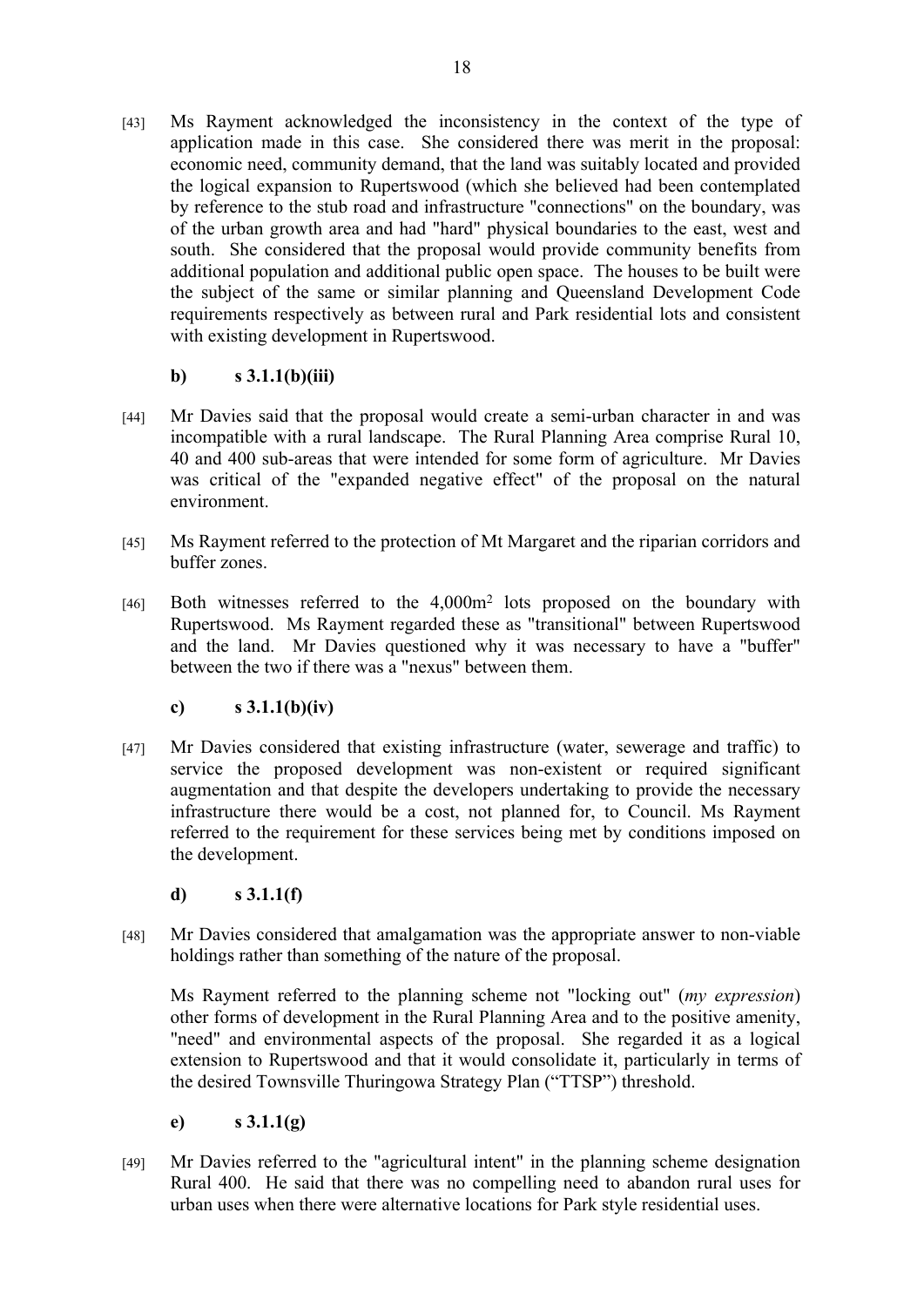[43] Ms Rayment acknowledged the inconsistency in the context of the type of application made in this case. She considered there was merit in the proposal: economic need, community demand, that the land was suitably located and provided the logical expansion to Rupertswood (which she believed had been contemplated by reference to the stub road and infrastructure "connections" on the boundary, was of the urban growth area and had "hard" physical boundaries to the east, west and south. She considered that the proposal would provide community benefits from additional population and additional public open space. The houses to be built were the subject of the same or similar planning and Queensland Development Code requirements respectively as between rural and Park residential lots and consistent with existing development in Rupertswood.

**b) s 3.1.1(b)(iii)**

[44] Mr Davies said that the proposal would create a semi-urban character in and was incompatible with a rural landscape. The Rural Planning Area comprise Rural 10, 40 and 400 sub-areas that were intended for some form of agriculture. Mr Davies was critical of the "expanded negative effect" of the proposal on the natural environment.

[45] Ms Rayment referred to the protection of Mt Margaret and the riparian corridors and buffer zones.

[46] Both witnesses referred to the 4,000m$^2$ lots proposed on the boundary with Rupertswood. Ms Rayment regarded these as "transitional" between Rupertswood and the land. Mr Davies questioned why it was necessary to have a "buffer" between the two if there was a "nexus" between them.

**c) s 3.1.1(b)(iv)**

[47] Mr Davies considered that existing infrastructure (water, sewerage and traffic) to service the proposed development was non-existent or required significant augmentation and that despite the developers undertaking to provide the necessary infrastructure there would be a cost, not planned for, to Council. Ms Rayment referred to the requirement for these services being met by conditions imposed on the development.

**d) s 3.1.1(f)**

[48] Mr Davies considered that amalgamation was the appropriate answer to non-viable holdings rather than something of the nature of the proposal.

Ms Rayment referred to the planning scheme not "locking out" (*my expression*) other forms of development in the Rural Planning Area and to the positive amenity, "need" and environmental aspects of the proposal. She regarded it as a logical extension to Rupertswood and that it would consolidate it, particularly in terms of the desired Townsville Thuringowa Strategy Plan ("TTSP") threshold.

**e) s 3.1.1(g)**

[49] Mr Davies referred to the "agricultural intent" in the planning scheme designation Rural 400. He said that there was no compelling need to abandon rural uses for urban uses when there were alternative locations for Park style residential uses.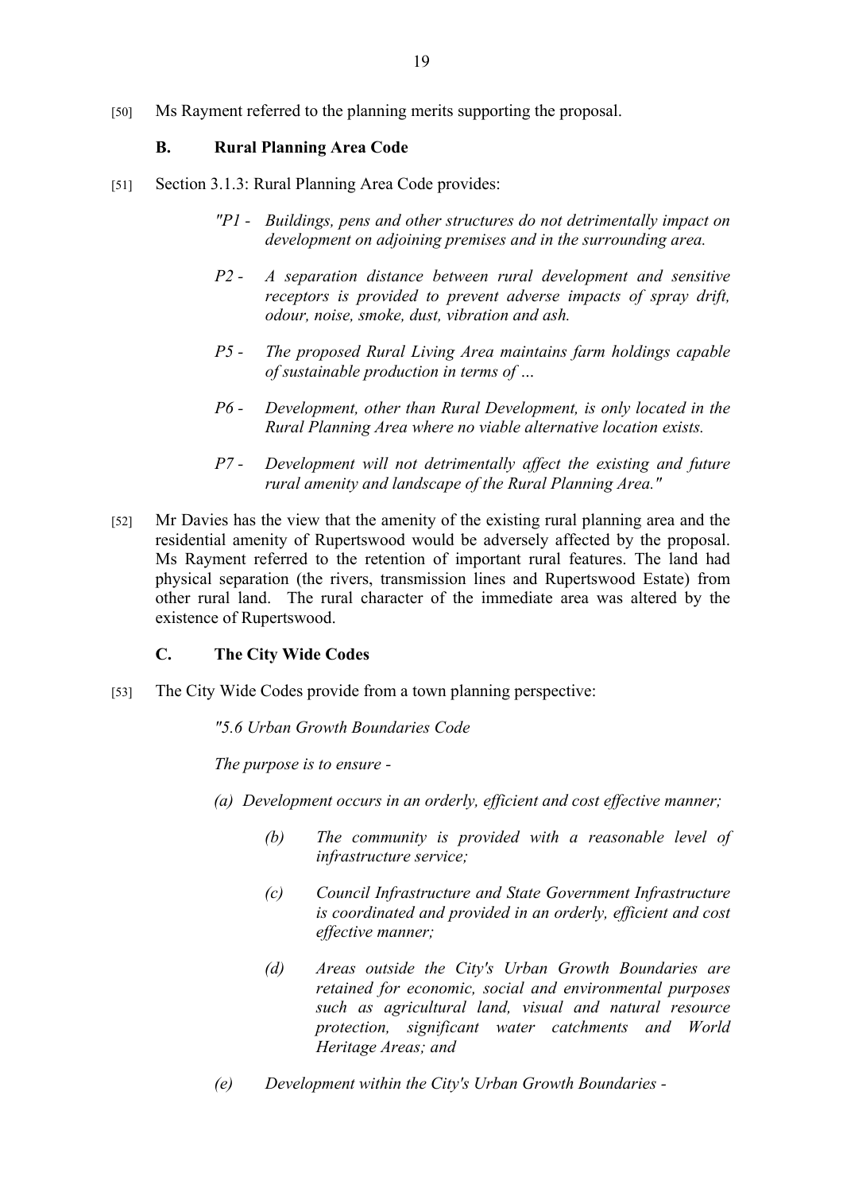[50] Ms Rayment referred to the planning merits supporting the proposal.

### B. Rural Planning Area Code

[51] Section 3.1.3: Rural Planning Area Code provides:

> *"P1 - Buildings, pens and other structures do not detrimentally impact on development on adjoining premises and in the surrounding area.*
>
> *P2 - A separation distance between rural development and sensitive receptors is provided to prevent adverse impacts of spray drift, odour, noise, smoke, dust, vibration and ash.*
>
> *P5 - The proposed Rural Living Area maintains farm holdings capable of sustainable production in terms of …*
>
> *P6 - Development, other than Rural Development, is only located in the Rural Planning Area where no viable alternative location exists.*
>
> *P7 - Development will not detrimentally affect the existing and future rural amenity and landscape of the Rural Planning Area."*

[52] Mr Davies has the view that the amenity of the existing rural planning area and the residential amenity of Rupertswood would be adversely affected by the proposal. Ms Rayment referred to the retention of important rural features. The land had physical separation (the rivers, transmission lines and Rupertswood Estate) from other rural land. The rural character of the immediate area was altered by the existence of Rupertswood.

### C. The City Wide Codes

[53] The City Wide Codes provide from a town planning perspective:

> *"5.6 Urban Growth Boundaries Code*
>
> *The purpose is to ensure -*
>
> *(a) Development occurs in an orderly, efficient and cost effective manner;*
>
> *(b) The community is provided with a reasonable level of infrastructure service;*
>
> *(c) Council Infrastructure and State Government Infrastructure is coordinated and provided in an orderly, efficient and cost effective manner;*
>
> *(d) Areas outside the City's Urban Growth Boundaries are retained for economic, social and environmental purposes such as agricultural land, visual and natural resource protection, significant water catchments and World Heritage Areas; and*
>
> *(e) Development within the City's Urban Growth Boundaries -*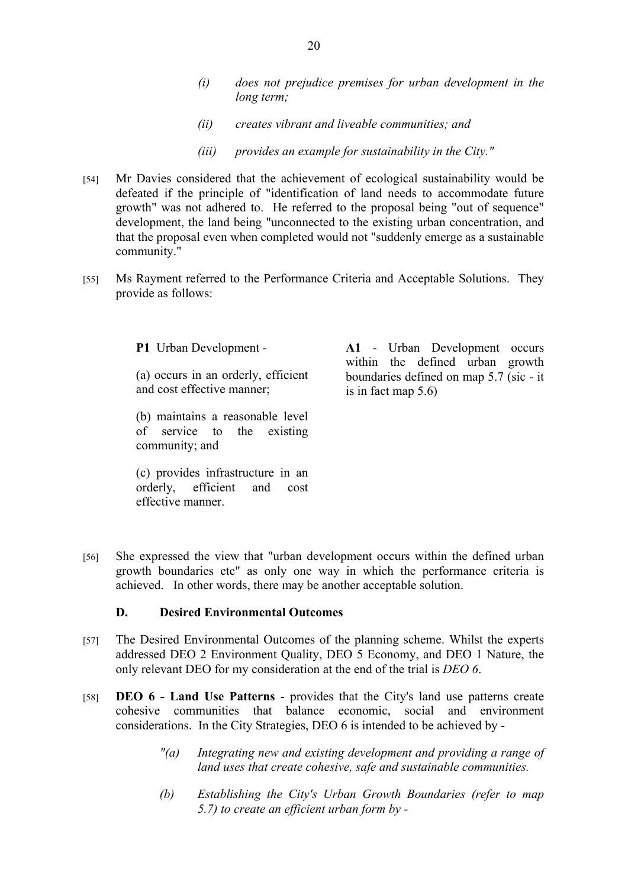> *(i) does not prejudice premises for urban development in the long term;*
>
> *(ii) creates vibrant and liveable communities; and*
>
> *(iii) provides an example for sustainability in the City."*

[54] Mr Davies considered that the achievement of ecological sustainability would be defeated if the principle of "identification of land needs to accommodate future growth" was not adhered to. He referred to the proposal being "out of sequence" development, the land being "unconnected to the existing urban concentration, and that the proposal even when completed would not "suddenly emerge as a sustainable community."

[55] Ms Rayment referred to the Performance Criteria and Acceptable Solutions. They provide as follows:

| | |
|---|---|
| **P1** Urban Development -<br><br>(a) occurs in an orderly, efficient and cost effective manner;<br><br>(b) maintains a reasonable level of service to the existing community; and<br><br>(c) provides infrastructure in an orderly, efficient and cost effective manner. | **A1** - Urban Development occurs within the defined urban growth boundaries defined on map 5.7 (sic - it is in fact map 5.6) |

[56] She expressed the view that "urban development occurs within the defined urban growth boundaries etc" as only one way in which the performance criteria is achieved. In other words, there may be another acceptable solution.

### D. Desired Environmental Outcomes

[57] The Desired Environmental Outcomes of the planning scheme. Whilst the experts addressed DEO 2 Environment Quality, DEO 5 Economy, and DEO 1 Nature, the only relevant DEO for my consideration at the end of the trial is *DEO 6*.

[58] **DEO 6 - Land Use Patterns** - provides that the City's land use patterns create cohesive communities that balance economic, social and environment considerations. In the City Strategies, DEO 6 is intended to be achieved by -

> *"(a) Integrating new and existing development and providing a range of land uses that create cohesive, safe and sustainable communities.*
>
> *(b) Establishing the City's Urban Growth Boundaries (refer to map 5.7) to create an efficient urban form by -*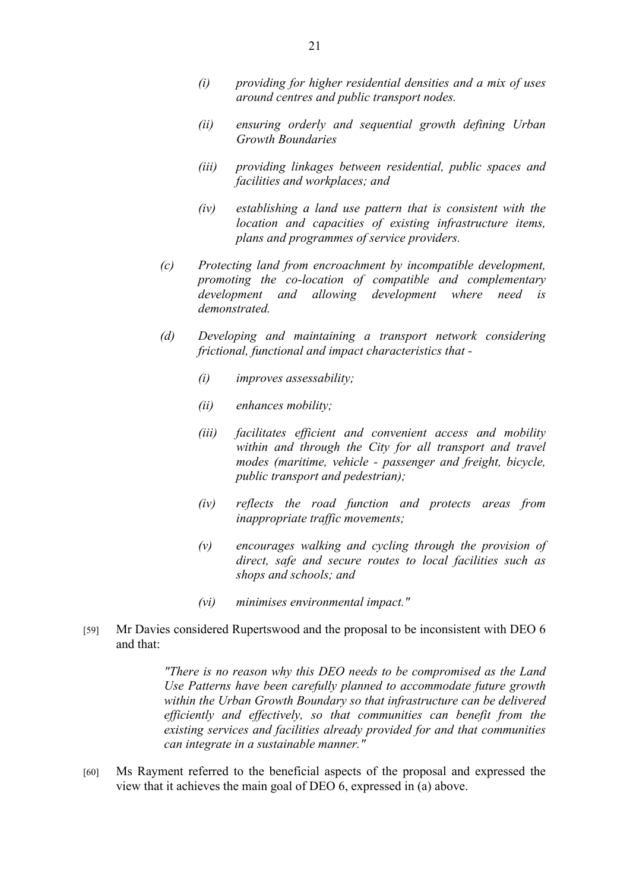> *(i) providing for higher residential densities and a mix of uses around centres and public transport nodes.*
>
> *(ii) ensuring orderly and sequential growth defining Urban Growth Boundaries*
>
> *(iii) providing linkages between residential, public spaces and facilities and workplaces; and*
>
> *(iv) establishing a land use pattern that is consistent with the location and capacities of existing infrastructure items, plans and programmes of service providers.*
>
> *(c) Protecting land from encroachment by incompatible development, promoting the co-location of compatible and complementary development and allowing development where need is demonstrated.*
>
> *(d) Developing and maintaining a transport network considering frictional, functional and impact characteristics that -*
>
> *(i) improves assessability;*
>
> *(ii) enhances mobility;*
>
> *(iii) facilitates efficient and convenient access and mobility within and through the City for all transport and travel modes (maritime, vehicle - passenger and freight, bicycle, public transport and pedestrian);*
>
> *(iv) reflects the road function and protects areas from inappropriate traffic movements;*
>
> *(v) encourages walking and cycling through the provision of direct, safe and secure routes to local facilities such as shops and schools; and*
>
> *(vi) minimises environmental impact."*

[59] Mr Davies considered Rupertswood and the proposal to be inconsistent with DEO 6 and that:

> *"There is no reason why this DEO needs to be compromised as the Land Use Patterns have been carefully planned to accommodate future growth within the Urban Growth Boundary so that infrastructure can be delivered efficiently and effectively, so that communities can benefit from the existing services and facilities already provided for and that communities can integrate in a sustainable manner."*

[60] Ms Rayment referred to the beneficial aspects of the proposal and expressed the view that it achieves the main goal of DEO 6, expressed in (a) above.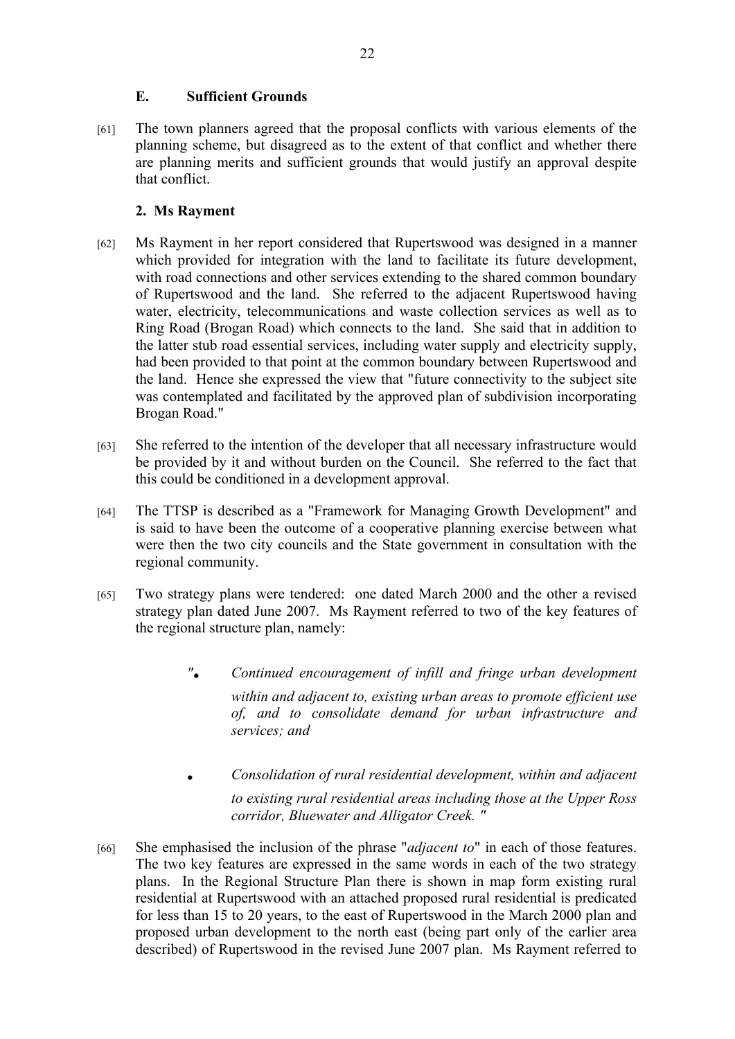### E. Sufficient Grounds

[61] The town planners agreed that the proposal conflicts with various elements of the planning scheme, but disagreed as to the extent of that conflict and whether there are planning merits and sufficient grounds that would justify an approval despite that conflict.

**2. Ms Rayment**

[62] Ms Rayment in her report considered that Rupertswood was designed in a manner which provided for integration with the land to facilitate its future development, with road connections and other services extending to the shared common boundary of Rupertswood and the land. She referred to the adjacent Rupertswood having water, electricity, telecommunications and waste collection services as well as to Ring Road (Brogan Road) which connects to the land. She said that in addition to the latter stub road essential services, including water supply and electricity supply, had been provided to that point at the common boundary between Rupertswood and the land. Hence she expressed the view that "future connectivity to the subject site was contemplated and facilitated by the approved plan of subdivision incorporating Brogan Road."

[63] She referred to the intention of the developer that all necessary infrastructure would be provided by it and without burden on the Council. She referred to the fact that this could be conditioned in a development approval.

[64] The TTSP is described as a "Framework for Managing Growth Development" and is said to have been the outcome of a cooperative planning exercise between what were then the two city councils and the State government in consultation with the regional community.

[65] Two strategy plans were tendered: one dated March 2000 and the other a revised strategy plan dated June 2007. Ms Rayment referred to two of the key features of the regional structure plan, namely:

> "• *Continued encouragement of infill and fringe urban development within and adjacent to, existing urban areas to promote efficient use of, and to consolidate demand for urban infrastructure and services; and*
>
> • *Consolidation of rural residential development, within and adjacent to existing rural residential areas including those at the Upper Ross corridor, Bluewater and Alligator Creek.* "

[66] She emphasised the inclusion of the phrase "*adjacent to*" in each of those features. The two key features are expressed in the same words in each of the two strategy plans. In the Regional Structure Plan there is shown in map form existing rural residential at Rupertswood with an attached proposed rural residential is predicated for less than 15 to 20 years, to the east of Rupertswood in the March 2000 plan and proposed urban development to the north east (being part only of the earlier area described) of Rupertswood in the revised June 2007 plan. Ms Rayment referred to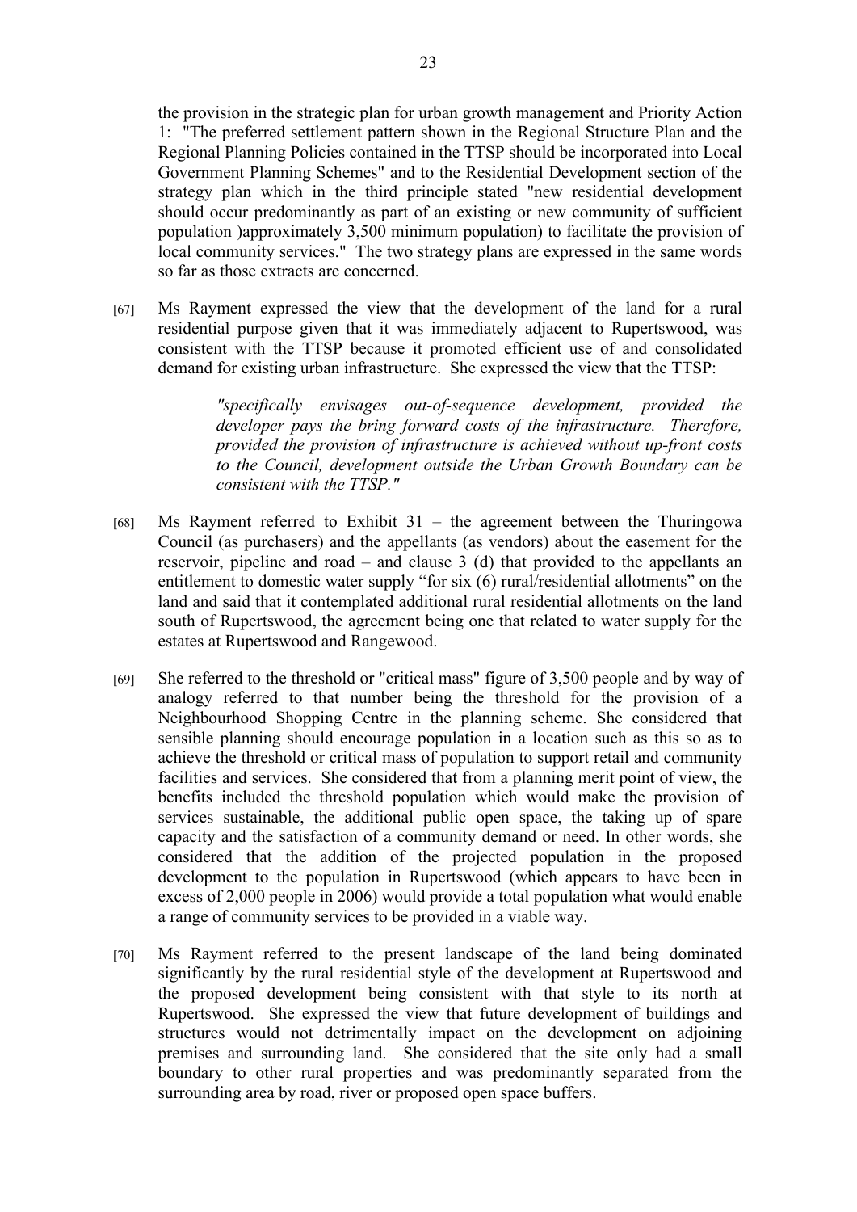the provision in the strategic plan for urban growth management and Priority Action 1: "The preferred settlement pattern shown in the Regional Structure Plan and the Regional Planning Policies contained in the TTSP should be incorporated into Local Government Planning Schemes" and to the Residential Development section of the strategy plan which in the third principle stated "new residential development should occur predominantly as part of an existing or new community of sufficient population )approximately 3,500 minimum population) to facilitate the provision of local community services." The two strategy plans are expressed in the same words so far as those extracts are concerned.

[67] Ms Rayment expressed the view that the development of the land for a rural residential purpose given that it was immediately adjacent to Rupertswood, was consistent with the TTSP because it promoted efficient use of and consolidated demand for existing urban infrastructure. She expressed the view that the TTSP:

> *"specifically envisages out-of-sequence development, provided the developer pays the bring forward costs of the infrastructure. Therefore, provided the provision of infrastructure is achieved without up-front costs to the Council, development outside the Urban Growth Boundary can be consistent with the TTSP."*

[68] Ms Rayment referred to Exhibit 31 – the agreement between the Thuringowa Council (as purchasers) and the appellants (as vendors) about the easement for the reservoir, pipeline and road – and clause 3 (d) that provided to the appellants an entitlement to domestic water supply "for six (6) rural/residential allotments" on the land and said that it contemplated additional rural residential allotments on the land south of Rupertswood, the agreement being one that related to water supply for the estates at Rupertswood and Rangewood.

[69] She referred to the threshold or "critical mass" figure of 3,500 people and by way of analogy referred to that number being the threshold for the provision of a Neighbourhood Shopping Centre in the planning scheme. She considered that sensible planning should encourage population in a location such as this so as to achieve the threshold or critical mass of population to support retail and community facilities and services. She considered that from a planning merit point of view, the benefits included the threshold population which would make the provision of services sustainable, the additional public open space, the taking up of spare capacity and the satisfaction of a community demand or need. In other words, she considered that the addition of the projected population in the proposed development to the population in Rupertswood (which appears to have been in excess of 2,000 people in 2006) would provide a total population what would enable a range of community services to be provided in a viable way.

[70] Ms Rayment referred to the present landscape of the land being dominated significantly by the rural residential style of the development at Rupertswood and the proposed development being consistent with that style to its north at Rupertswood. She expressed the view that future development of buildings and structures would not detrimentally impact on the development on adjoining premises and surrounding land. She considered that the site only had a small boundary to other rural properties and was predominantly separated from the surrounding area by road, river or proposed open space buffers.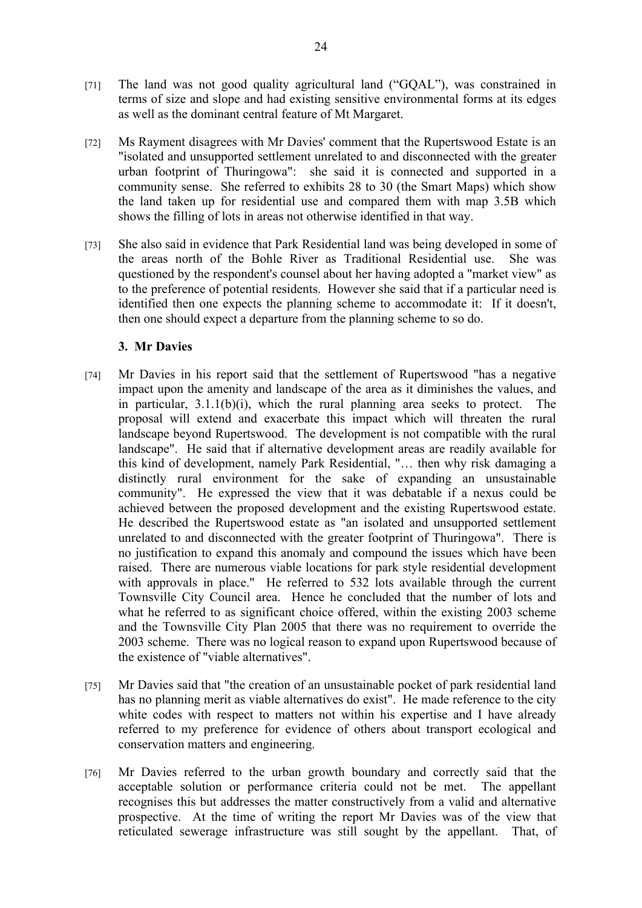[71] The land was not good quality agricultural land ("GQAL"), was constrained in terms of size and slope and had existing sensitive environmental forms at its edges as well as the dominant central feature of Mt Margaret.

[72] Ms Rayment disagrees with Mr Davies' comment that the Rupertswood Estate is an "isolated and unsupported settlement unrelated to and disconnected with the greater urban footprint of Thuringowa": she said it is connected and supported in a community sense. She referred to exhibits 28 to 30 (the Smart Maps) which show the land taken up for residential use and compared them with map 3.5B which shows the filling of lots in areas not otherwise identified in that way.

[73] She also said in evidence that Park Residential land was being developed in some of the areas north of the Bohle River as Traditional Residential use. She was questioned by the respondent's counsel about her having adopted a "market view" as to the preference of potential residents. However she said that if a particular need is identified then one expects the planning scheme to accommodate it: If it doesn't, then one should expect a departure from the planning scheme to so do.

### 3. Mr Davies

[74] Mr Davies in his report said that the settlement of Rupertswood "has a negative impact upon the amenity and landscape of the area as it diminishes the values, and in particular, 3.1.1(b)(i), which the rural planning area seeks to protect. The proposal will extend and exacerbate this impact which will threaten the rural landscape beyond Rupertswood. The development is not compatible with the rural landscape". He said that if alternative development areas are readily available for this kind of development, namely Park Residential, "… then why risk damaging a distinctly rural environment for the sake of expanding an unsustainable community". He expressed the view that it was debatable if a nexus could be achieved between the proposed development and the existing Rupertswood estate. He described the Rupertswood estate as "an isolated and unsupported settlement unrelated to and disconnected with the greater footprint of Thuringowa". There is no justification to expand this anomaly and compound the issues which have been raised. There are numerous viable locations for park style residential development with approvals in place." He referred to 532 lots available through the current Townsville City Council area. Hence he concluded that the number of lots and what he referred to as significant choice offered, within the existing 2003 scheme and the Townsville City Plan 2005 that there was no requirement to override the 2003 scheme. There was no logical reason to expand upon Rupertswood because of the existence of "viable alternatives".

[75] Mr Davies said that "the creation of an unsustainable pocket of park residential land has no planning merit as viable alternatives do exist". He made reference to the city white codes with respect to matters not within his expertise and I have already referred to my preference for evidence of others about transport ecological and conservation matters and engineering.

[76] Mr Davies referred to the urban growth boundary and correctly said that the acceptable solution or performance criteria could not be met. The appellant recognises this but addresses the matter constructively from a valid and alternative prospective. At the time of writing the report Mr Davies was of the view that reticulated sewerage infrastructure was still sought by the appellant. That, of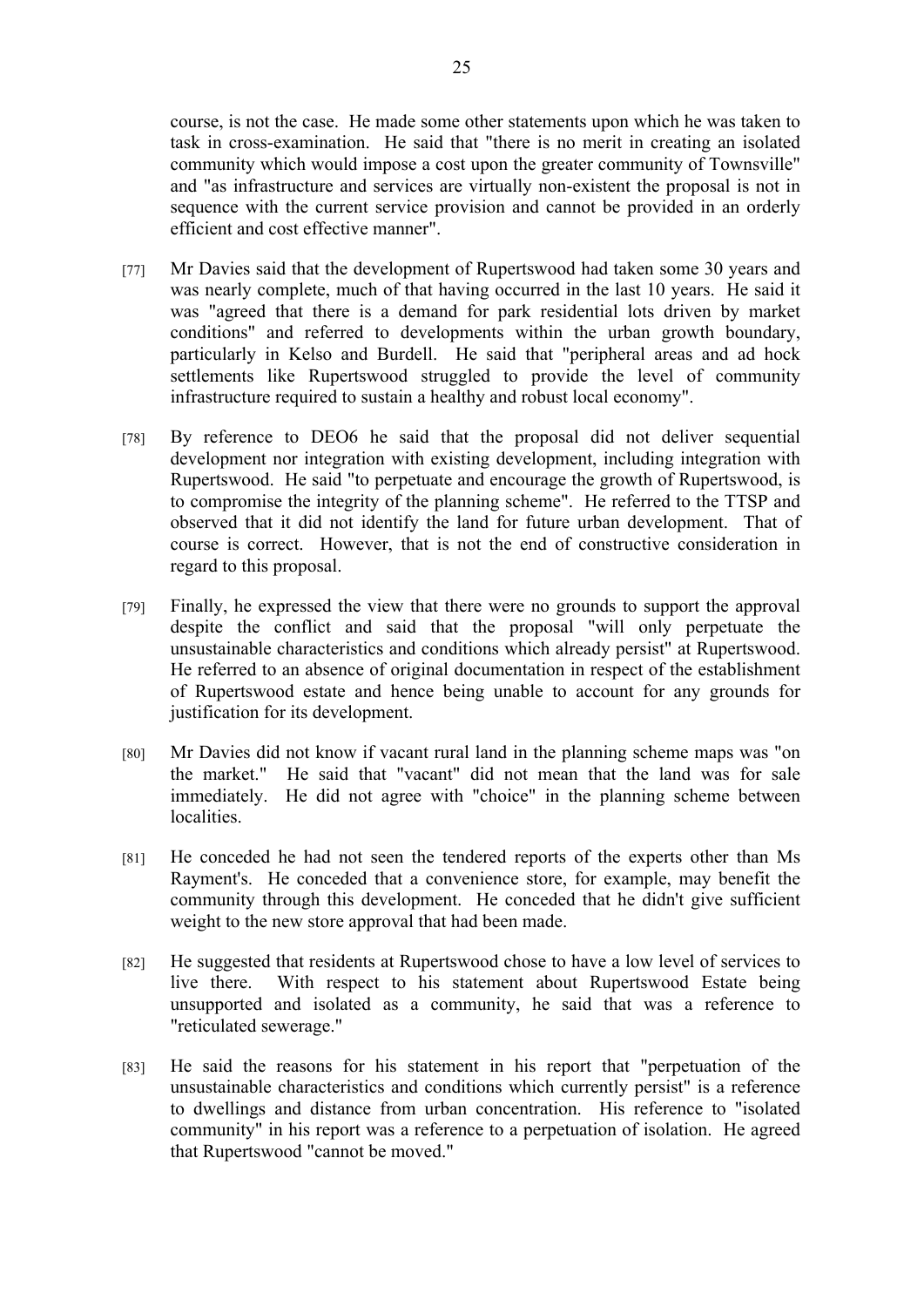course, is not the case. He made some other statements upon which he was taken to task in cross-examination. He said that "there is no merit in creating an isolated community which would impose a cost upon the greater community of Townsville" and "as infrastructure and services are virtually non-existent the proposal is not in sequence with the current service provision and cannot be provided in an orderly efficient and cost effective manner".

[77] Mr Davies said that the development of Rupertswood had taken some 30 years and was nearly complete, much of that having occurred in the last 10 years. He said it was "agreed that there is a demand for park residential lots driven by market conditions" and referred to developments within the urban growth boundary, particularly in Kelso and Burdell. He said that "peripheral areas and ad hock settlements like Rupertswood struggled to provide the level of community infrastructure required to sustain a healthy and robust local economy".

[78] By reference to DEO6 he said that the proposal did not deliver sequential development nor integration with existing development, including integration with Rupertswood. He said "to perpetuate and encourage the growth of Rupertswood, is to compromise the integrity of the planning scheme". He referred to the TTSP and observed that it did not identify the land for future urban development. That of course is correct. However, that is not the end of constructive consideration in regard to this proposal.

[79] Finally, he expressed the view that there were no grounds to support the approval despite the conflict and said that the proposal "will only perpetuate the unsustainable characteristics and conditions which already persist" at Rupertswood. He referred to an absence of original documentation in respect of the establishment of Rupertswood estate and hence being unable to account for any grounds for justification for its development.

[80] Mr Davies did not know if vacant rural land in the planning scheme maps was "on the market." He said that "vacant" did not mean that the land was for sale immediately. He did not agree with "choice" in the planning scheme between localities.

[81] He conceded he had not seen the tendered reports of the experts other than Ms Rayment's. He conceded that a convenience store, for example, may benefit the community through this development. He conceded that he didn't give sufficient weight to the new store approval that had been made.

[82] He suggested that residents at Rupertswood chose to have a low level of services to live there. With respect to his statement about Rupertswood Estate being unsupported and isolated as a community, he said that was a reference to "reticulated sewerage."

[83] He said the reasons for his statement in his report that "perpetuation of the unsustainable characteristics and conditions which currently persist" is a reference to dwellings and distance from urban concentration. His reference to "isolated community" in his report was a reference to a perpetuation of isolation. He agreed that Rupertswood "cannot be moved."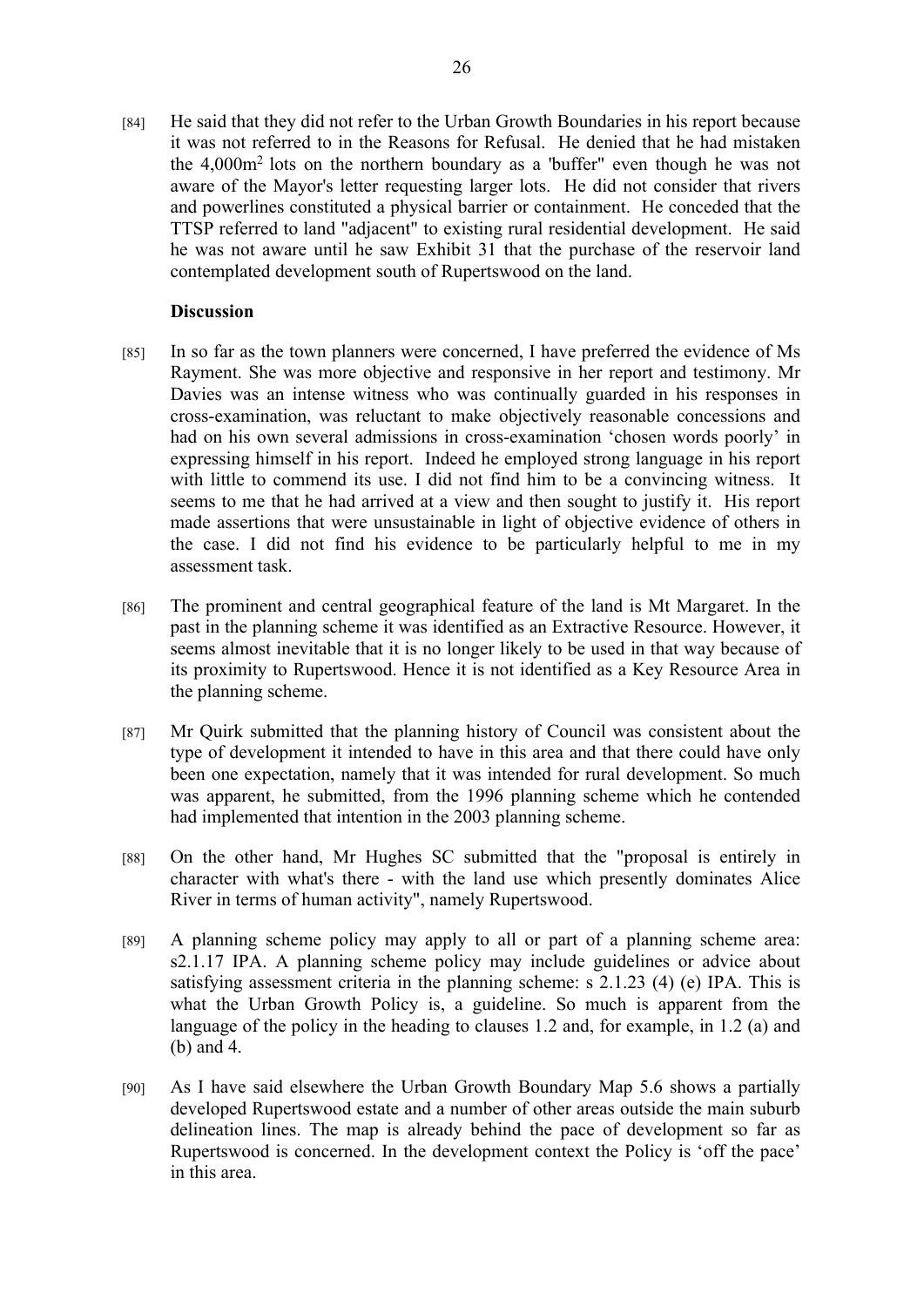[84] He said that they did not refer to the Urban Growth Boundaries in his report because it was not referred to in the Reasons for Refusal. He denied that he had mistaken the 4,000m[2] lots on the northern boundary as a 'buffer" even though he was not aware of the Mayor's letter requesting larger lots. He did not consider that rivers and powerlines constituted a physical barrier or containment. He conceded that the TTSP referred to land "adjacent" to existing rural residential development. He said he was not aware until he saw Exhibit 31 that the purchase of the reservoir land contemplated development south of Rupertswood on the land.

**Discussion**

[85] In so far as the town planners were concerned, I have preferred the evidence of Ms Rayment. She was more objective and responsive in her report and testimony. Mr Davies was an intense witness who was continually guarded in his responses in cross-examination, was reluctant to make objectively reasonable concessions and had on his own several admissions in cross-examination 'chosen words poorly' in expressing himself in his report. Indeed he employed strong language in his report with little to commend its use. I did not find him to be a convincing witness. It seems to me that he had arrived at a view and then sought to justify it. His report made assertions that were unsustainable in light of objective evidence of others in the case. I did not find his evidence to be particularly helpful to me in my assessment task.

[86] The prominent and central geographical feature of the land is Mt Margaret. In the past in the planning scheme it was identified as an Extractive Resource. However, it seems almost inevitable that it is no longer likely to be used in that way because of its proximity to Rupertswood. Hence it is not identified as a Key Resource Area in the planning scheme.

[87] Mr Quirk submitted that the planning history of Council was consistent about the type of development it intended to have in this area and that there could have only been one expectation, namely that it was intended for rural development. So much was apparent, he submitted, from the 1996 planning scheme which he contended had implemented that intention in the 2003 planning scheme.

[88] On the other hand, Mr Hughes SC submitted that the "proposal is entirely in character with what's there - with the land use which presently dominates Alice River in terms of human activity", namely Rupertswood.

[89] A planning scheme policy may apply to all or part of a planning scheme area: s2.1.17 IPA. A planning scheme policy may include guidelines or advice about satisfying assessment criteria in the planning scheme: s 2.1.23 (4) (e) IPA. This is what the Urban Growth Policy is, a guideline. So much is apparent from the language of the policy in the heading to clauses 1.2 and, for example, in 1.2 (a) and (b) and 4.

[90] As I have said elsewhere the Urban Growth Boundary Map 5.6 shows a partially developed Rupertswood estate and a number of other areas outside the main suburb delineation lines. The map is already behind the pace of development so far as Rupertswood is concerned. In the development context the Policy is 'off the pace' in this area.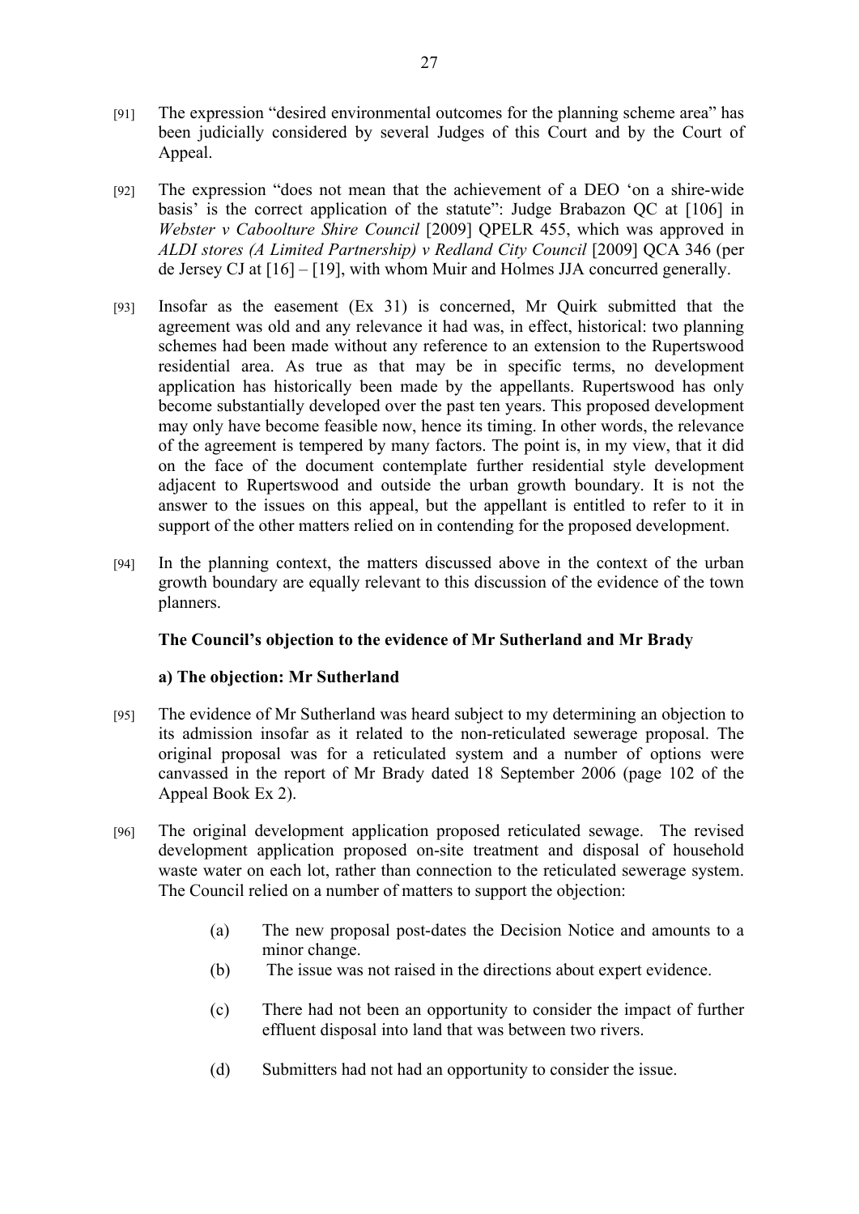[91] The expression "desired environmental outcomes for the planning scheme area" has been judicially considered by several Judges of this Court and by the Court of Appeal.

[92] The expression "does not mean that the achievement of a DEO 'on a shire-wide basis' is the correct application of the statute": Judge Brabazon QC at [106] in *Webster v Caboolture Shire Council* [2009] QPELR 455, which was approved in *ALDI stores (A Limited Partnership) v Redland City Council* [2009] QCA 346 (per de Jersey CJ at [16] – [19], with whom Muir and Holmes JJA concurred generally.

[93] Insofar as the easement (Ex 31) is concerned, Mr Quirk submitted that the agreement was old and any relevance it had was, in effect, historical: two planning schemes had been made without any reference to an extension to the Rupertswood residential area. As true as that may be in specific terms, no development application has historically been made by the appellants. Rupertswood has only become substantially developed over the past ten years. This proposed development may only have become feasible now, hence its timing. In other words, the relevance of the agreement is tempered by many factors. The point is, in my view, that it did on the face of the document contemplate further residential style development adjacent to Rupertswood and outside the urban growth boundary. It is not the answer to the issues on this appeal, but the appellant is entitled to refer to it in support of the other matters relied on in contending for the proposed development.

[94] In the planning context, the matters discussed above in the context of the urban growth boundary are equally relevant to this discussion of the evidence of the town planners.

**The Council's objection to the evidence of Mr Sutherland and Mr Brady**

**a) The objection: Mr Sutherland**

[95] The evidence of Mr Sutherland was heard subject to my determining an objection to its admission insofar as it related to the non-reticulated sewerage proposal. The original proposal was for a reticulated system and a number of options were canvassed in the report of Mr Brady dated 18 September 2006 (page 102 of the Appeal Book Ex 2).

[96] The original development application proposed reticulated sewage. The revised development application proposed on-site treatment and disposal of household waste water on each lot, rather than connection to the reticulated sewerage system. The Council relied on a number of matters to support the objection:

(a) The new proposal post-dates the Decision Notice and amounts to a minor change.

(b) The issue was not raised in the directions about expert evidence.

(c) There had not been an opportunity to consider the impact of further effluent disposal into land that was between two rivers.

(d) Submitters had not had an opportunity to consider the issue.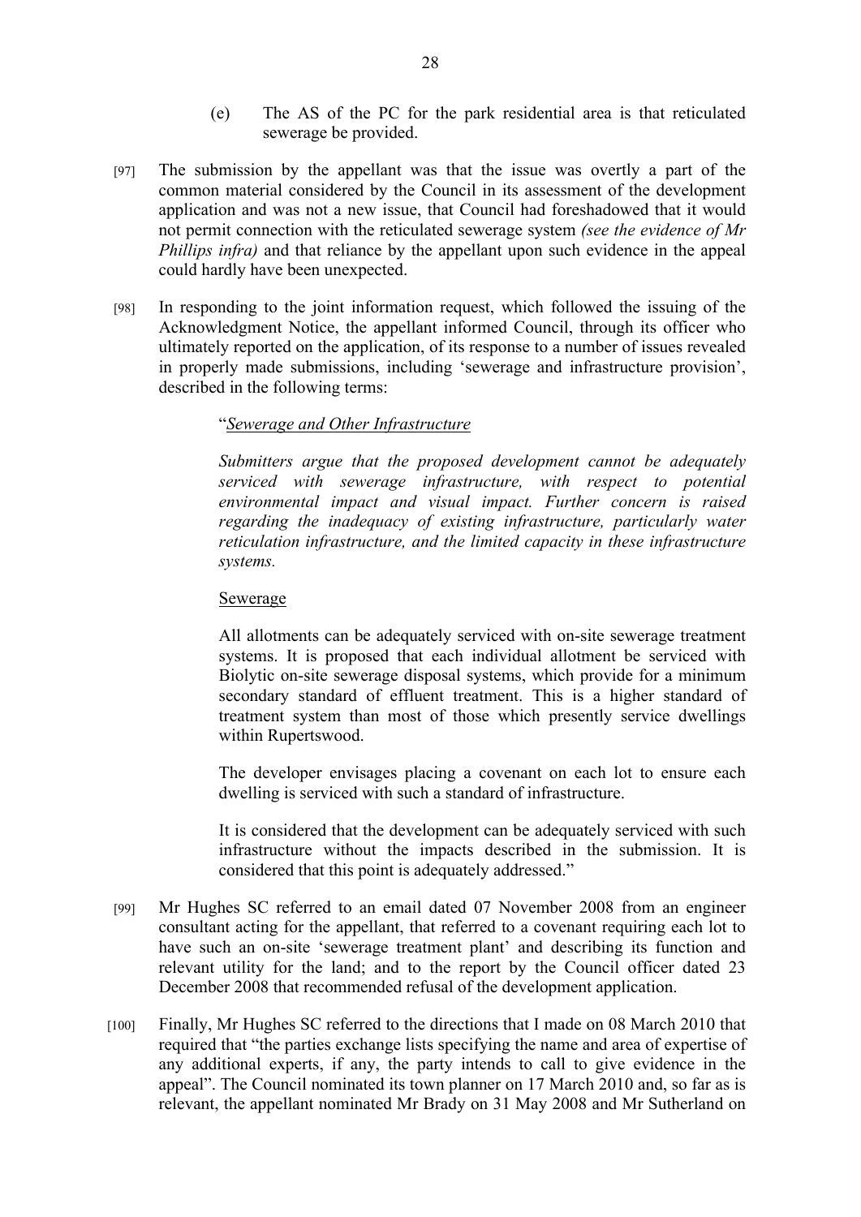(e) The AS of the PC for the park residential area is that reticulated sewerage be provided.

[97] The submission by the appellant was that the issue was overtly a part of the common material considered by the Council in its assessment of the development application and was not a new issue, that Council had foreshadowed that it would not permit connection with the reticulated sewerage system *(see the evidence of Mr Phillips infra)* and that reliance by the appellant upon such evidence in the appeal could hardly have been unexpected.

[98] In responding to the joint information request, which followed the issuing of the Acknowledgment Notice, the appellant informed Council, through its officer who ultimately reported on the application, of its response to a number of issues revealed in properly made submissions, including 'sewerage and infrastructure provision', described in the following terms:

> "<u>*Sewerage and Other Infrastructure*</u>
>
> ***Submitters argue that the proposed development cannot be adequately serviced with sewerage infrastructure, with respect to potential environmental impact and visual impact. Further concern is raised regarding the inadequacy of existing infrastructure, particularly water reticulation infrastructure, and the limited capacity in these infrastructure systems.***
>
> <u>Sewerage</u>
>
> All allotments can be adequately serviced with on-site sewerage treatment systems. It is proposed that each individual allotment be serviced with Biolytic on-site sewerage disposal systems, which provide for a minimum secondary standard of effluent treatment. This is a higher standard of treatment system than most of those which presently service dwellings within Rupertswood.
>
> The developer envisages placing a covenant on each lot to ensure each dwelling is serviced with such a standard of infrastructure.
>
> It is considered that the development can be adequately serviced with such infrastructure without the impacts described in the submission. It is considered that this point is adequately addressed."

[99] Mr Hughes SC referred to an email dated 07 November 2008 from an engineer consultant acting for the appellant, that referred to a covenant requiring each lot to have such an on-site 'sewerage treatment plant' and describing its function and relevant utility for the land; and to the report by the Council officer dated 23 December 2008 that recommended refusal of the development application.

[100] Finally, Mr Hughes SC referred to the directions that I made on 08 March 2010 that required that "the parties exchange lists specifying the name and area of expertise of any additional experts, if any, the party intends to call to give evidence in the appeal". The Council nominated its town planner on 17 March 2010 and, so far as is relevant, the appellant nominated Mr Brady on 31 May 2008 and Mr Sutherland on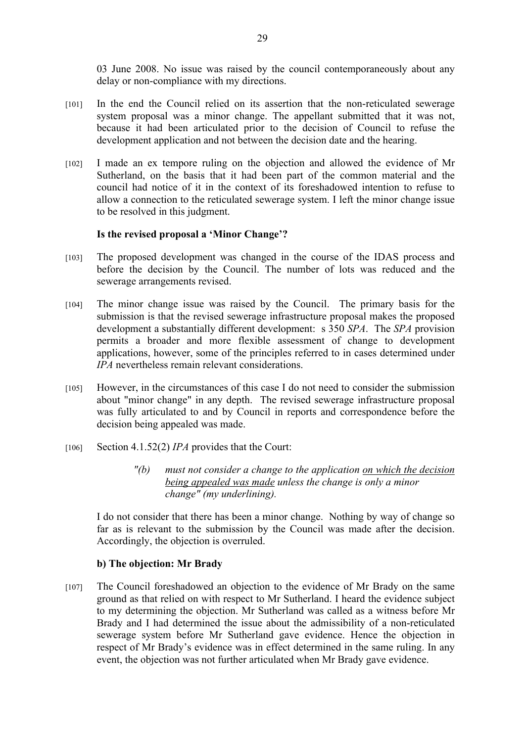03 June 2008. No issue was raised by the council contemporaneously about any delay or non-compliance with my directions.

[101] In the end the Council relied on its assertion that the non-reticulated sewerage system proposal was a minor change. The appellant submitted that it was not, because it had been articulated prior to the decision of Council to refuse the development application and not between the decision date and the hearing.

[102] I made an ex tempore ruling on the objection and allowed the evidence of Mr Sutherland, on the basis that it had been part of the common material and the council had notice of it in the context of its foreshadowed intention to refuse to allow a connection to the reticulated sewerage system. I left the minor change issue to be resolved in this judgment.

**Is the revised proposal a 'Minor Change'?**

[103] The proposed development was changed in the course of the IDAS process and before the decision by the Council. The number of lots was reduced and the sewerage arrangements revised.

[104] The minor change issue was raised by the Council. The primary basis for the submission is that the revised sewerage infrastructure proposal makes the proposed development a substantially different development: s 350 *SPA*. The *SPA* provision permits a broader and more flexible assessment of change to development applications, however, some of the principles referred to in cases determined under *IPA* nevertheless remain relevant considerations.

[105] However, in the circumstances of this case I do not need to consider the submission about "minor change" in any depth. The revised sewerage infrastructure proposal was fully articulated to and by Council in reports and correspondence before the decision being appealed was made.

[106] Section 4.1.52(2) *IPA* provides that the Court:

> *"(b) must not consider a change to the application <u>on which the decision being appealed was made</u> unless the change is only a minor change" (my underlining).*

I do not consider that there has been a minor change. Nothing by way of change so far as is relevant to the submission by the Council was made after the decision. Accordingly, the objection is overruled.

**b) The objection: Mr Brady**

[107] The Council foreshadowed an objection to the evidence of Mr Brady on the same ground as that relied on with respect to Mr Sutherland. I heard the evidence subject to my determining the objection. Mr Sutherland was called as a witness before Mr Brady and I had determined the issue about the admissibility of a non-reticulated sewerage system before Mr Sutherland gave evidence. Hence the objection in respect of Mr Brady's evidence was in effect determined in the same ruling. In any event, the objection was not further articulated when Mr Brady gave evidence.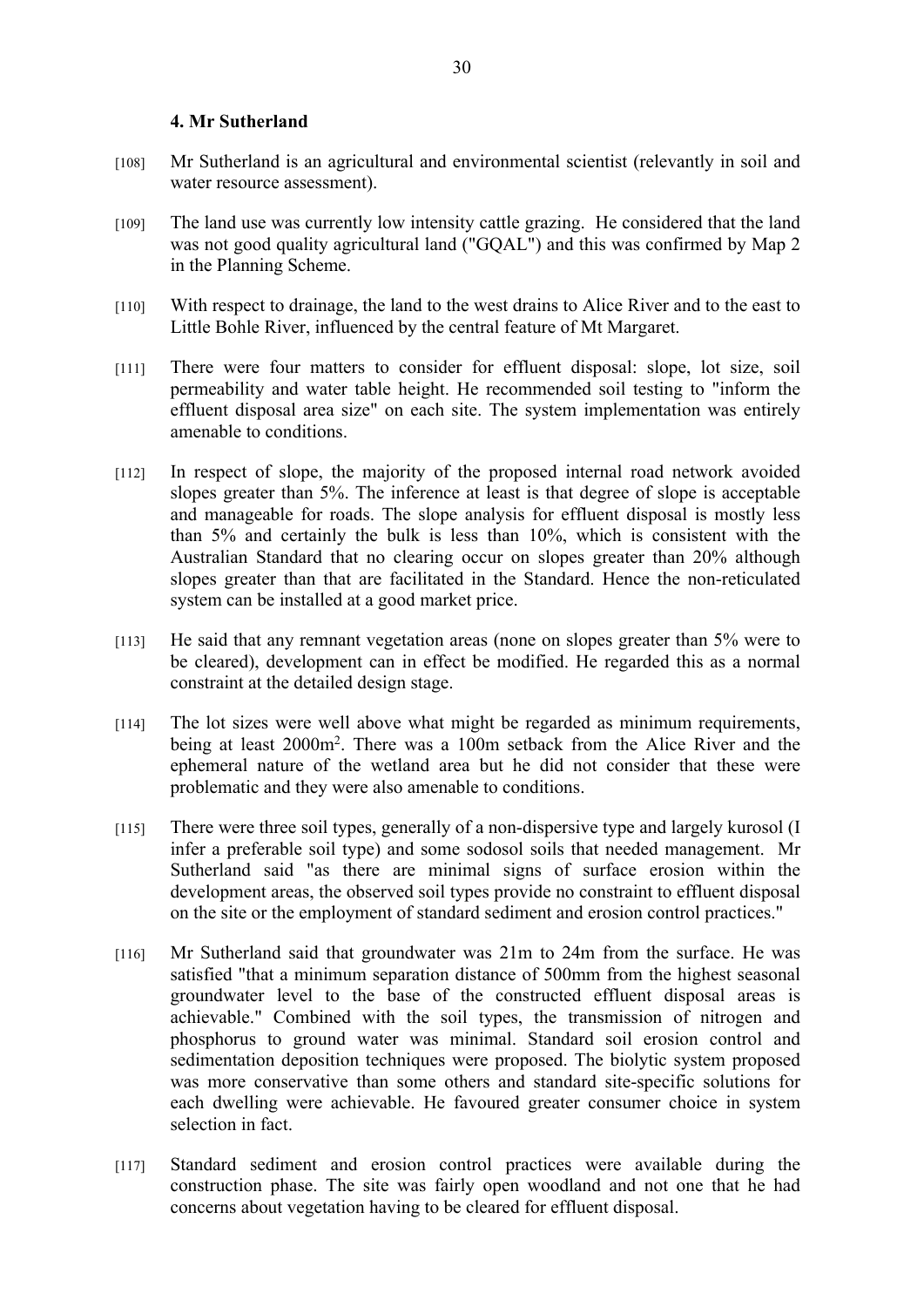#### 4. Mr Sutherland

[108] Mr Sutherland is an agricultural and environmental scientist (relevantly in soil and water resource assessment).

[109] The land use was currently low intensity cattle grazing. He considered that the land was not good quality agricultural land ("GQAL") and this was confirmed by Map 2 in the Planning Scheme.

[110] With respect to drainage, the land to the west drains to Alice River and to the east to Little Bohle River, influenced by the central feature of Mt Margaret.

[111] There were four matters to consider for effluent disposal: slope, lot size, soil permeability and water table height. He recommended soil testing to "inform the effluent disposal area size" on each site. The system implementation was entirely amenable to conditions.

[112] In respect of slope, the majority of the proposed internal road network avoided slopes greater than 5%. The inference at least is that degree of slope is acceptable and manageable for roads. The slope analysis for effluent disposal is mostly less than 5% and certainly the bulk is less than 10%, which is consistent with the Australian Standard that no clearing occur on slopes greater than 20% although slopes greater than that are facilitated in the Standard. Hence the non-reticulated system can be installed at a good market price.

[113] He said that any remnant vegetation areas (none on slopes greater than 5% were to be cleared), development can in effect be modified. He regarded this as a normal constraint at the detailed design stage.

[114] The lot sizes were well above what might be regarded as minimum requirements, being at least 2000m$^2$. There was a 100m setback from the Alice River and the ephemeral nature of the wetland area but he did not consider that these were problematic and they were also amenable to conditions.

[115] There were three soil types, generally of a non-dispersive type and largely kurosol (I infer a preferable soil type) and some sodosol soils that needed management. Mr Sutherland said "as there are minimal signs of surface erosion within the development areas, the observed soil types provide no constraint to effluent disposal on the site or the employment of standard sediment and erosion control practices."

[116] Mr Sutherland said that groundwater was 21m to 24m from the surface. He was satisfied "that a minimum separation distance of 500mm from the highest seasonal groundwater level to the base of the constructed effluent disposal areas is achievable." Combined with the soil types, the transmission of nitrogen and phosphorus to ground water was minimal. Standard soil erosion control and sedimentation deposition techniques were proposed. The biolytic system proposed was more conservative than some others and standard site-specific solutions for each dwelling were achievable. He favoured greater consumer choice in system selection in fact.

[117] Standard sediment and erosion control practices were available during the construction phase. The site was fairly open woodland and not one that he had concerns about vegetation having to be cleared for effluent disposal.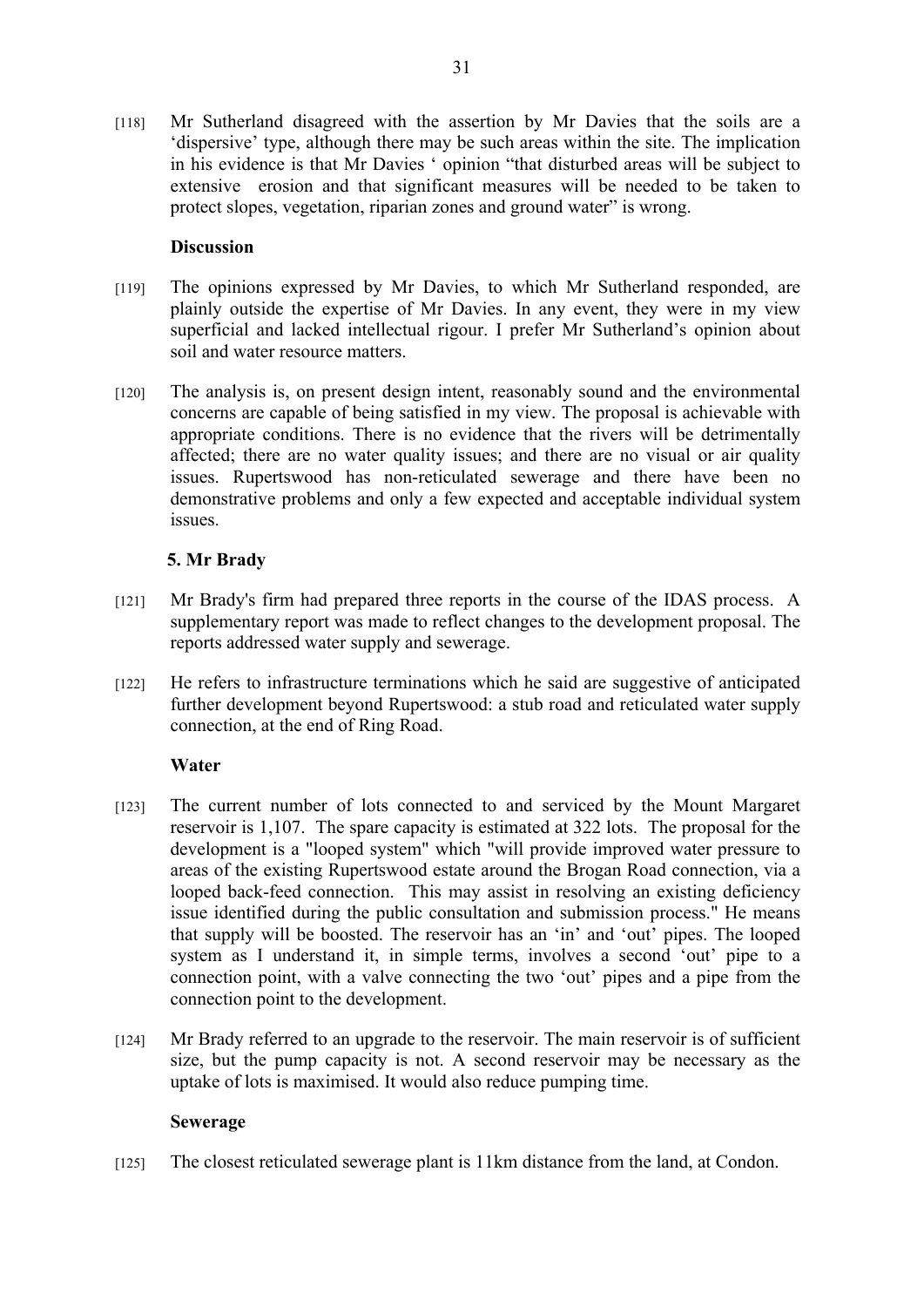[118] Mr Sutherland disagreed with the assertion by Mr Davies that the soils are a 'dispersive' type, although there may be such areas within the site. The implication in his evidence is that Mr Davies ' opinion "that disturbed areas will be subject to extensive erosion and that significant measures will be needed to be taken to protect slopes, vegetation, riparian zones and ground water" is wrong.

**Discussion**

[119] The opinions expressed by Mr Davies, to which Mr Sutherland responded, are plainly outside the expertise of Mr Davies. In any event, they were in my view superficial and lacked intellectual rigour. I prefer Mr Sutherland's opinion about soil and water resource matters.

[120] The analysis is, on present design intent, reasonably sound and the environmental concerns are capable of being satisfied in my view. The proposal is achievable with appropriate conditions. There is no evidence that the rivers will be detrimentally affected; there are no water quality issues; and there are no visual or air quality issues. Rupertswood has non-reticulated sewerage and there have been no demonstrative problems and only a few expected and acceptable individual system issues.

**5. Mr Brady**

[121] Mr Brady's firm had prepared three reports in the course of the IDAS process. A supplementary report was made to reflect changes to the development proposal. The reports addressed water supply and sewerage.

[122] He refers to infrastructure terminations which he said are suggestive of anticipated further development beyond Rupertswood: a stub road and reticulated water supply connection, at the end of Ring Road.

**Water**

[123] The current number of lots connected to and serviced by the Mount Margaret reservoir is 1,107. The spare capacity is estimated at 322 lots. The proposal for the development is a "looped system" which "will provide improved water pressure to areas of the existing Rupertswood estate around the Brogan Road connection, via a looped back-feed connection. This may assist in resolving an existing deficiency issue identified during the public consultation and submission process." He means that supply will be boosted. The reservoir has an 'in' and 'out' pipes. The looped system as I understand it, in simple terms, involves a second 'out' pipe to a connection point, with a valve connecting the two 'out' pipes and a pipe from the connection point to the development.

[124] Mr Brady referred to an upgrade to the reservoir. The main reservoir is of sufficient size, but the pump capacity is not. A second reservoir may be necessary as the uptake of lots is maximised. It would also reduce pumping time.

**Sewerage**

[125] The closest reticulated sewerage plant is 11km distance from the land, at Condon.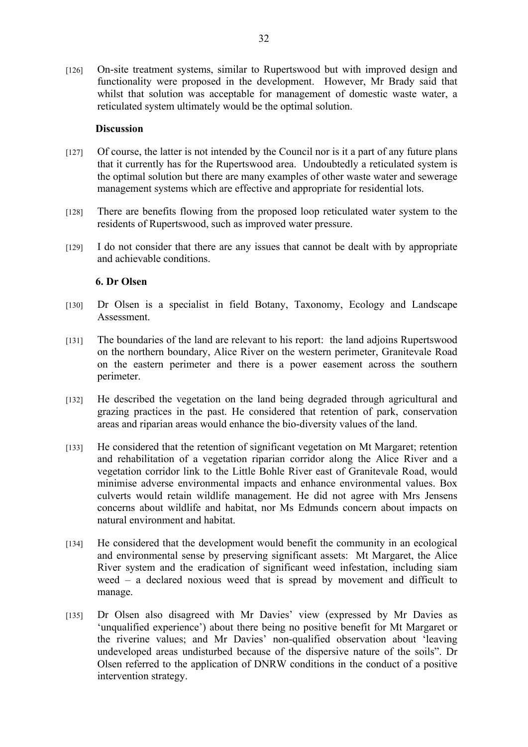[126] On-site treatment systems, similar to Rupertswood but with improved design and functionality were proposed in the development. However, Mr Brady said that whilst that solution was acceptable for management of domestic waste water, a reticulated system ultimately would be the optimal solution.

**Discussion**

[127] Of course, the latter is not intended by the Council nor is it a part of any future plans that it currently has for the Rupertswood area. Undoubtedly a reticulated system is the optimal solution but there are many examples of other waste water and sewerage management systems which are effective and appropriate for residential lots.

[128] There are benefits flowing from the proposed loop reticulated water system to the residents of Rupertswood, such as improved water pressure.

[129] I do not consider that there are any issues that cannot be dealt with by appropriate and achievable conditions.

**6. Dr Olsen**

[130] Dr Olsen is a specialist in field Botany, Taxonomy, Ecology and Landscape Assessment.

[131] The boundaries of the land are relevant to his report: the land adjoins Rupertswood on the northern boundary, Alice River on the western perimeter, Granitevale Road on the eastern perimeter and there is a power easement across the southern perimeter.

[132] He described the vegetation on the land being degraded through agricultural and grazing practices in the past. He considered that retention of park, conservation areas and riparian areas would enhance the bio-diversity values of the land.

[133] He considered that the retention of significant vegetation on Mt Margaret; retention and rehabilitation of a vegetation riparian corridor along the Alice River and a vegetation corridor link to the Little Bohle River east of Granitevale Road, would minimise adverse environmental impacts and enhance environmental values. Box culverts would retain wildlife management. He did not agree with Mrs Jensens concerns about wildlife and habitat, nor Ms Edmunds concern about impacts on natural environment and habitat.

[134] He considered that the development would benefit the community in an ecological and environmental sense by preserving significant assets: Mt Margaret, the Alice River system and the eradication of significant weed infestation, including siam weed – a declared noxious weed that is spread by movement and difficult to manage.

[135] Dr Olsen also disagreed with Mr Davies' view (expressed by Mr Davies as 'unqualified experience') about there being no positive benefit for Mt Margaret or the riverine values; and Mr Davies' non-qualified observation about 'leaving undeveloped areas undisturbed because of the dispersive nature of the soils". Dr Olsen referred to the application of DNRW conditions in the conduct of a positive intervention strategy.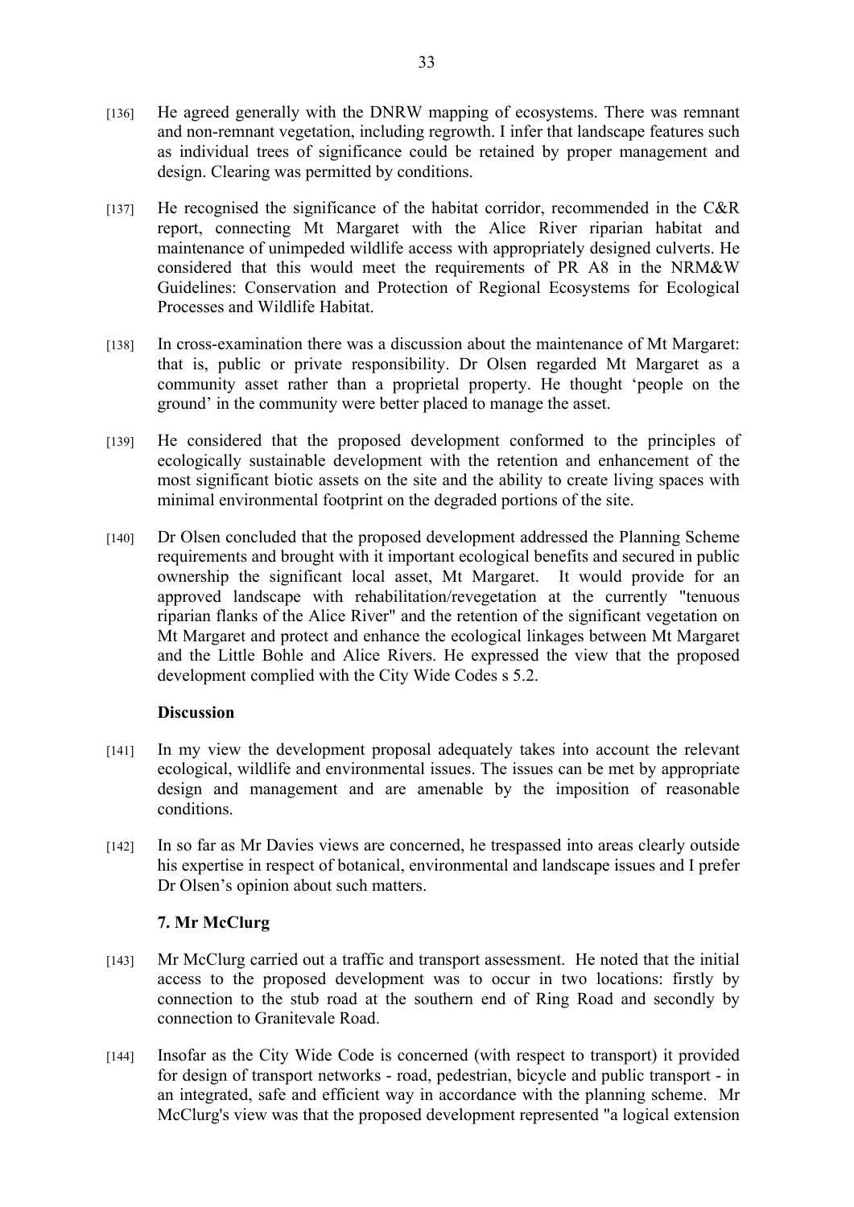[136] He agreed generally with the DNRW mapping of ecosystems. There was remnant and non-remnant vegetation, including regrowth. I infer that landscape features such as individual trees of significance could be retained by proper management and design. Clearing was permitted by conditions.

[137] He recognised the significance of the habitat corridor, recommended in the C&R report, connecting Mt Margaret with the Alice River riparian habitat and maintenance of unimpeded wildlife access with appropriately designed culverts. He considered that this would meet the requirements of PR A8 in the NRM&W Guidelines: Conservation and Protection of Regional Ecosystems for Ecological Processes and Wildlife Habitat.

[138] In cross-examination there was a discussion about the maintenance of Mt Margaret: that is, public or private responsibility. Dr Olsen regarded Mt Margaret as a community asset rather than a proprietal property. He thought 'people on the ground' in the community were better placed to manage the asset.

[139] He considered that the proposed development conformed to the principles of ecologically sustainable development with the retention and enhancement of the most significant biotic assets on the site and the ability to create living spaces with minimal environmental footprint on the degraded portions of the site.

[140] Dr Olsen concluded that the proposed development addressed the Planning Scheme requirements and brought with it important ecological benefits and secured in public ownership the significant local asset, Mt Margaret. It would provide for an approved landscape with rehabilitation/revegetation at the currently "tenuous riparian flanks of the Alice River" and the retention of the significant vegetation on Mt Margaret and protect and enhance the ecological linkages between Mt Margaret and the Little Bohle and Alice Rivers. He expressed the view that the proposed development complied with the City Wide Codes s 5.2.

**Discussion**

[141] In my view the development proposal adequately takes into account the relevant ecological, wildlife and environmental issues. The issues can be met by appropriate design and management and are amenable by the imposition of reasonable conditions.

[142] In so far as Mr Davies views are concerned, he trespassed into areas clearly outside his expertise in respect of botanical, environmental and landscape issues and I prefer Dr Olsen's opinion about such matters.

**7. Mr McClurg**

[143] Mr McClurg carried out a traffic and transport assessment. He noted that the initial access to the proposed development was to occur in two locations: firstly by connection to the stub road at the southern end of Ring Road and secondly by connection to Granitevale Road.

[144] Insofar as the City Wide Code is concerned (with respect to transport) it provided for design of transport networks - road, pedestrian, bicycle and public transport - in an integrated, safe and efficient way in accordance with the planning scheme. Mr McClurg's view was that the proposed development represented "a logical extension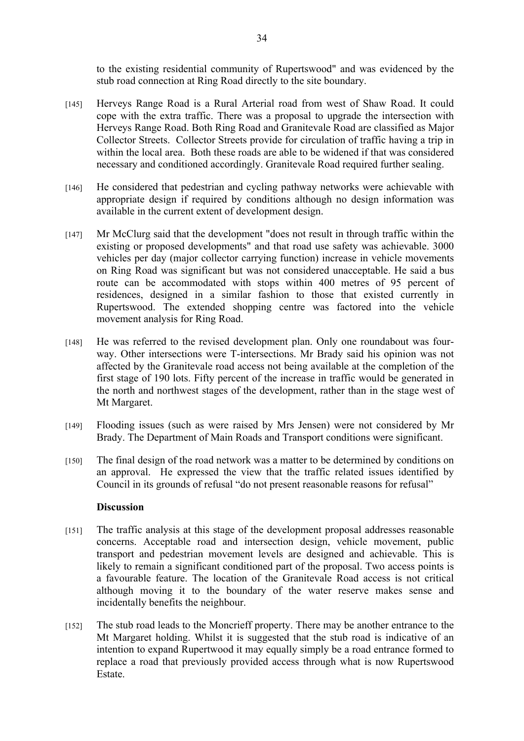to the existing residential community of Rupertswood" and was evidenced by the stub road connection at Ring Road directly to the site boundary.

[145] Herveys Range Road is a Rural Arterial road from west of Shaw Road. It could cope with the extra traffic. There was a proposal to upgrade the intersection with Herveys Range Road. Both Ring Road and Granitevale Road are classified as Major Collector Streets. Collector Streets provide for circulation of traffic having a trip in within the local area. Both these roads are able to be widened if that was considered necessary and conditioned accordingly. Granitevale Road required further sealing.

[146] He considered that pedestrian and cycling pathway networks were achievable with appropriate design if required by conditions although no design information was available in the current extent of development design.

[147] Mr McClurg said that the development "does not result in through traffic within the existing or proposed developments" and that road use safety was achievable. 3000 vehicles per day (major collector carrying function) increase in vehicle movements on Ring Road was significant but was not considered unacceptable. He said a bus route can be accommodated with stops within 400 metres of 95 percent of residences, designed in a similar fashion to those that existed currently in Rupertswood. The extended shopping centre was factored into the vehicle movement analysis for Ring Road.

[148] He was referred to the revised development plan. Only one roundabout was four-way. Other intersections were T-intersections. Mr Brady said his opinion was not affected by the Granitevale road access not being available at the completion of the first stage of 190 lots. Fifty percent of the increase in traffic would be generated in the north and northwest stages of the development, rather than in the stage west of Mt Margaret.

[149] Flooding issues (such as were raised by Mrs Jensen) were not considered by Mr Brady. The Department of Main Roads and Transport conditions were significant.

[150] The final design of the road network was a matter to be determined by conditions on an approval. He expressed the view that the traffic related issues identified by Council in its grounds of refusal "do not present reasonable reasons for refusal"

**Discussion**

[151] The traffic analysis at this stage of the development proposal addresses reasonable concerns. Acceptable road and intersection design, vehicle movement, public transport and pedestrian movement levels are designed and achievable. This is likely to remain a significant conditioned part of the proposal. Two access points is a favourable feature. The location of the Granitevale Road access is not critical although moving it to the boundary of the water reserve makes sense and incidentally benefits the neighbour.

[152] The stub road leads to the Moncrieff property. There may be another entrance to the Mt Margaret holding. Whilst it is suggested that the stub road is indicative of an intention to expand Rupertwood it may equally simply be a road entrance formed to replace a road that previously provided access through what is now Rupertswood Estate.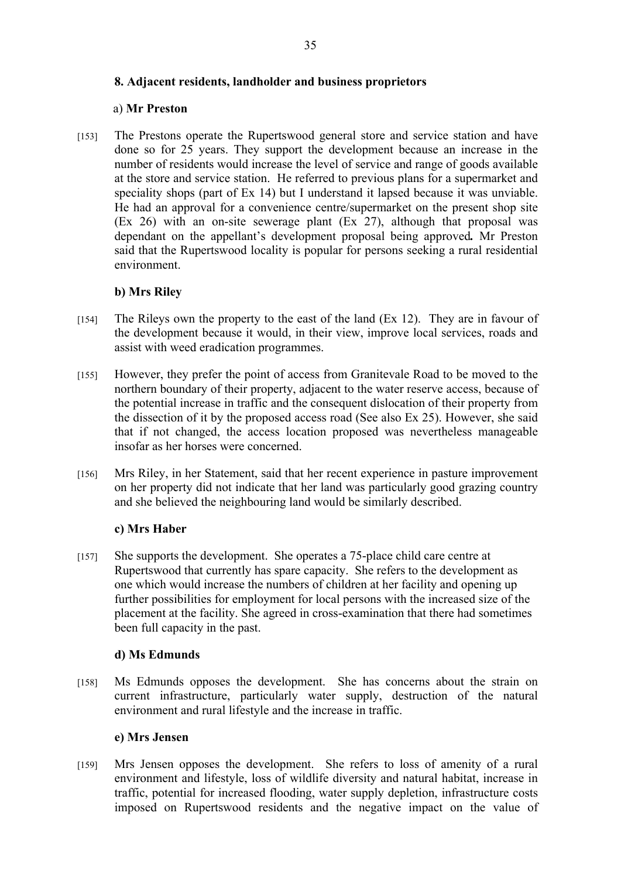**8. Adjacent residents, landholder and business proprietors**

a) **Mr Preston**

[153] The Prestons operate the Rupertswood general store and service station and have done so for 25 years. They support the development because an increase in the number of residents would increase the level of service and range of goods available at the store and service station. He referred to previous plans for a supermarket and speciality shops (part of Ex 14) but I understand it lapsed because it was unviable. He had an approval for a convenience centre/supermarket on the present shop site (Ex 26) with an on-site sewerage plant (Ex 27), although that proposal was dependant on the appellant's development proposal being approved**.** Mr Preston said that the Rupertswood locality is popular for persons seeking a rural residential environment.

**b) Mrs Riley**

[154] The Rileys own the property to the east of the land (Ex 12). They are in favour of the development because it would, in their view, improve local services, roads and assist with weed eradication programmes.

[155] However, they prefer the point of access from Granitevale Road to be moved to the northern boundary of their property, adjacent to the water reserve access, because of the potential increase in traffic and the consequent dislocation of their property from the dissection of it by the proposed access road (See also Ex 25). However, she said that if not changed, the access location proposed was nevertheless manageable insofar as her horses were concerned.

[156] Mrs Riley, in her Statement, said that her recent experience in pasture improvement on her property did not indicate that her land was particularly good grazing country and she believed the neighbouring land would be similarly described.

**c) Mrs Haber**

[157] She supports the development. She operates a 75-place child care centre at Rupertswood that currently has spare capacity. She refers to the development as one which would increase the numbers of children at her facility and opening up further possibilities for employment for local persons with the increased size of the placement at the facility. She agreed in cross-examination that there had sometimes been full capacity in the past.

**d) Ms Edmunds**

[158] Ms Edmunds opposes the development. She has concerns about the strain on current infrastructure, particularly water supply, destruction of the natural environment and rural lifestyle and the increase in traffic.

**e) Mrs Jensen**

[159] Mrs Jensen opposes the development. She refers to loss of amenity of a rural environment and lifestyle, loss of wildlife diversity and natural habitat, increase in traffic, potential for increased flooding, water supply depletion, infrastructure costs imposed on Rupertswood residents and the negative impact on the value of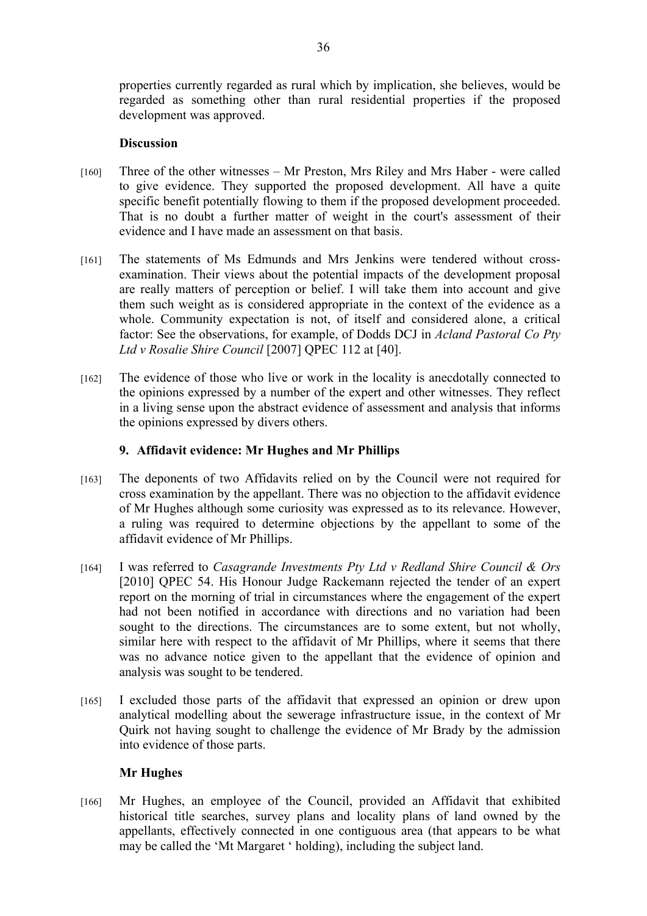properties currently regarded as rural which by implication, she believes, would be regarded as something other than rural residential properties if the proposed development was approved.

**Discussion**

[160] Three of the other witnesses – Mr Preston, Mrs Riley and Mrs Haber - were called to give evidence. They supported the proposed development. All have a quite specific benefit potentially flowing to them if the proposed development proceeded. That is no doubt a further matter of weight in the court's assessment of their evidence and I have made an assessment on that basis.

[161] The statements of Ms Edmunds and Mrs Jenkins were tendered without cross-examination. Their views about the potential impacts of the development proposal are really matters of perception or belief. I will take them into account and give them such weight as is considered appropriate in the context of the evidence as a whole. Community expectation is not, of itself and considered alone, a critical factor: See the observations, for example, of Dodds DCJ in *Acland Pastoral Co Pty Ltd v Rosalie Shire Council* [2007] QPEC 112 at [40].

[162] The evidence of those who live or work in the locality is anecdotally connected to the opinions expressed by a number of the expert and other witnesses. They reflect in a living sense upon the abstract evidence of assessment and analysis that informs the opinions expressed by divers others.

### 9. Affidavit evidence: Mr Hughes and Mr Phillips

[163] The deponents of two Affidavits relied on by the Council were not required for cross examination by the appellant. There was no objection to the affidavit evidence of Mr Hughes although some curiosity was expressed as to its relevance. However, a ruling was required to determine objections by the appellant to some of the affidavit evidence of Mr Phillips.

[164] I was referred to *Casagrande Investments Pty Ltd v Redland Shire Council & Ors* [2010] QPEC 54. His Honour Judge Rackemann rejected the tender of an expert report on the morning of trial in circumstances where the engagement of the expert had not been notified in accordance with directions and no variation had been sought to the directions. The circumstances are to some extent, but not wholly, similar here with respect to the affidavit of Mr Phillips, where it seems that there was no advance notice given to the appellant that the evidence of opinion and analysis was sought to be tendered.

[165] I excluded those parts of the affidavit that expressed an opinion or drew upon analytical modelling about the sewerage infrastructure issue, in the context of Mr Quirk not having sought to challenge the evidence of Mr Brady by the admission into evidence of those parts.

**Mr Hughes**

[166] Mr Hughes, an employee of the Council, provided an Affidavit that exhibited historical title searches, survey plans and locality plans of land owned by the appellants, effectively connected in one contiguous area (that appears to be what may be called the 'Mt Margaret ' holding), including the subject land.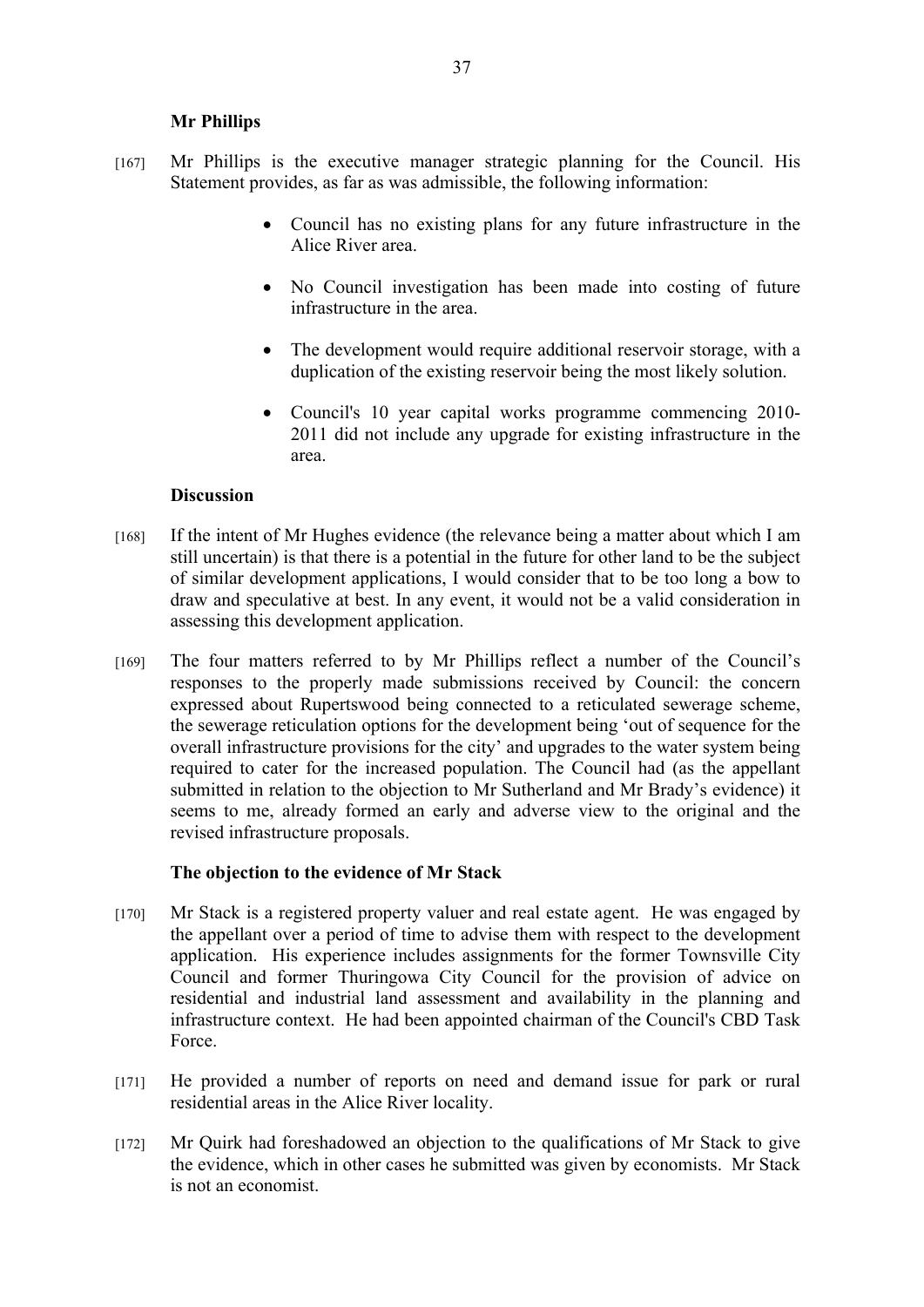**Mr Phillips**

[167] Mr Phillips is the executive manager strategic planning for the Council. His Statement provides, as far as was admissible, the following information:

- Council has no existing plans for any future infrastructure in the Alice River area.
- No Council investigation has been made into costing of future infrastructure in the area.
- The development would require additional reservoir storage, with a duplication of the existing reservoir being the most likely solution.
- Council's 10 year capital works programme commencing 2010-2011 did not include any upgrade for existing infrastructure in the area.

**Discussion**

[168] If the intent of Mr Hughes evidence (the relevance being a matter about which I am still uncertain) is that there is a potential in the future for other land to be the subject of similar development applications, I would consider that to be too long a bow to draw and speculative at best. In any event, it would not be a valid consideration in assessing this development application.

[169] The four matters referred to by Mr Phillips reflect a number of the Council's responses to the properly made submissions received by Council: the concern expressed about Rupertswood being connected to a reticulated sewerage scheme, the sewerage reticulation options for the development being 'out of sequence for the overall infrastructure provisions for the city' and upgrades to the water system being required to cater for the increased population. The Council had (as the appellant submitted in relation to the objection to Mr Sutherland and Mr Brady's evidence) it seems to me, already formed an early and adverse view to the original and the revised infrastructure proposals.

**The objection to the evidence of Mr Stack**

[170] Mr Stack is a registered property valuer and real estate agent. He was engaged by the appellant over a period of time to advise them with respect to the development application. His experience includes assignments for the former Townsville City Council and former Thuringowa City Council for the provision of advice on residential and industrial land assessment and availability in the planning and infrastructure context. He had been appointed chairman of the Council's CBD Task Force.

[171] He provided a number of reports on need and demand issue for park or rural residential areas in the Alice River locality.

[172] Mr Quirk had foreshadowed an objection to the qualifications of Mr Stack to give the evidence, which in other cases he submitted was given by economists. Mr Stack is not an economist.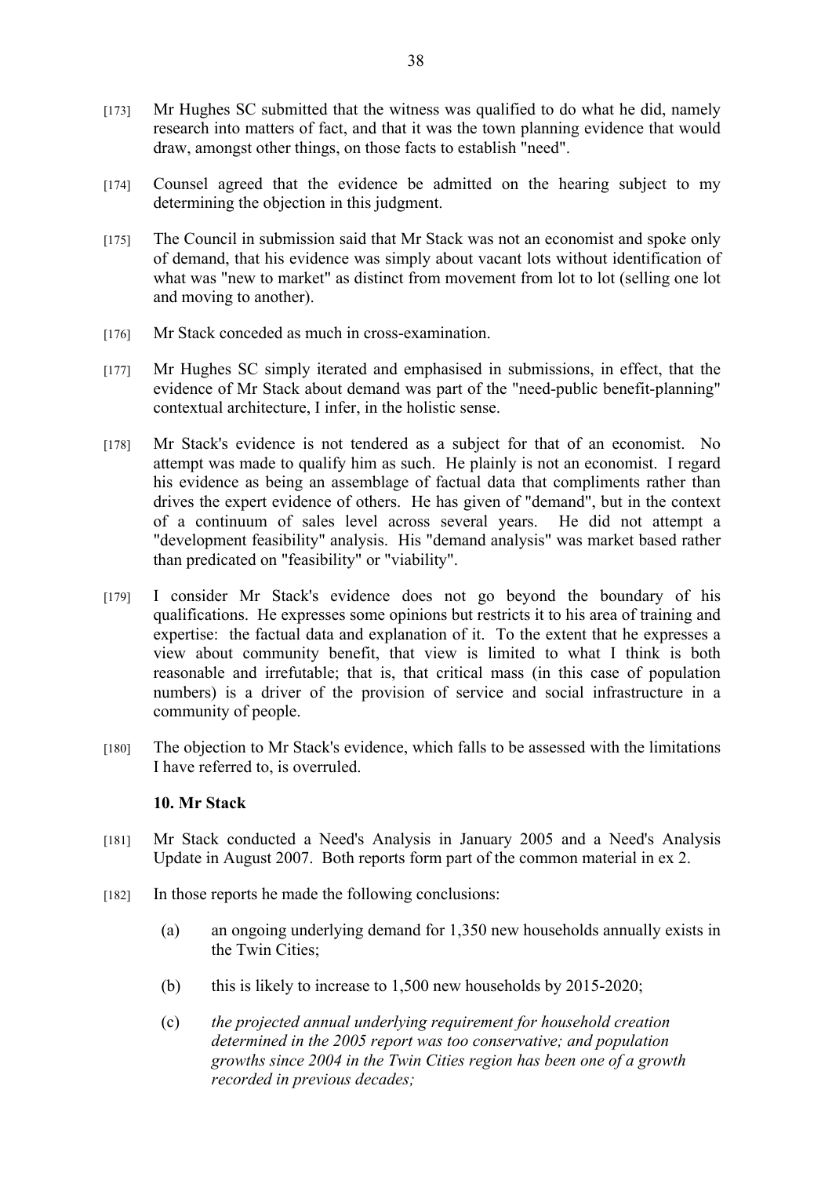[173] Mr Hughes SC submitted that the witness was qualified to do what he did, namely research into matters of fact, and that it was the town planning evidence that would draw, amongst other things, on those facts to establish "need".

[174] Counsel agreed that the evidence be admitted on the hearing subject to my determining the objection in this judgment.

[175] The Council in submission said that Mr Stack was not an economist and spoke only of demand, that his evidence was simply about vacant lots without identification of what was "new to market" as distinct from movement from lot to lot (selling one lot and moving to another).

[176] Mr Stack conceded as much in cross-examination.

[177] Mr Hughes SC simply iterated and emphasised in submissions, in effect, that the evidence of Mr Stack about demand was part of the "need-public benefit-planning" contextual architecture, I infer, in the holistic sense.

[178] Mr Stack's evidence is not tendered as a subject for that of an economist. No attempt was made to qualify him as such. He plainly is not an economist. I regard his evidence as being an assemblage of factual data that compliments rather than drives the expert evidence of others. He has given of "demand", but in the context of a continuum of sales level across several years. He did not attempt a "development feasibility" analysis. His "demand analysis" was market based rather than predicated on "feasibility" or "viability".

[179] I consider Mr Stack's evidence does not go beyond the boundary of his qualifications. He expresses some opinions but restricts it to his area of training and expertise: the factual data and explanation of it. To the extent that he expresses a view about community benefit, that view is limited to what I think is both reasonable and irrefutable; that is, that critical mass (in this case of population numbers) is a driver of the provision of service and social infrastructure in a community of people.

[180] The objection to Mr Stack's evidence, which falls to be assessed with the limitations I have referred to, is overruled.

### 10. Mr Stack

[181] Mr Stack conducted a Need's Analysis in January 2005 and a Need's Analysis Update in August 2007. Both reports form part of the common material in ex 2.

[182] In those reports he made the following conclusions:

(a) an ongoing underlying demand for 1,350 new households annually exists in the Twin Cities;

(b) this is likely to increase to 1,500 new households by 2015-2020;

(c) *the projected annual underlying requirement for household creation determined in the 2005 report was too conservative; and population growths since 2004 in the Twin Cities region has been one of a growth recorded in previous decades;*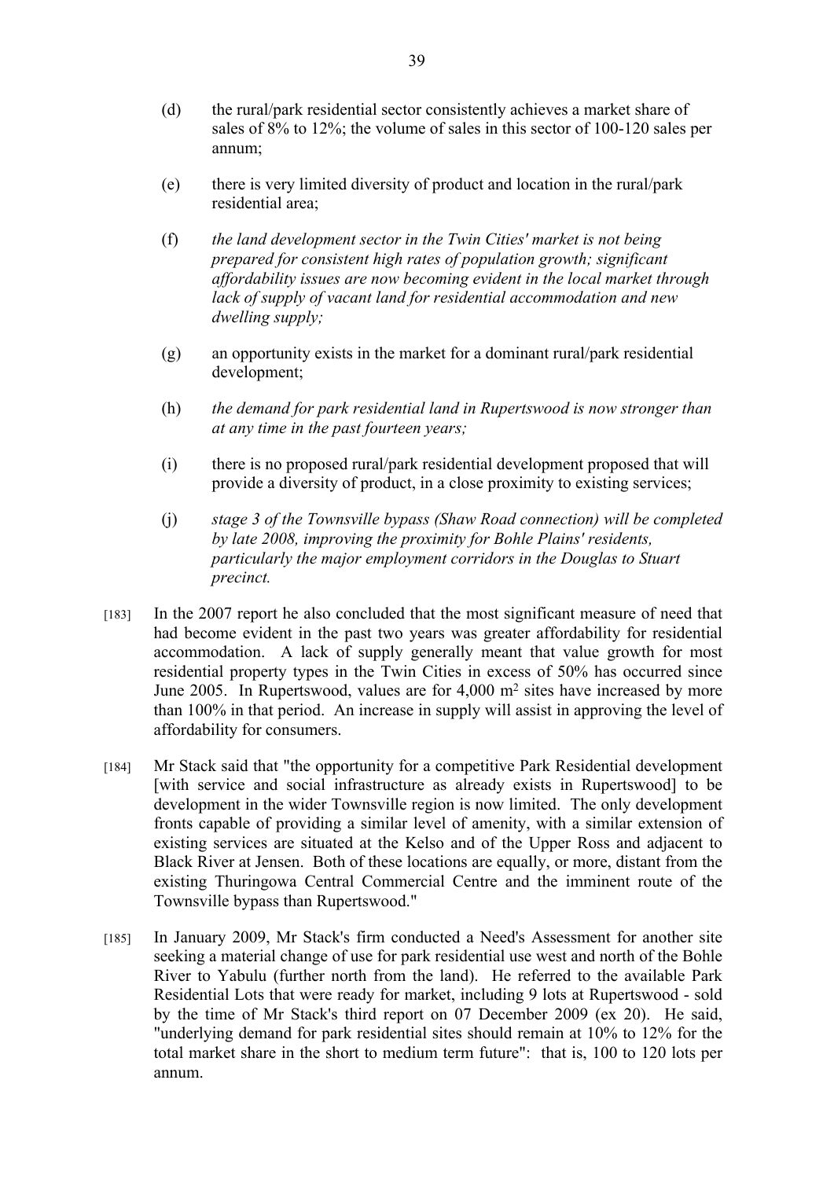(d) the rural/park residential sector consistently achieves a market share of sales of 8% to 12%; the volume of sales in this sector of 100-120 sales per annum;

(e) there is very limited diversity of product and location in the rural/park residential area;

(f) *the land development sector in the Twin Cities' market is not being prepared for consistent high rates of population growth; significant affordability issues are now becoming evident in the local market through lack of supply of vacant land for residential accommodation and new dwelling supply;*

(g) an opportunity exists in the market for a dominant rural/park residential development;

(h) *the demand for park residential land in Rupertswood is now stronger than at any time in the past fourteen years;*

(i) there is no proposed rural/park residential development proposed that will provide a diversity of product, in a close proximity to existing services;

(j) *stage 3 of the Townsville bypass (Shaw Road connection) will be completed by late 2008, improving the proximity for Bohle Plains' residents, particularly the major employment corridors in the Douglas to Stuart precinct.*

[183] In the 2007 report he also concluded that the most significant measure of need that had become evident in the past two years was greater affordability for residential accommodation. A lack of supply generally meant that value growth for most residential property types in the Twin Cities in excess of 50% has occurred since June 2005. In Rupertswood, values are for 4,000 $m^2$ sites have increased by more than 100% in that period. An increase in supply will assist in approving the level of affordability for consumers.

[184] Mr Stack said that "the opportunity for a competitive Park Residential development [with service and social infrastructure as already exists in Rupertswood] to be development in the wider Townsville region is now limited. The only development fronts capable of providing a similar level of amenity, with a similar extension of existing services are situated at the Kelso and of the Upper Ross and adjacent to Black River at Jensen. Both of these locations are equally, or more, distant from the existing Thuringowa Central Commercial Centre and the imminent route of the Townsville bypass than Rupertswood."

[185] In January 2009, Mr Stack's firm conducted a Need's Assessment for another site seeking a material change of use for park residential use west and north of the Bohle River to Yabulu (further north from the land). He referred to the available Park Residential Lots that were ready for market, including 9 lots at Rupertswood - sold by the time of Mr Stack's third report on 07 December 2009 (ex 20). He said, "underlying demand for park residential sites should remain at 10% to 12% for the total market share in the short to medium term future": that is, 100 to 120 lots per annum.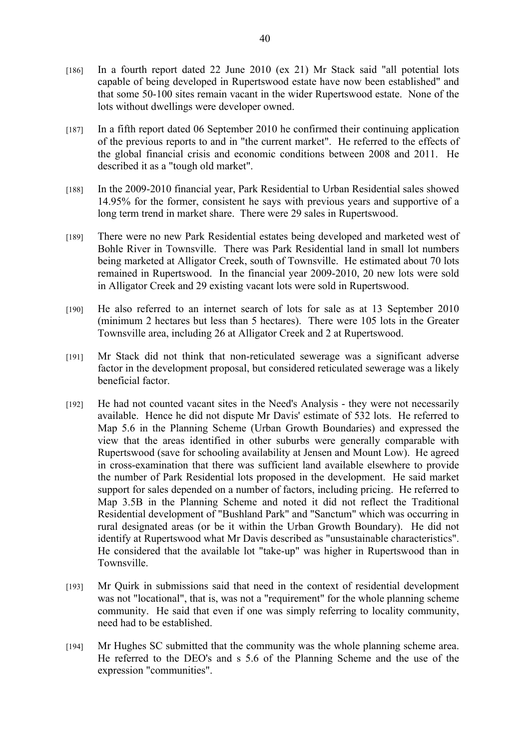[186] In a fourth report dated 22 June 2010 (ex 21) Mr Stack said "all potential lots capable of being developed in Rupertswood estate have now been established" and that some 50-100 sites remain vacant in the wider Rupertswood estate. None of the lots without dwellings were developer owned.

[187] In a fifth report dated 06 September 2010 he confirmed their continuing application of the previous reports to and in "the current market". He referred to the effects of the global financial crisis and economic conditions between 2008 and 2011. He described it as a "tough old market".

[188] In the 2009-2010 financial year, Park Residential to Urban Residential sales showed 14.95% for the former, consistent he says with previous years and supportive of a long term trend in market share. There were 29 sales in Rupertswood.

[189] There were no new Park Residential estates being developed and marketed west of Bohle River in Townsville. There was Park Residential land in small lot numbers being marketed at Alligator Creek, south of Townsville. He estimated about 70 lots remained in Rupertswood. In the financial year 2009-2010, 20 new lots were sold in Alligator Creek and 29 existing vacant lots were sold in Rupertswood.

[190] He also referred to an internet search of lots for sale as at 13 September 2010 (minimum 2 hectares but less than 5 hectares). There were 105 lots in the Greater Townsville area, including 26 at Alligator Creek and 2 at Rupertswood.

[191] Mr Stack did not think that non-reticulated sewerage was a significant adverse factor in the development proposal, but considered reticulated sewerage was a likely beneficial factor.

[192] He had not counted vacant sites in the Need's Analysis - they were not necessarily available. Hence he did not dispute Mr Davis' estimate of 532 lots. He referred to Map 5.6 in the Planning Scheme (Urban Growth Boundaries) and expressed the view that the areas identified in other suburbs were generally comparable with Rupertswood (save for schooling availability at Jensen and Mount Low). He agreed in cross-examination that there was sufficient land available elsewhere to provide the number of Park Residential lots proposed in the development. He said market support for sales depended on a number of factors, including pricing. He referred to Map 3.5B in the Planning Scheme and noted it did not reflect the Traditional Residential development of "Bushland Park" and "Sanctum" which was occurring in rural designated areas (or be it within the Urban Growth Boundary). He did not identify at Rupertswood what Mr Davis described as "unsustainable characteristics". He considered that the available lot "take-up" was higher in Rupertswood than in Townsville.

[193] Mr Quirk in submissions said that need in the context of residential development was not "locational", that is, was not a "requirement" for the whole planning scheme community. He said that even if one was simply referring to locality community, need had to be established.

[194] Mr Hughes SC submitted that the community was the whole planning scheme area. He referred to the DEO's and s 5.6 of the Planning Scheme and the use of the expression "communities".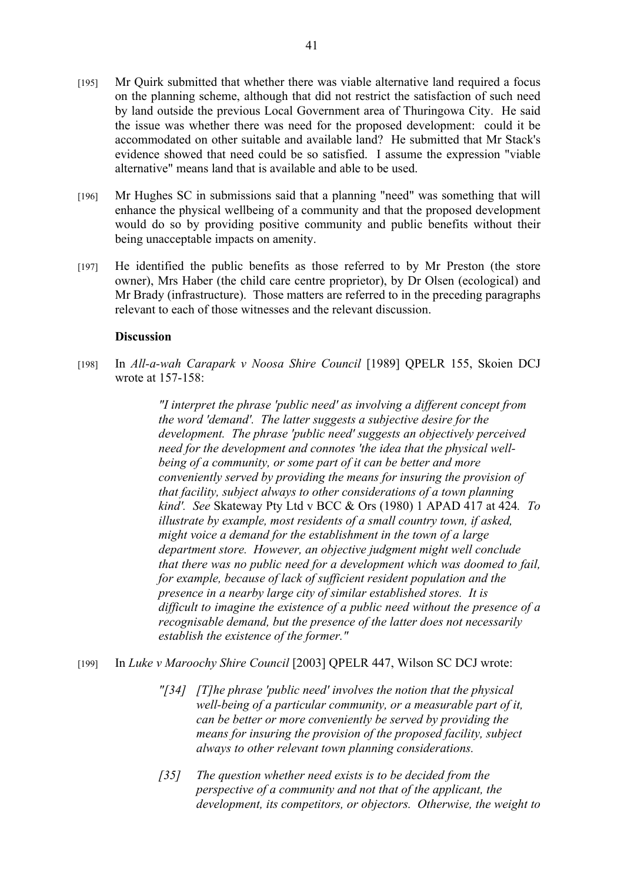[195] Mr Quirk submitted that whether there was viable alternative land required a focus on the planning scheme, although that did not restrict the satisfaction of such need by land outside the previous Local Government area of Thuringowa City. He said the issue was whether there was need for the proposed development: could it be accommodated on other suitable and available land? He submitted that Mr Stack's evidence showed that need could be so satisfied. I assume the expression "viable alternative" means land that is available and able to be used.

[196] Mr Hughes SC in submissions said that a planning "need" was something that will enhance the physical wellbeing of a community and that the proposed development would do so by providing positive community and public benefits without their being unacceptable impacts on amenity.

[197] He identified the public benefits as those referred to by Mr Preston (the store owner), Mrs Haber (the child care centre proprietor), by Dr Olsen (ecological) and Mr Brady (infrastructure). Those matters are referred to in the preceding paragraphs relevant to each of those witnesses and the relevant discussion.

**Discussion**

[198] In *All-a-wah Carapark v Noosa Shire Council* [1989] QPELR 155, Skoien DCJ wrote at 157-158:

> *"I interpret the phrase 'public need' as involving a different concept from the word 'demand'. The latter suggests a subjective desire for the development. The phrase 'public need' suggests an objectively perceived need for the development and connotes 'the idea that the physical well-being of a community, or some part of it can be better and more conveniently served by providing the means for insuring the provision of that facility, subject always to other considerations of a town planning kind'. See* Skateway Pty Ltd v BCC & Ors (1980) 1 APAD 417 at 424*. To illustrate by example, most residents of a small country town, if asked, might voice a demand for the establishment in the town of a large department store. However, an objective judgment might well conclude that there was no public need for a development which was doomed to fail, for example, because of lack of sufficient resident population and the presence in a nearby large city of similar established stores. It is difficult to imagine the existence of a public need without the presence of a recognisable demand, but the presence of the latter does not necessarily establish the existence of the former."*

[199] In *Luke v Maroochy Shire Council* [2003] QPELR 447, Wilson SC DCJ wrote:

> *"[34] [T]he phrase 'public need' involves the notion that the physical well-being of a particular community, or a measurable part of it, can be better or more conveniently be served by providing the means for insuring the provision of the proposed facility, subject always to other relevant town planning considerations.*
>
> *[35] The question whether need exists is to be decided from the perspective of a community and not that of the applicant, the development, its competitors, or objectors. Otherwise, the weight to*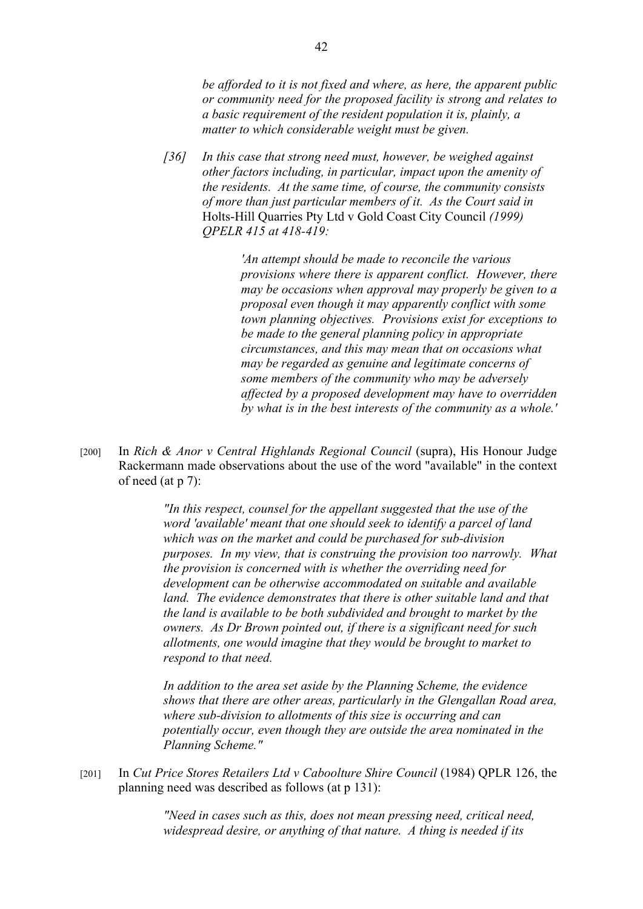> *be afforded to it is not fixed and where, as here, the apparent public or community need for the proposed facility is strong and relates to a basic requirement of the resident population it is, plainly, a matter to which considerable weight must be given.*
>
> *[36] In this case that strong need must, however, be weighed against other factors including, in particular, impact upon the amenity of the residents. At the same time, of course, the community consists of more than just particular members of it. As the Court said in* Holts-Hill Quarries Pty Ltd v Gold Coast City Council *(1999) QPELR 415 at 418-419:*
>
> > *'An attempt should be made to reconcile the various provisions where there is apparent conflict. However, there may be occasions when approval may properly be given to a proposal even though it may apparently conflict with some town planning objectives. Provisions exist for exceptions to be made to the general planning policy in appropriate circumstances, and this may mean that on occasions what may be regarded as genuine and legitimate concerns of some members of the community who may be adversely affected by a proposed development may have to overridden by what is in the best interests of the community as a whole.'*

[200] In *Rich & Anor v Central Highlands Regional Council* (supra), His Honour Judge Rackermann made observations about the use of the word "available" in the context of need (at p 7):

> *"In this respect, counsel for the appellant suggested that the use of the word 'available' meant that one should seek to identify a parcel of land which was on the market and could be purchased for sub-division purposes. In my view, that is construing the provision too narrowly. What the provision is concerned with is whether the overriding need for development can be otherwise accommodated on suitable and available land. The evidence demonstrates that there is other suitable land and that the land is available to be both subdivided and brought to market by the owners. As Dr Brown pointed out, if there is a significant need for such allotments, one would imagine that they would be brought to market to respond to that need.*
>
> *In addition to the area set aside by the Planning Scheme, the evidence shows that there are other areas, particularly in the Glengallan Road area, where sub-division to allotments of this size is occurring and can potentially occur, even though they are outside the area nominated in the Planning Scheme."*

[201] In *Cut Price Stores Retailers Ltd v Caboolture Shire Council* (1984) QPLR 126, the planning need was described as follows (at p 131):

> *"Need in cases such as this, does not mean pressing need, critical need, widespread desire, or anything of that nature. A thing is needed if its*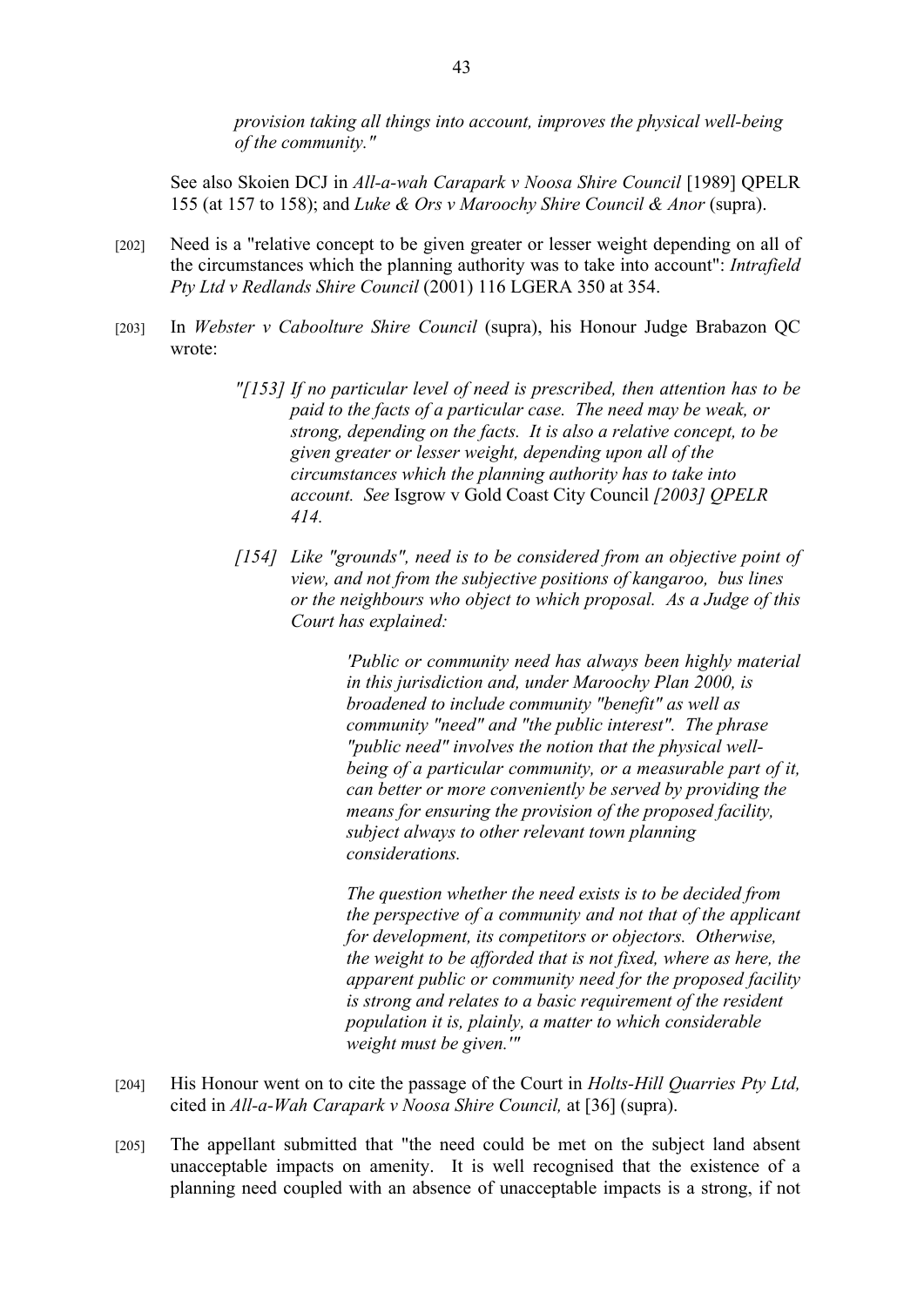*provision taking all things into account, improves the physical well-being of the community."*

See also Skoien DCJ in *All-a-wah Carapark v Noosa Shire Council* [1989] QPELR 155 (at 157 to 158); and *Luke & Ors v Maroochy Shire Council & Anor* (supra).

[202] Need is a "relative concept to be given greater or lesser weight depending on all of the circumstances which the planning authority was to take into account": *Intrafield Pty Ltd v Redlands Shire Council* (2001) 116 LGERA 350 at 354.

[203] In *Webster v Caboolture Shire Council* (supra), his Honour Judge Brabazon QC wrote:

> *"[153] If no particular level of need is prescribed, then attention has to be paid to the facts of a particular case. The need may be weak, or strong, depending on the facts. It is also a relative concept, to be given greater or lesser weight, depending upon all of the circumstances which the planning authority has to take into account. See* Isgrow v Gold Coast City Council *[2003] QPELR 414.*
>
> *[154] Like "grounds", need is to be considered from an objective point of view, and not from the subjective positions of kangaroo, bus lines or the neighbours who object to which proposal. As a Judge of this Court has explained:*
>
> > *'Public or community need has always been highly material in this jurisdiction and, under Maroochy Plan 2000, is broadened to include community "benefit" as well as community "need" and "the public interest". The phrase "public need" involves the notion that the physical well-being of a particular community, or a measurable part of it, can better or more conveniently be served by providing the means for ensuring the provision of the proposed facility, subject always to other relevant town planning considerations.*
> >
> > *The question whether the need exists is to be decided from the perspective of a community and not that of the applicant for development, its competitors or objectors. Otherwise, the weight to be afforded that is not fixed, where as here, the apparent public or community need for the proposed facility is strong and relates to a basic requirement of the resident population it is, plainly, a matter to which considerable weight must be given.'"*

[204] His Honour went on to cite the passage of the Court in *Holts-Hill Quarries Pty Ltd,* cited in *All-a-Wah Carapark v Noosa Shire Council,* at [36] (supra).

[205] The appellant submitted that "the need could be met on the subject land absent unacceptable impacts on amenity. It is well recognised that the existence of a planning need coupled with an absence of unacceptable impacts is a strong, if not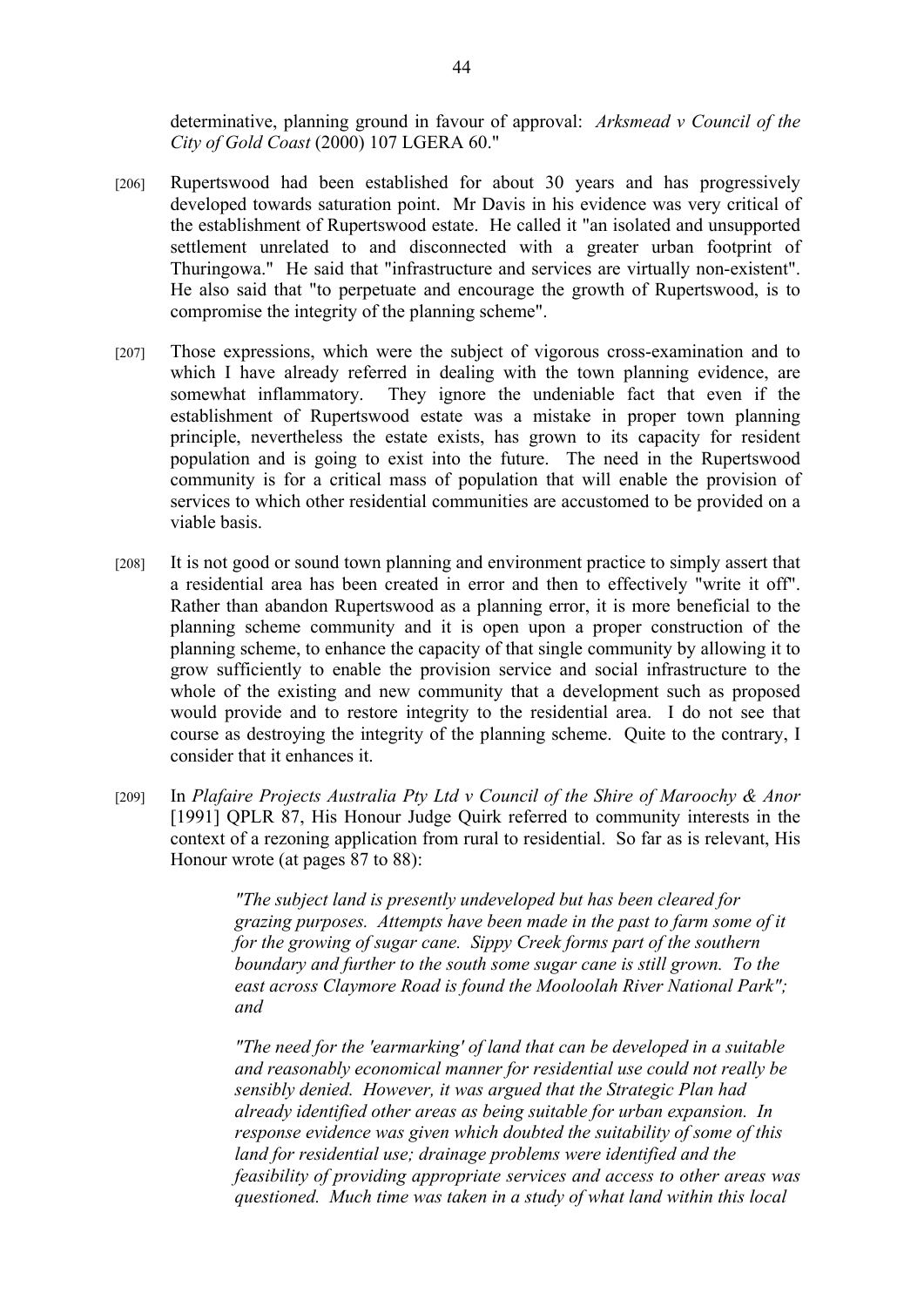determinative, planning ground in favour of approval: *Arksmead v Council of the City of Gold Coast* (2000) 107 LGERA 60."

[206] Rupertswood had been established for about 30 years and has progressively developed towards saturation point. Mr Davis in his evidence was very critical of the establishment of Rupertswood estate. He called it "an isolated and unsupported settlement unrelated to and disconnected with a greater urban footprint of Thuringowa." He said that "infrastructure and services are virtually non-existent". He also said that "to perpetuate and encourage the growth of Rupertswood, is to compromise the integrity of the planning scheme".

[207] Those expressions, which were the subject of vigorous cross-examination and to which I have already referred in dealing with the town planning evidence, are somewhat inflammatory. They ignore the undeniable fact that even if the establishment of Rupertswood estate was a mistake in proper town planning principle, nevertheless the estate exists, has grown to its capacity for resident population and is going to exist into the future. The need in the Rupertswood community is for a critical mass of population that will enable the provision of services to which other residential communities are accustomed to be provided on a viable basis.

[208] It is not good or sound town planning and environment practice to simply assert that a residential area has been created in error and then to effectively "write it off". Rather than abandon Rupertswood as a planning error, it is more beneficial to the planning scheme community and it is open upon a proper construction of the planning scheme, to enhance the capacity of that single community by allowing it to grow sufficiently to enable the provision service and social infrastructure to the whole of the existing and new community that a development such as proposed would provide and to restore integrity to the residential area. I do not see that course as destroying the integrity of the planning scheme. Quite to the contrary, I consider that it enhances it.

[209] In *Plafaire Projects Australia Pty Ltd v Council of the Shire of Maroochy & Anor* [1991] QPLR 87, His Honour Judge Quirk referred to community interests in the context of a rezoning application from rural to residential. So far as is relevant, His Honour wrote (at pages 87 to 88):

> *"The subject land is presently undeveloped but has been cleared for grazing purposes. Attempts have been made in the past to farm some of it for the growing of sugar cane. Sippy Creek forms part of the southern boundary and further to the south some sugar cane is still grown. To the east across Claymore Road is found the Mooloolah River National Park"; and*
>
> *"The need for the 'earmarking' of land that can be developed in a suitable and reasonably economical manner for residential use could not really be sensibly denied. However, it was argued that the Strategic Plan had already identified other areas as being suitable for urban expansion. In response evidence was given which doubted the suitability of some of this land for residential use; drainage problems were identified and the feasibility of providing appropriate services and access to other areas was questioned. Much time was taken in a study of what land within this local*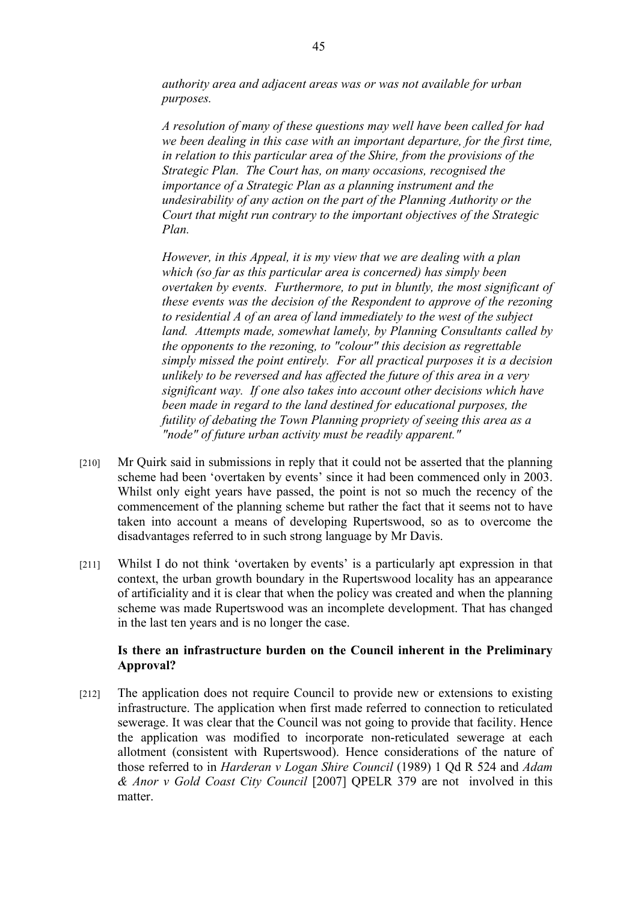*authority area and adjacent areas was or was not available for urban purposes.*

*A resolution of many of these questions may well have been called for had we been dealing in this case with an important departure, for the first time, in relation to this particular area of the Shire, from the provisions of the Strategic Plan. The Court has, on many occasions, recognised the importance of a Strategic Plan as a planning instrument and the undesirability of any action on the part of the Planning Authority or the Court that might run contrary to the important objectives of the Strategic Plan.*

*However, in this Appeal, it is my view that we are dealing with a plan which (so far as this particular area is concerned) has simply been overtaken by events. Furthermore, to put in bluntly, the most significant of these events was the decision of the Respondent to approve of the rezoning to residential A of an area of land immediately to the west of the subject land. Attempts made, somewhat lamely, by Planning Consultants called by the opponents to the rezoning, to "colour" this decision as regrettable simply missed the point entirely. For all practical purposes it is a decision unlikely to be reversed and has affected the future of this area in a very significant way. If one also takes into account other decisions which have been made in regard to the land destined for educational purposes, the futility of debating the Town Planning propriety of seeing this area as a "node" of future urban activity must be readily apparent."*

[210] Mr Quirk said in submissions in reply that it could not be asserted that the planning scheme had been 'overtaken by events' since it had been commenced only in 2003. Whilst only eight years have passed, the point is not so much the recency of the commencement of the planning scheme but rather the fact that it seems not to have taken into account a means of developing Rupertswood, so as to overcome the disadvantages referred to in such strong language by Mr Davis.

[211] Whilst I do not think 'overtaken by events' is a particularly apt expression in that context, the urban growth boundary in the Rupertswood locality has an appearance of artificiality and it is clear that when the policy was created and when the planning scheme was made Rupertswood was an incomplete development. That has changed in the last ten years and is no longer the case.

### Is there an infrastructure burden on the Council inherent in the Preliminary Approval?

[212] The application does not require Council to provide new or extensions to existing infrastructure. The application when first made referred to connection to reticulated sewerage. It was clear that the Council was not going to provide that facility. Hence the application was modified to incorporate non-reticulated sewerage at each allotment (consistent with Rupertswood). Hence considerations of the nature of those referred to in *Harderan v Logan Shire Council* (1989) 1 Qd R 524 and *Adam & Anor v Gold Coast City Council* [2007] QPELR 379 are not involved in this matter.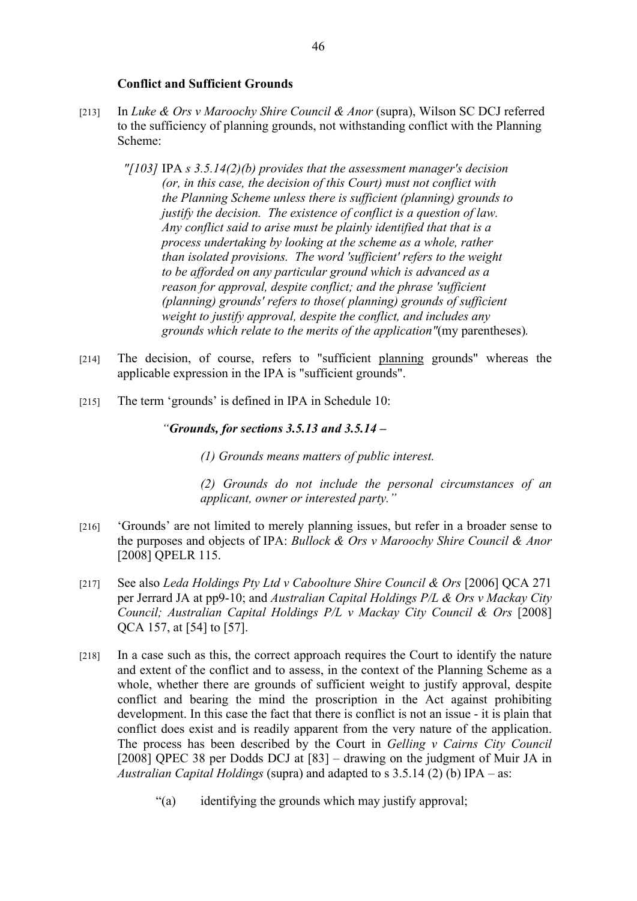**Conflict and Sufficient Grounds**

[213] In *Luke & Ors v Maroochy Shire Council & Anor* (supra), Wilson SC DCJ referred to the sufficiency of planning grounds, not withstanding conflict with the Planning Scheme:

> *"[103]* IPA *s 3.5.14(2)(b) provides that the assessment manager's decision (or, in this case, the decision of this Court) must not conflict with the Planning Scheme unless there is sufficient (planning) grounds to justify the decision. The existence of conflict is a question of law. Any conflict said to arise must be plainly identified that that is a process undertaking by looking at the scheme as a whole, rather than isolated provisions. The word 'sufficient' refers to the weight to be afforded on any particular ground which is advanced as a reason for approval, despite conflict; and the phrase 'sufficient (planning) grounds' refers to those( planning) grounds of sufficient weight to justify approval, despite the conflict, and includes any grounds which relate to the merits of the application"*(my parentheses).

[214] The decision, of course, refers to "sufficient <u>planning</u> grounds" whereas the applicable expression in the IPA is "sufficient grounds".

[215] The term 'grounds' is defined in IPA in Schedule 10:

> *"**Grounds, for sections 3.5.13 and 3.5.14 –***
>
> *(1) Grounds means matters of public interest.*
>
> *(2) Grounds do not include the personal circumstances of an applicant, owner or interested party."*

[216] 'Grounds' are not limited to merely planning issues, but refer in a broader sense to the purposes and objects of IPA: *Bullock & Ors v Maroochy Shire Council & Anor* [2008] QPELR 115.

[217] See also *Leda Holdings Pty Ltd v Caboolture Shire Council & Ors* [2006] QCA 271 per Jerrard JA at pp9-10; and *Australian Capital Holdings P/L & Ors v Mackay City Council; Australian Capital Holdings P/L v Mackay City Council & Ors* [2008] QCA 157, at [54] to [57].

[218] In a case such as this, the correct approach requires the Court to identify the nature and extent of the conflict and to assess, in the context of the Planning Scheme as a whole, whether there are grounds of sufficient weight to justify approval, despite conflict and bearing the mind the proscription in the Act against prohibiting development. In this case the fact that there is conflict is not an issue - it is plain that conflict does exist and is readily apparent from the very nature of the application. The process has been described by the Court in *Gelling v Cairns City Council* [2008] QPEC 38 per Dodds DCJ at [83] – drawing on the judgment of Muir JA in *Australian Capital Holdings* (supra) and adapted to s 3.5.14 (2) (b) IPA – as:

> "(a) identifying the grounds which may justify approval;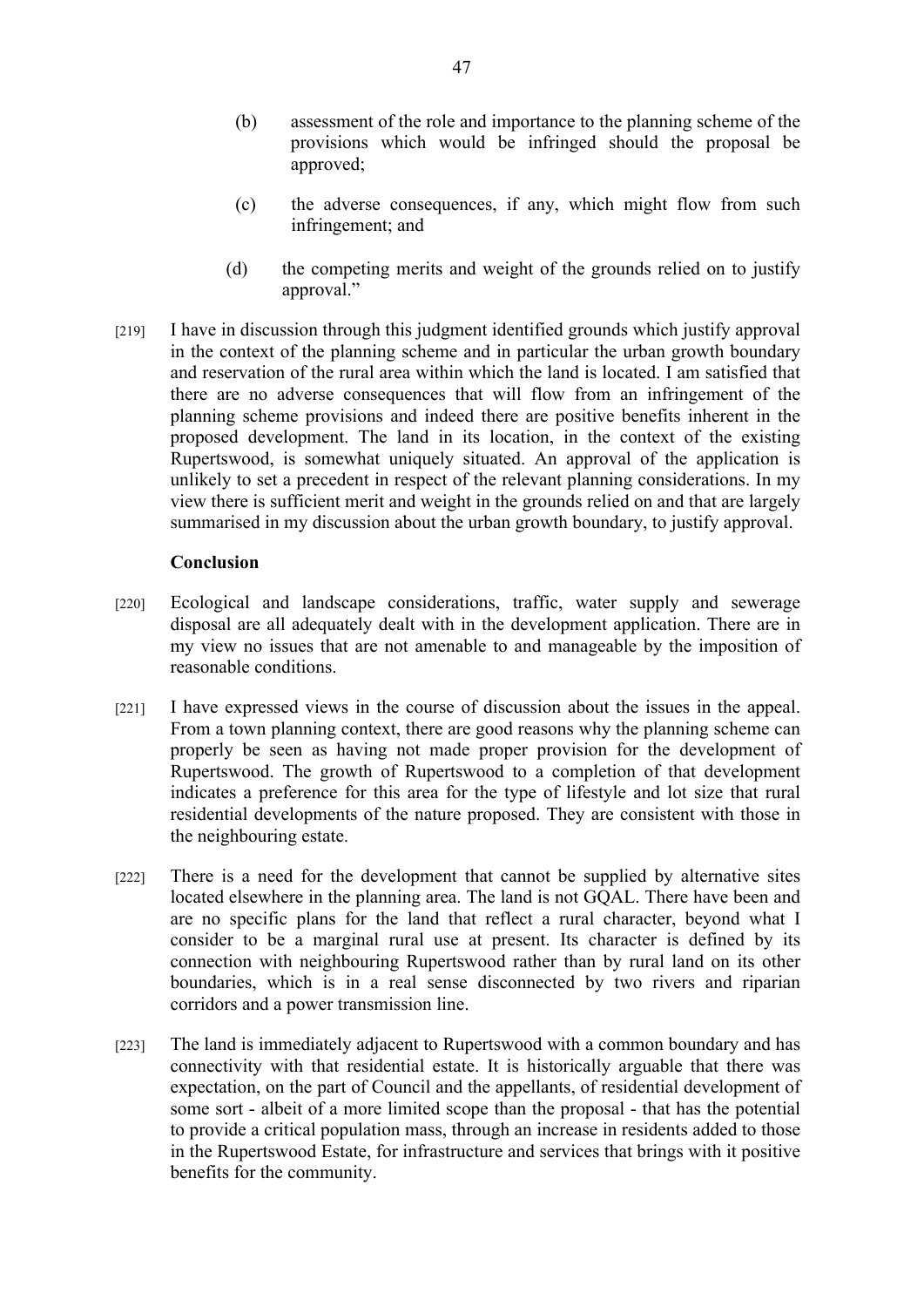(b) assessment of the role and importance to the planning scheme of the provisions which would be infringed should the proposal be approved;

(c) the adverse consequences, if any, which might flow from such infringement; and

(d) the competing merits and weight of the grounds relied on to justify approval."

[219] I have in discussion through this judgment identified grounds which justify approval in the context of the planning scheme and in particular the urban growth boundary and reservation of the rural area within which the land is located. I am satisfied that there are no adverse consequences that will flow from an infringement of the planning scheme provisions and indeed there are positive benefits inherent in the proposed development. The land in its location, in the context of the existing Rupertswood, is somewhat uniquely situated. An approval of the application is unlikely to set a precedent in respect of the relevant planning considerations. In my view there is sufficient merit and weight in the grounds relied on and that are largely summarised in my discussion about the urban growth boundary, to justify approval.

**Conclusion**

[220] Ecological and landscape considerations, traffic, water supply and sewerage disposal are all adequately dealt with in the development application. There are in my view no issues that are not amenable to and manageable by the imposition of reasonable conditions.

[221] I have expressed views in the course of discussion about the issues in the appeal. From a town planning context, there are good reasons why the planning scheme can properly be seen as having not made proper provision for the development of Rupertswood. The growth of Rupertswood to a completion of that development indicates a preference for this area for the type of lifestyle and lot size that rural residential developments of the nature proposed. They are consistent with those in the neighbouring estate.

[222] There is a need for the development that cannot be supplied by alternative sites located elsewhere in the planning area. The land is not GQAL. There have been and are no specific plans for the land that reflect a rural character, beyond what I consider to be a marginal rural use at present. Its character is defined by its connection with neighbouring Rupertswood rather than by rural land on its other boundaries, which is in a real sense disconnected by two rivers and riparian corridors and a power transmission line.

[223] The land is immediately adjacent to Rupertswood with a common boundary and has connectivity with that residential estate. It is historically arguable that there was expectation, on the part of Council and the appellants, of residential development of some sort - albeit of a more limited scope than the proposal - that has the potential to provide a critical population mass, through an increase in residents added to those in the Rupertswood Estate, for infrastructure and services that brings with it positive benefits for the community.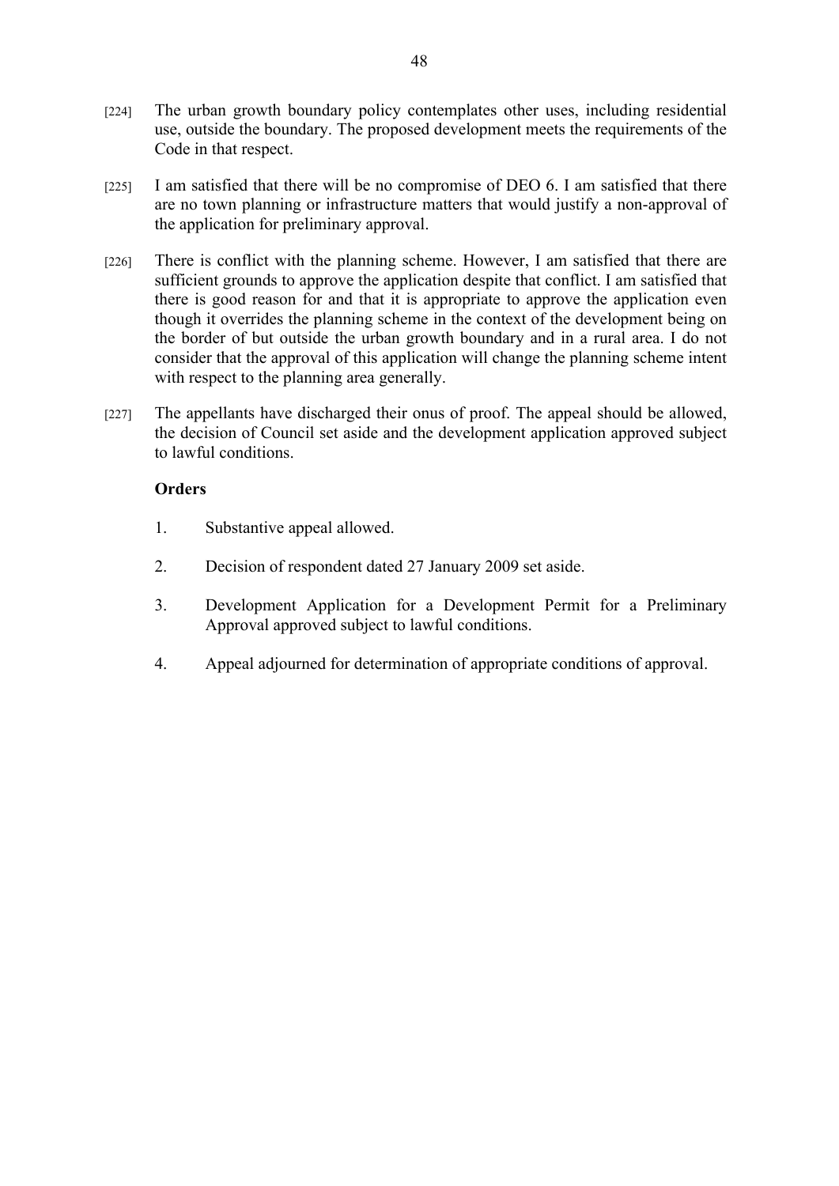[224] The urban growth boundary policy contemplates other uses, including residential use, outside the boundary. The proposed development meets the requirements of the Code in that respect.

[225] I am satisfied that there will be no compromise of DEO 6. I am satisfied that there are no town planning or infrastructure matters that would justify a non-approval of the application for preliminary approval.

[226] There is conflict with the planning scheme. However, I am satisfied that there are sufficient grounds to approve the application despite that conflict. I am satisfied that there is good reason for and that it is appropriate to approve the application even though it overrides the planning scheme in the context of the development being on the border of but outside the urban growth boundary and in a rural area. I do not consider that the approval of this application will change the planning scheme intent with respect to the planning area generally.

[227] The appellants have discharged their onus of proof. The appeal should be allowed, the decision of Council set aside and the development application approved subject to lawful conditions.

**Orders**

1. Substantive appeal allowed.

2. Decision of respondent dated 27 January 2009 set aside.

3. Development Application for a Development Permit for a Preliminary Approval approved subject to lawful conditions.

4. Appeal adjourned for determination of appropriate conditions of approval.